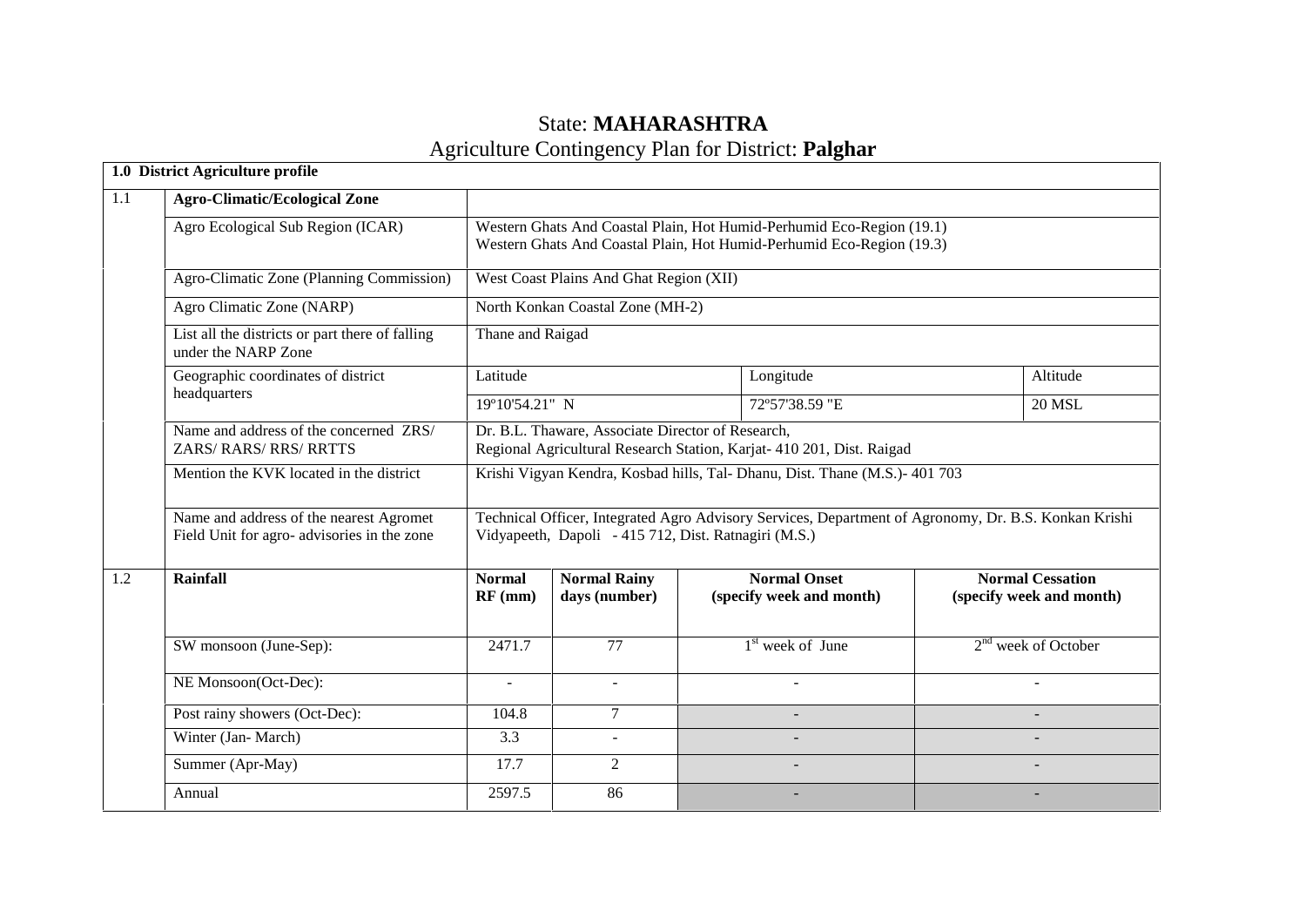# State: **MAHARASHTRA**

## Agriculture Contingency Plan for District: **Palghar**

| **1.0 District Agriculture profile** | | | | | | |
|---|---|---|---|---|---|---|
| 1.1 | **Agro-Climatic/Ecological Zone** | | | | | |
| | Agro Ecological Sub Region (ICAR) | Western Ghats And Coastal Plain, Hot Humid-Perhumid Eco-Region (19.1)<br>Western Ghats And Coastal Plain, Hot Humid-Perhumid Eco-Region (19.3) | | | | |
| | Agro-Climatic Zone (Planning Commission) | West Coast Plains And Ghat Region (XII) | | | | |
| | Agro Climatic Zone (NARP) | North Konkan Coastal Zone (MH-2) | | | | |
| | List all the districts or part there of falling under the NARP Zone | Thane and Raigad | | | | |
| | Geographic coordinates of district headquarters | Latitude | | Longitude | | Altitude |
| | | 19º10'54.21" N | | 72º57'38.59 "E | | 20 MSL |
| | Name and address of the concerned ZRS/ ZARS/ RARS/ RRS/ RRTTS | Dr. B.L. Thaware, Associate Director of Research,<br>Regional Agricultural Research Station, Karjat- 410 201, Dist. Raigad | | | | |
| | Mention the KVK located in the district | Krishi Vigyan Kendra, Kosbad hills, Tal- Dhanu, Dist. Thane (M.S.)- 401 703 | | | | |
| | Name and address of the nearest Agromet Field Unit for agro- advisories in the zone | Technical Officer, Integrated Agro Advisory Services, Department of Agronomy, Dr. B.S. Konkan Krishi Vidyapeeth, Dapoli - 415 712, Dist. Ratnagiri (M.S.) | | | | |
| 1.2 | **Rainfall** | **Normal RF (mm)** | **Normal Rainy days (number)** | **Normal Onset (specify week and month)** | **Normal Cessation (specify week and month)** | |
| | SW monsoon (June-Sep): | 2471.7 | 77 | 1st week of June | 2nd week of October | |
| | NE Monsoon(Oct-Dec): | - | - | - | - | |
| | Post rainy showers (Oct-Dec): | 104.8 | 7 | - | - | |
| | Winter (Jan- March) | 3.3 | - | - | - | |
| | Summer (Apr-May) | 17.7 | 2 | - | - | |
| | Annual | 2597.5 | 86 | - | - | |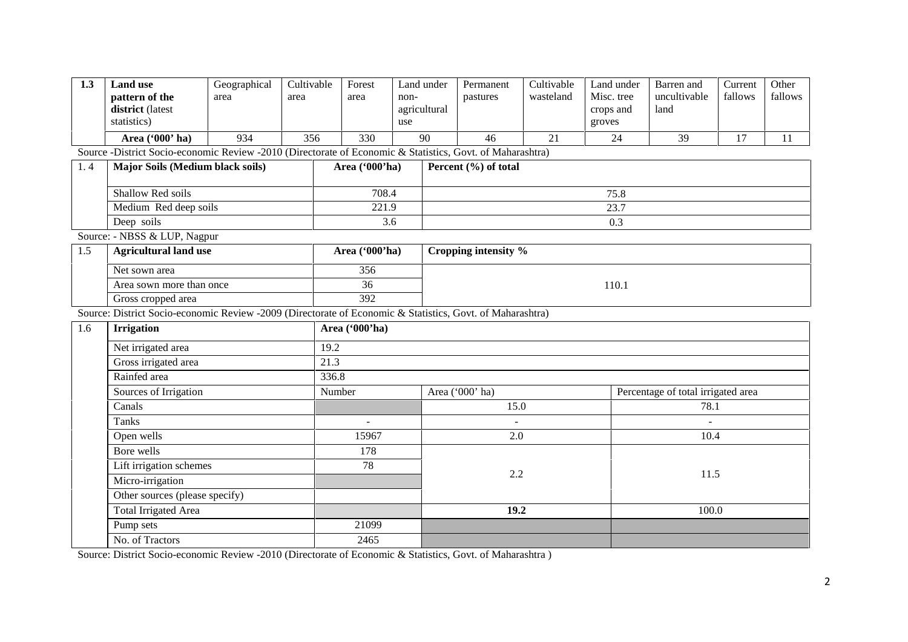| 1.3 | Land use pattern of the district (latest statistics) | Geographical area | Cultivable area | Forest area | Land under non-agricultural use | Permanent pastures | Cultivable wasteland | Land under Misc. tree crops and groves | Barren and uncultivable land | Current fallows | Other fallows |
|---|---|---|---|---|---|---|---|---|---|---|---|
| | **Area ('000' ha)** | 934 | 356 | 330 | 90 | 46 | 21 | 24 | 39 | 17 | 11 |

Source -District Socio-economic Review -2010 (Directorate of Economic & Statistics, Govt. of Maharashtra)

| 1. 4 | Major Soils (Medium black soils) | Area ('000'ha) | Percent (%) of total |
|---|---|---|---|
| | Shallow Red soils | 708.4 | 75.8 |
| | Medium Red deep soils | 221.9 | 23.7 |
| | Deep soils | 3.6 | 0.3 |

Source: - NBSS & LUP, Nagpur

| 1.5 | Agricultural land use | Area ('000'ha) | Cropping intensity % |
|---|---|---|---|
| | Net sown area | 356 | 110.1 |
| | Area sown more than once | 36 | |
| | Gross cropped area | 392 | |

Source: District Socio-economic Review -2009 (Directorate of Economic & Statistics, Govt. of Maharashtra)

| 1.6 | Irrigation | Area ('000'ha) | | |
|---|---|---|---|---|
| | Net irrigated area | 19.2 | | |
| | Gross irrigated area | 21.3 | | |
| | Rainfed area | 336.8 | | |
| | Sources of Irrigation | Number | Area ('000' ha) | Percentage of total irrigated area |
| | Canals | | 15.0 | 78.1 |
| | Tanks | - | - | - |
| | Open wells | 15967 | 2.0 | 10.4 |
| | Bore wells | 178 | 2.2 | 11.5 |
| | Lift irrigation schemes | 78 | | |
| | Micro-irrigation | | | |
| | Other sources (please specify) | | | |
| | Total Irrigated Area | | **19.2** | 100.0 |
| | Pump sets | 21099 | | |
| | No. of Tractors | 2465 | | |

Source: District Socio-economic Review -2010 (Directorate of Economic & Statistics, Govt. of Maharashtra )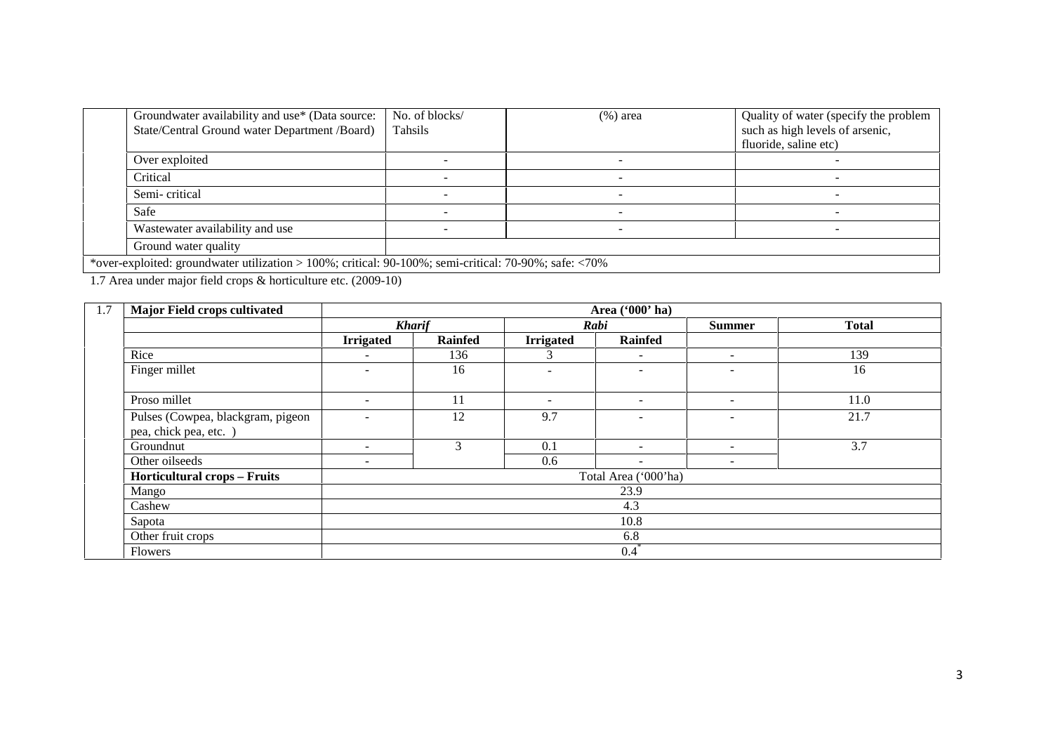| Groundwater availability and use* (Data source: State/Central Ground water Department /Board) | No. of blocks/ Tahsils | (%) area | Quality of water (specify the problem such as high levels of arsenic, fluoride, saline etc) |
|---|---|---|---|
| Over exploited | - | - | - |
| Critical | - | - | - |
| Semi- critical | - | - | - |
| Safe | - | - | - |
| Wastewater availability and use | - | - | - |
| Ground water quality | | | |

*over-exploited: groundwater utilization > 100%; critical: 90-100%; semi-critical: 70-90%; safe: <70%

1.7 Area under major field crops & horticulture etc. (2009-10)

| 1.7 | **Major Field crops cultivated** | **Area ('000' ha)** | | | | | |
|---|---|---|---|---|---|---|---|
| | | ***Kharif*** | | ***Rabi*** | | **Summer** | **Total** |
| | | **Irrigated** | **Rainfed** | **Irrigated** | **Rainfed** | | |
| | Rice | - | 136 | 3 | - | - | 139 |
| | Finger millet | - | 16 | - | - | - | 16 |
| | Proso millet | - | 11 | - | - | - | 11.0 |
| | Pulses (Cowpea, blackgram, pigeon pea, chick pea, etc. ) | - | 12 | 9.7 | - | - | 21.7 |
| | Groundnut | - | 3 | 0.1 | - | - | 3.7 |
| | Other oilseeds | - | | 0.6 | - | - | |
| | **Horticultural crops – Fruits** | Total Area ('000'ha) | | | | | |
| | Mango | 23.9 | | | | | |
| | Cashew | 4.3 | | | | | |
| | Sapota | 10.8 | | | | | |
| | Other fruit crops | 6.8 | | | | | |
| | Flowers | 0.4* | | | | | |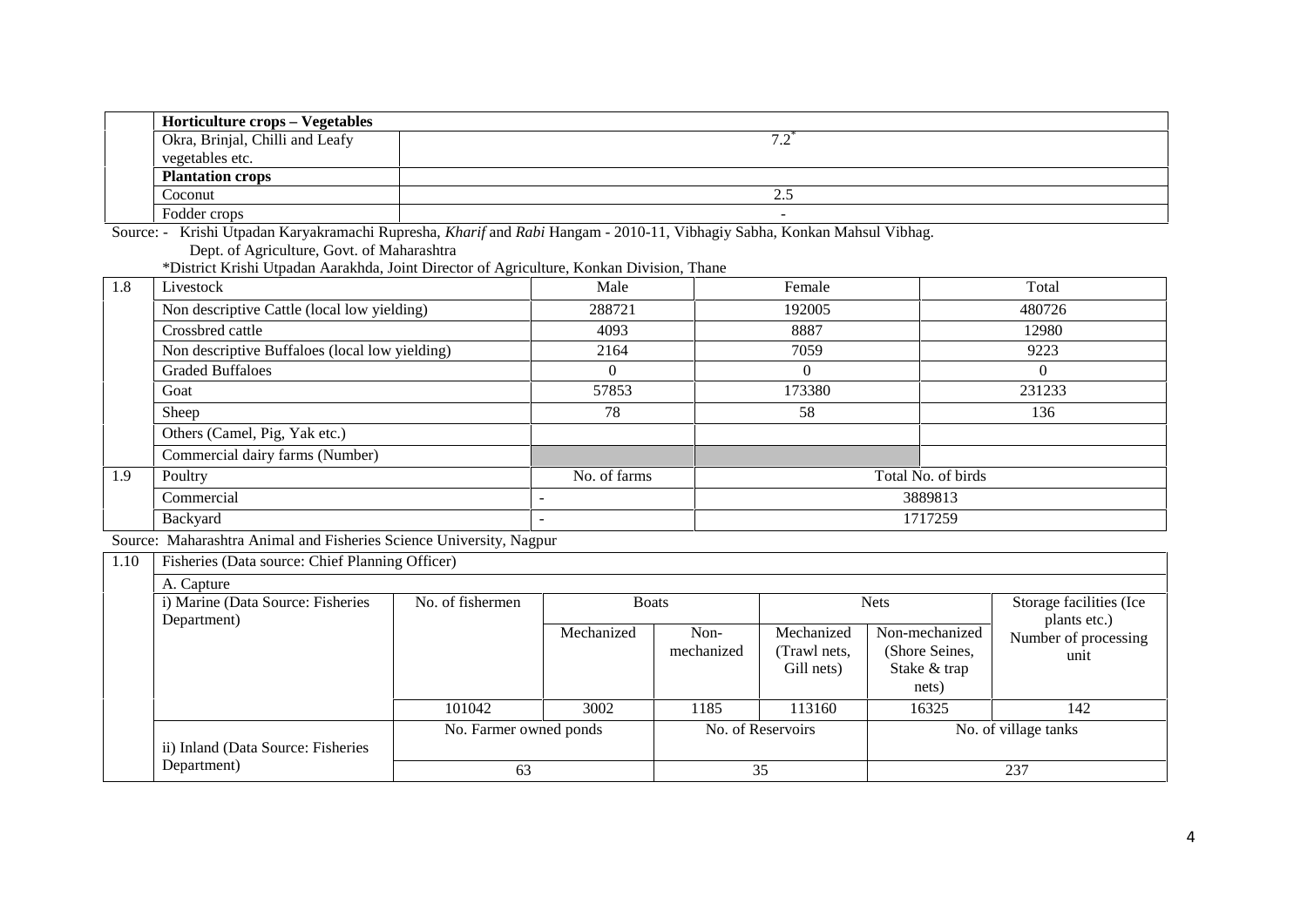| | Horticulture crops – Vegetables | |
|---|---|---|
| | Okra, Brinjal, Chilli and Leafy vegetables etc. | 7.2* |
| | **Plantation crops** | |
| | Coconut | 2.5 |
| | Fodder crops | - |

Source: - Krishi Utpadan Karyakramachi Rupresha, *Kharif* and *Rabi* Hangam - 2010-11, Vibhagiy Sabha, Konkan Mahsul Vibhag. Dept. of Agriculture, Govt. of Maharashtra

*District Krishi Utpadan Aarakhda, Joint Director of Agriculture, Konkan Division, Thane

| 1.8 | Livestock | Male | Female | Total |
|---|---|---|---|---|
| | Non descriptive Cattle (local low yielding) | 288721 | 192005 | 480726 |
| | Crossbred cattle | 4093 | 8887 | 12980 |
| | Non descriptive Buffaloes (local low yielding) | 2164 | 7059 | 9223 |
| | Graded Buffaloes | 0 | 0 | 0 |
| | Goat | 57853 | 173380 | 231233 |
| | Sheep | 78 | 58 | 136 |
| | Others (Camel, Pig, Yak etc.) | | | |
| | Commercial dairy farms (Number) | | | |
| 1.9 | Poultry | No. of farms | Total No. of birds | |
| | Commercial | - | 3889813 | |
| | Backyard | - | 1717259 | |

Source: Maharashtra Animal and Fisheries Science University, Nagpur

| 1.10 | Fisheries (Data source: Chief Planning Officer) | | | | | | |
|---|---|---|---|---|---|---|---|
| | A. Capture | | | | | | |
| | i) Marine (Data Source: Fisheries Department) | No. of fishermen | Boats | | Nets | | Storage facilities (Ice plants etc.) |
| | | | Mechanized | Non-mechanized | Mechanized (Trawl nets, Gill nets) | Non-mechanized (Shore Seines, Stake & trap nets) | Number of processing unit |
| | | 101042 | 3002 | 1185 | 113160 | 16325 | 142 |
| | ii) Inland (Data Source: Fisheries Department) | No. Farmer owned ponds | | No. of Reservoirs | | No. of village tanks | |
| | | 63 | | 35 | | 237 | |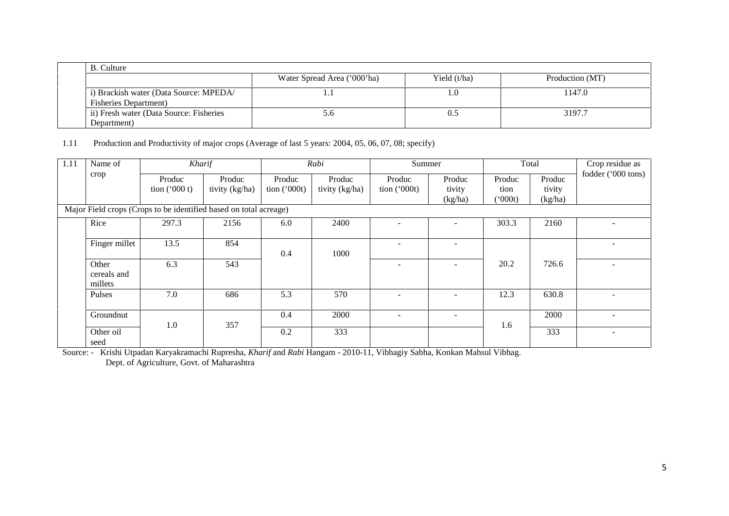| B. Culture | | | |
|---|---|---|---|
| | Water Spread Area ('000'ha) | Yield (t/ha) | Production (MT) |
| i) Brackish water (Data Source: MPEDA/ Fisheries Department) | 1.1 | 1.0 | 1147.0 |
| ii) Fresh water (Data Source: Fisheries Department) | 5.6 | 0.5 | 3197.7 |

1.11 Production and Productivity of major crops (Average of last 5 years: 2004, 05, 06, 07, 08; specify)

| 1.11 | Name of crop | *Kharif* | | *Rabi* | | Summer | | Total | | Crop residue as fodder ('000 tons) |
|---|---|---|---|---|---|---|---|---|---|---|
| | | Production ('000 t) | Productivity (kg/ha) | Production ('000t) | Productivity (kg/ha) | Production ('000t) | Productivity (kg/ha) | Production ('000t) | Productivity (kg/ha) | |
| Major Field crops (Crops to be identified based on total acreage) | | | | | | | | | | |
| | Rice | 297.3 | 2156 | 6.0 | 2400 | - | - | 303.3 | 2160 | - |
| | Finger millet | 13.5 | 854 | 0.4 | 1000 | - | - | 20.2 | 726.6 | - |
| | Other cereals and millets | 6.3 | 543 | | | - | - | | | - |
| | Pulses | 7.0 | 686 | 5.3 | 570 | - | - | 12.3 | 630.8 | - |
| | Groundnut | 1.0 | 357 | 0.4 | 2000 | - | - | 1.6 | 2000 | - |
| | Other oil seed | | | 0.2 | 333 | | | | 333 | - |

Source: - Krishi Utpadan Karyakramachi Rupresha, *Kharif* and *Rabi* Hangam - 2010-11, Vibhagiy Sabha, Konkan Mahsul Vibhag. Dept. of Agriculture, Govt. of Maharashtra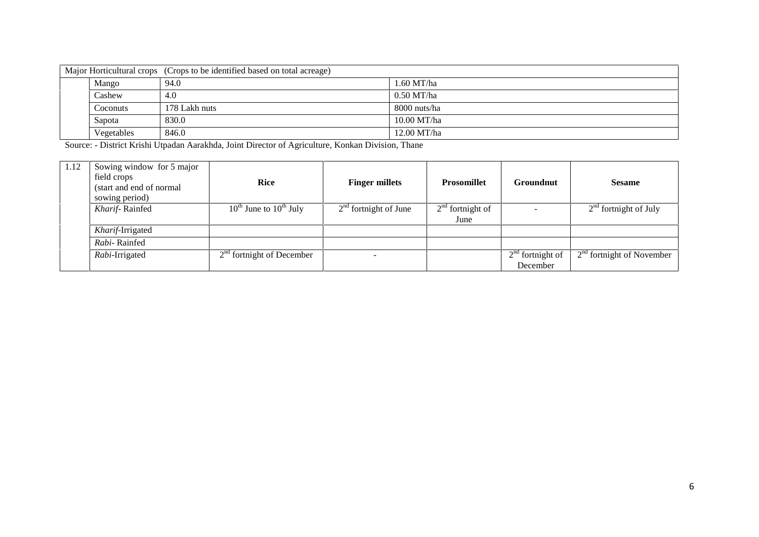| Major Horticultural crops (Crops to be identified based on total acreage) | | | |
|---|---|---|---|
| | Mango | 94.0 | 1.60 MT/ha |
| | Cashew | 4.0 | 0.50 MT/ha |
| | Coconuts | 178 Lakh nuts | 8000 nuts/ha |
| | Sapota | 830.0 | 10.00 MT/ha |
| | Vegetables | 846.0 | 12.00 MT/ha |

Source: - District Krishi Utpadan Aarakhda, Joint Director of Agriculture, Konkan Division, Thane

| 1.12 | Sowing window for 5 major field crops (start and end of normal sowing period) | **Rice** | **Finger millets** | **Prosomillet** | **Groundnut** | **Sesame** |
|---|---|---|---|---|---|---|
| | *Kharif*- Rainfed | 10th June to 10th July | 2nd fortnight of June | 2nd fortnight of June | - | 2nd fortnight of July |
| | *Kharif*-Irrigated | | | | | |
| | *Rabi*- Rainfed | | | | | |
| | *Rabi*-Irrigated | 2nd fortnight of December | - | | 2nd fortnight of December | 2nd fortnight of November |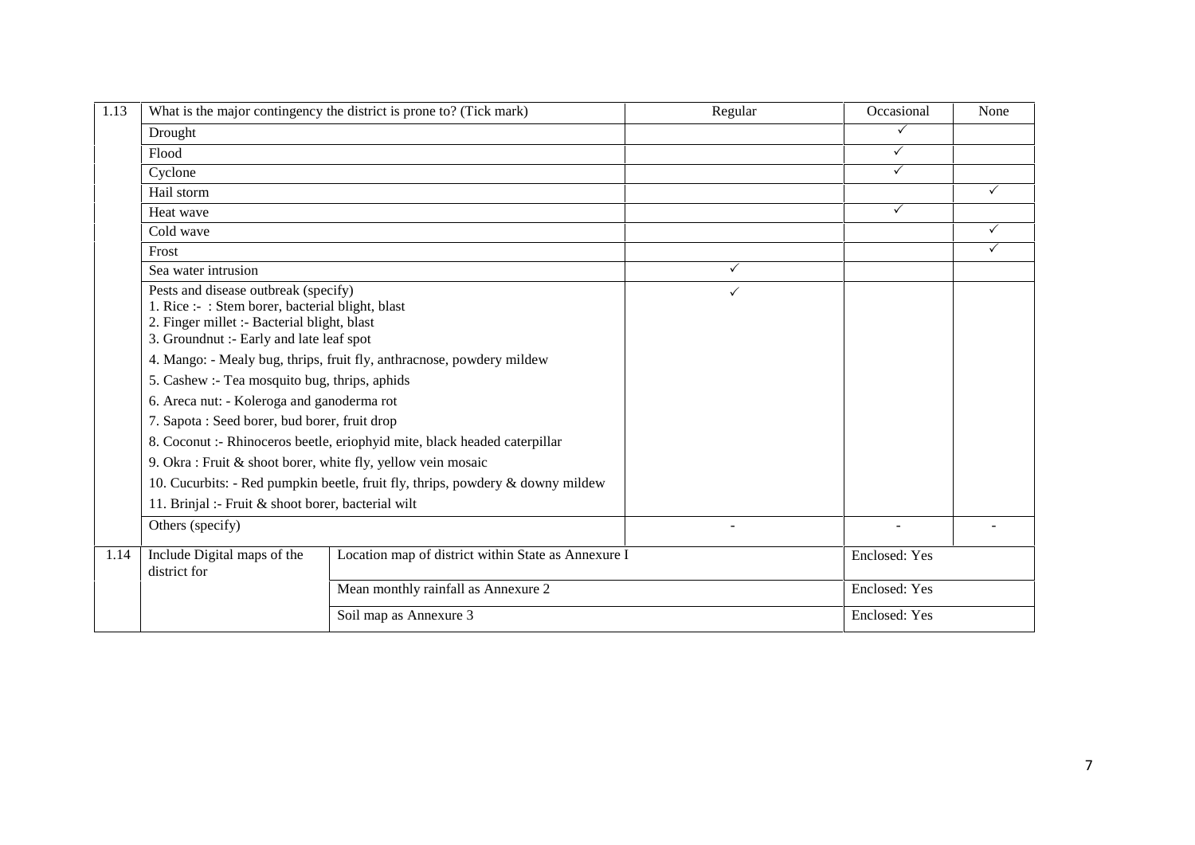| 1.13 | What is the major contingency the district is prone to? (Tick mark) | | Regular | Occasional | None |
|---|---|---|---|---|---|
| | Drought | | | ✓ | |
| | Flood | | | ✓ | |
| | Cyclone | | | ✓ | |
| | Hail storm | | | | ✓ |
| | Heat wave | | | ✓ | |
| | Cold wave | | | | ✓ |
| | Frost | | | | ✓ |
| | Sea water intrusion | | ✓ | | |
| | Pests and disease outbreak (specify)<br>1. Rice :- : Stem borer, bacterial blight, blast<br>2. Finger millet :- Bacterial blight, blast<br>3. Groundnut :- Early and late leaf spot | | ✓ | | |
| | 4. Mango: - Mealy bug, thrips, fruit fly, anthracnose, powdery mildew | | | | |
| | 5. Cashew :- Tea mosquito bug, thrips, aphids | | | | |
| | 6. Areca nut: - Koleroga and ganoderma rot | | | | |
| | 7. Sapota : Seed borer, bud borer, fruit drop | | | | |
| | 8. Coconut :- Rhinoceros beetle, eriophyid mite, black headed caterpillar | | | | |
| | 9. Okra : Fruit & shoot borer, white fly, yellow vein mosaic | | | | |
| | 10. Cucurbits: - Red pumpkin beetle, fruit fly, thrips, powdery & downy mildew | | | | |
| | 11. Brinjal :- Fruit & shoot borer, bacterial wilt | | | | |
| | Others (specify) | | - | - | - |
| 1.14 | Include Digital maps of the district for | Location map of district within State as Annexure I | | Enclosed: Yes | |
| | | Mean monthly rainfall as Annexure 2 | | Enclosed: Yes | |
| | | Soil map as Annexure 3 | | Enclosed: Yes | |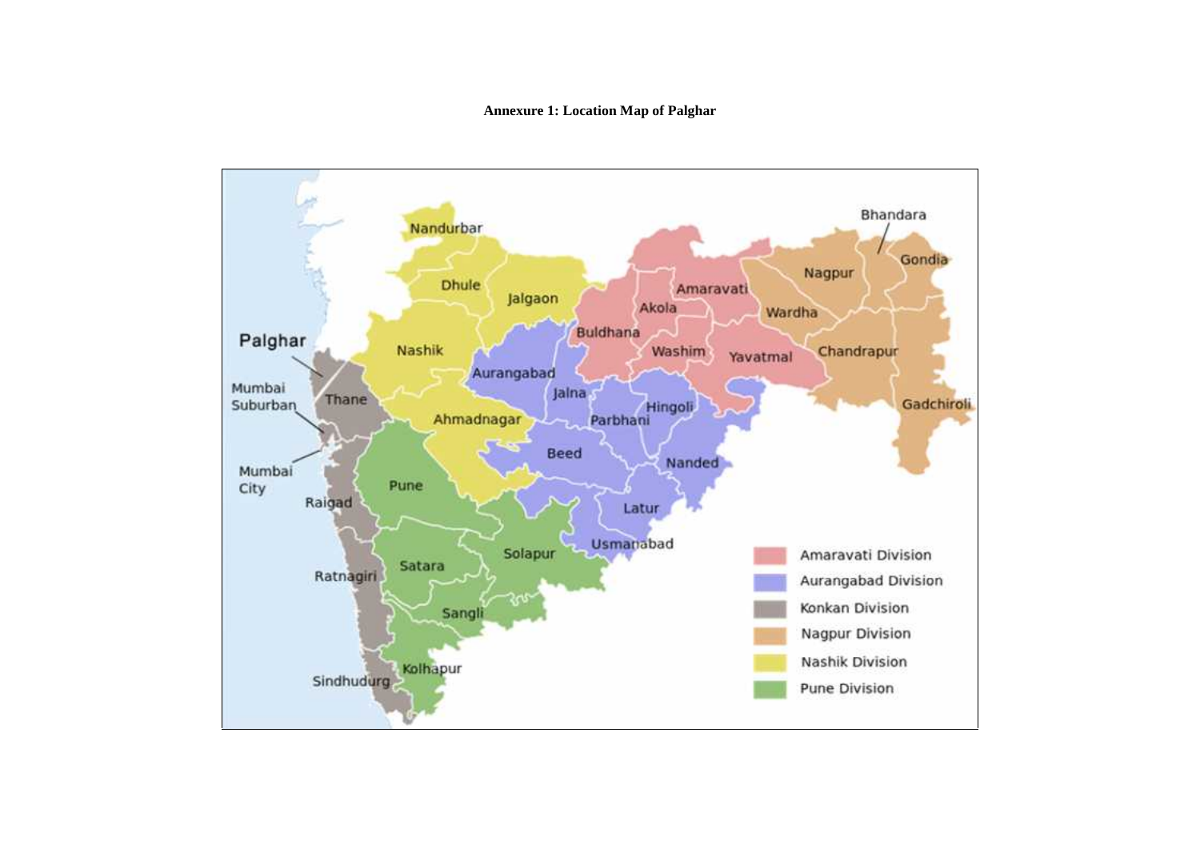**Annexure 1: Location Map of Palghar**

Palghar

Mumbai Suburban

Mumbai City

Thane

Raigad

Ratnagiri

Sindhudurg

Nandurbar

Dhule

Jalgaon

Nashik

Aurangabad

Ahmadnagar

Pune

Satara

Sangli

Kolhapur

Solapur

Jalna

Parbhani

Hingoli

Beed

Nanded

Latur

Usmanabad

Buldhana

Akola

Amaravati

Washim

Yavatmal

Wardha

Nagpur

Bhandara

Gondia

Chandrapur

Gadchiroli

Amaravati Division

Aurangabad Division

Konkan Division

Nagpur Division

Nashik Division

Pune Division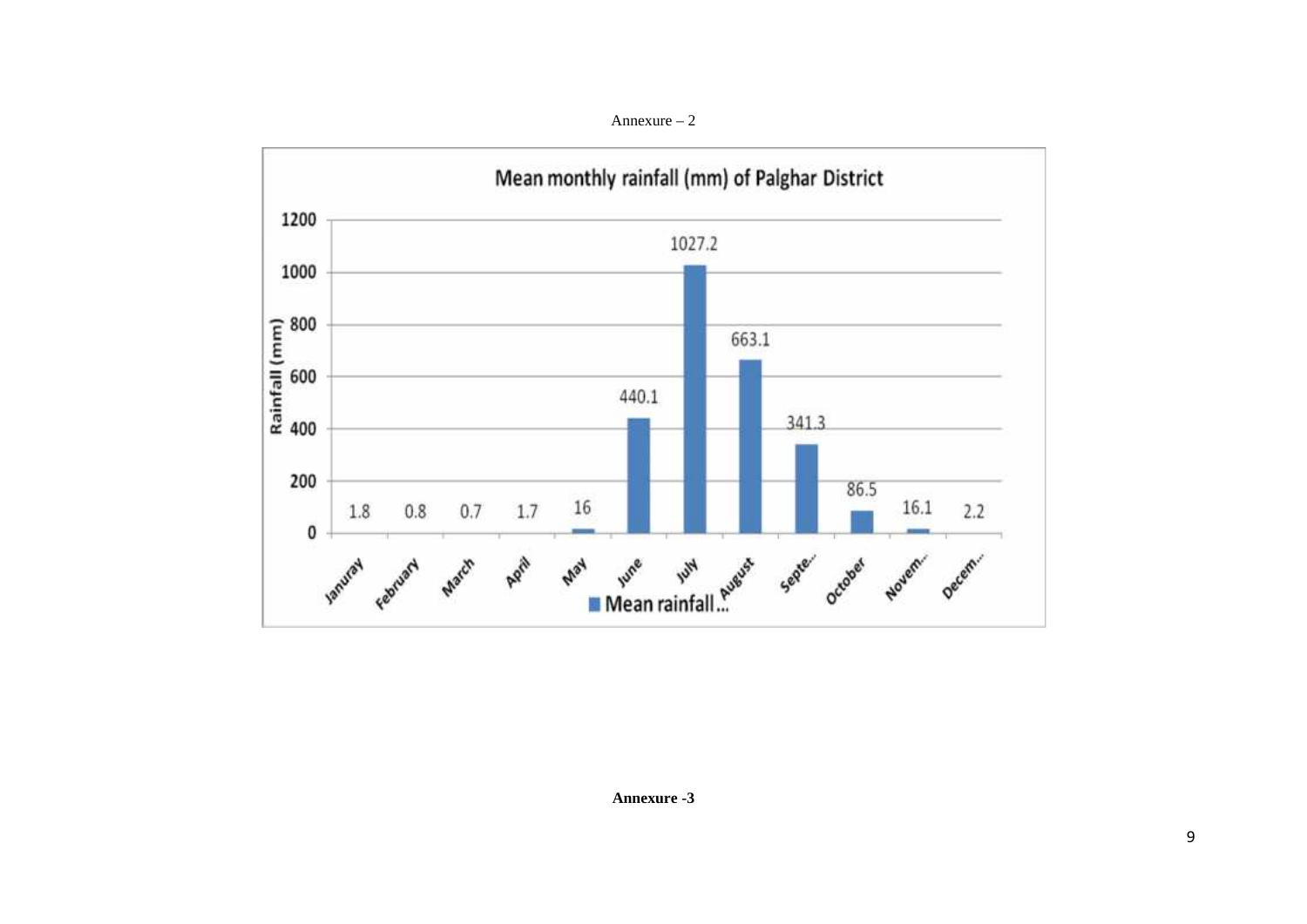Annexure – 2

**Mean monthly rainfall (mm) of Palghar District**

| Month | Mean rainfall (mm) |
|---|---|
| Januray | 1.8 |
| February | 0.8 |
| March | 0.7 |
| April | 1.7 |
| May | 16 |
| June | 440.1 |
| July | 1027.2 |
| August | 663.1 |
| Septe... | 341.3 |
| October | 86.5 |
| Novem... | 16.1 |
| Decem... | 2.2 |

**Annexure -3**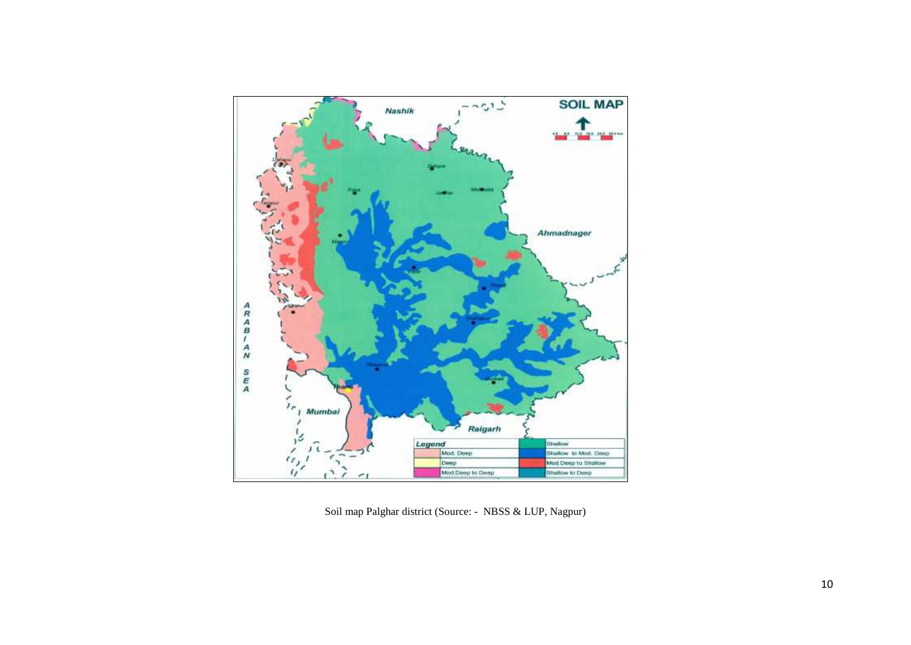Soil map Palghar district (Source: - NBSS & LUP, Nagpur)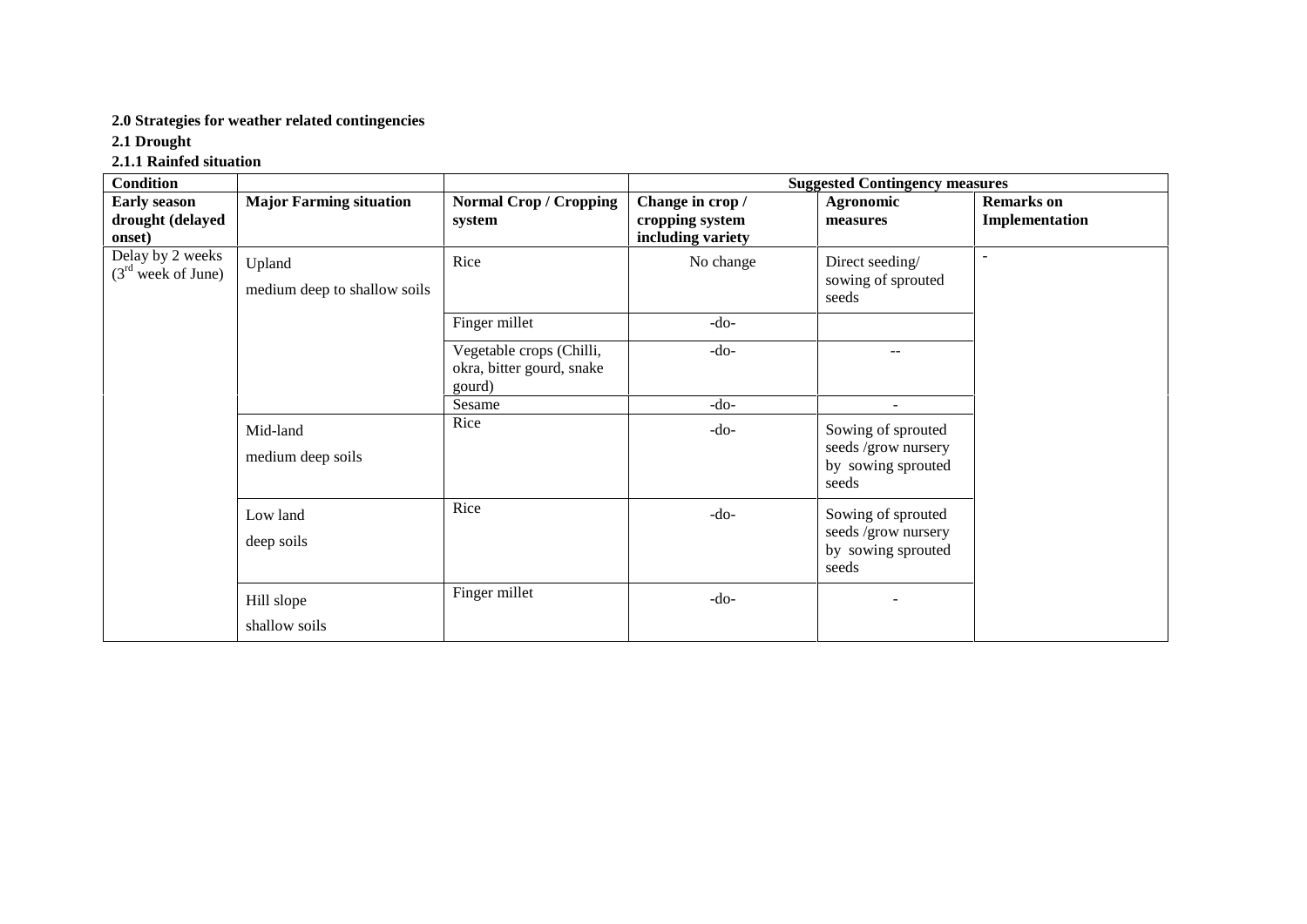**2.0 Strategies for weather related contingencies**

**2.1 Drought**

**2.1.1 Rainfed situation**

| **Condition** | | | **Suggested Contingency measures** | | |
|---|---|---|---|---|---|
| **Early season drought (delayed onset)** | **Major Farming situation** | **Normal Crop / Cropping system** | **Change in crop / cropping system including variety** | **Agronomic measures** | **Remarks on Implementation** |
| Delay by 2 weeks (3rd week of June) | Upland<br>medium deep to shallow soils | Rice | No change | Direct seeding/ sowing of sprouted seeds | - |
| | | Finger millet | -do- | | |
| | | Vegetable crops (Chilli, okra, bitter gourd, snake gourd) | -do- | -- | |
| | | Sesame | -do- | - | |
| | Mid-land<br>medium deep soils | Rice | -do- | Sowing of sprouted seeds /grow nursery by sowing sprouted seeds | |
| | Low land<br>deep soils | Rice | -do- | Sowing of sprouted seeds /grow nursery by sowing sprouted seeds | |
| | Hill slope<br>shallow soils | Finger millet | -do- | - | |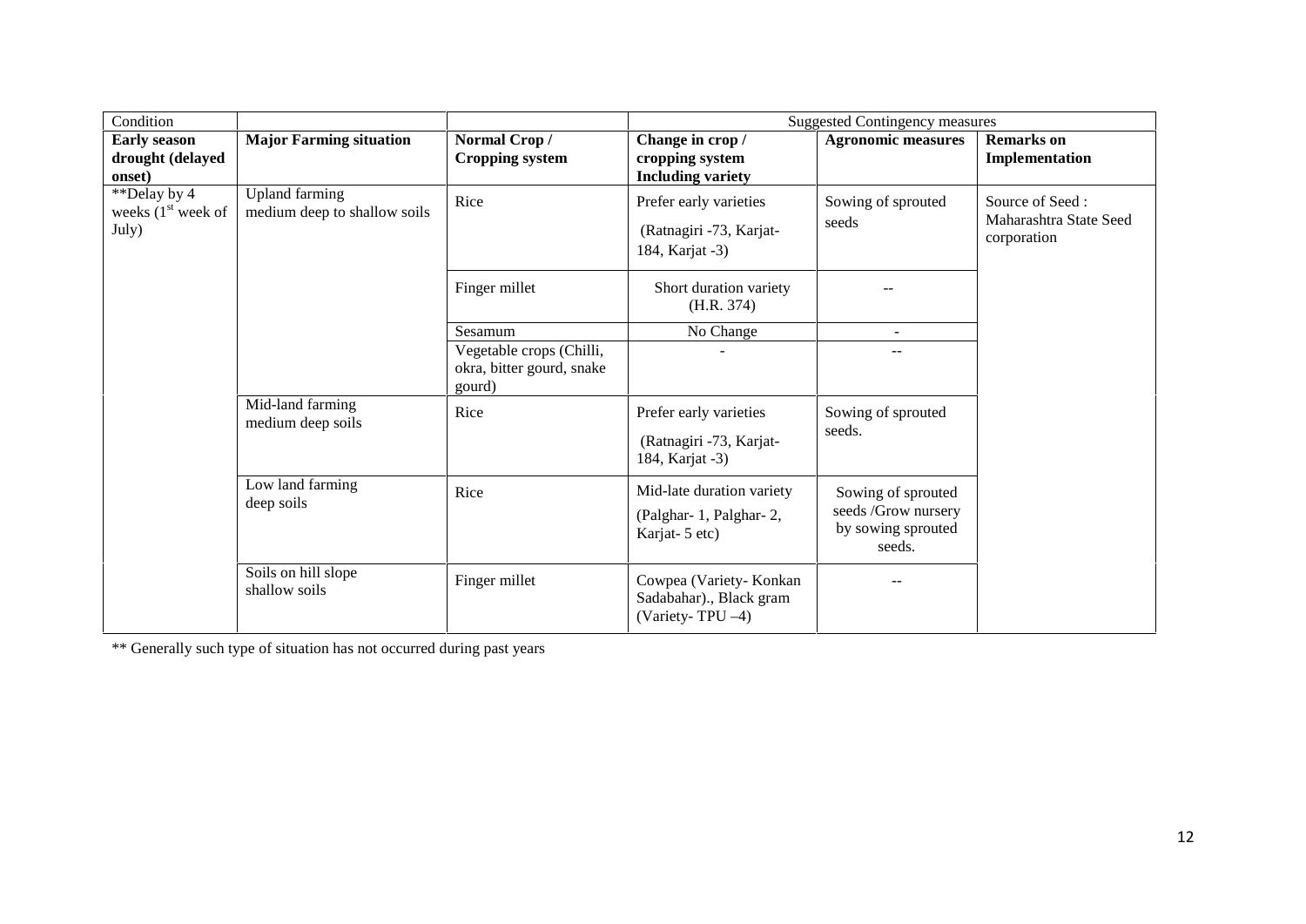| Condition | | | Suggested Contingency measures | | |
|---|---|---|---|---|---|
| **Early season drought (delayed onset)** | **Major Farming situation** | **Normal Crop / Cropping system** | **Change in crop / cropping system Including variety** | **Agronomic measures** | **Remarks on Implementation** |
| **Delay by 4 weeks (1st week of July) | Upland farming medium deep to shallow soils | Rice | Prefer early varieties (Ratnagiri -73, Karjat-184, Karjat -3) | Sowing of sprouted seeds | Source of Seed : Maharashtra State Seed corporation |
| | | Finger millet | Short duration variety (H.R. 374) | -- | |
| | | Sesamum | No Change | - | |
| | | Vegetable crops (Chilli, okra, bitter gourd, snake gourd) | - | -- | |
| | Mid-land farming medium deep soils | Rice | Prefer early varieties (Ratnagiri -73, Karjat-184, Karjat -3) | Sowing of sprouted seeds. | |
| | Low land farming deep soils | Rice | Mid-late duration variety (Palghar- 1, Palghar- 2, Karjat- 5 etc) | Sowing of sprouted seeds /Grow nursery by sowing sprouted seeds. | |
| | Soils on hill slope shallow soils | Finger millet | Cowpea (Variety- Konkan Sadabahar)., Black gram (Variety- TPU –4) | -- | |

** Generally such type of situation has not occurred during past years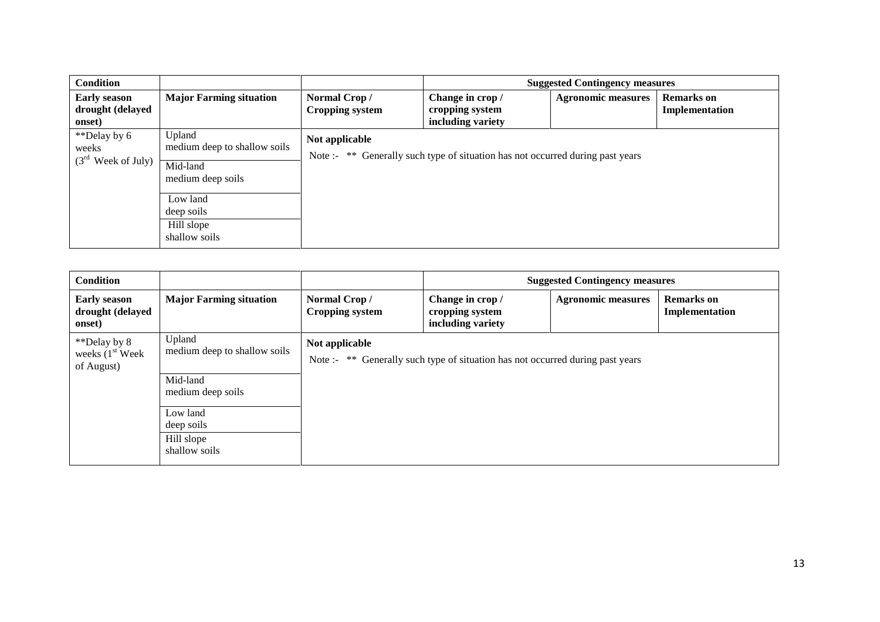| Condition | | | Suggested Contingency measures | | |
|---|---|---|---|---|---|
| **Early season drought (delayed onset)** | **Major Farming situation** | **Normal Crop / Cropping system** | **Change in crop / cropping system including variety** | **Agronomic measures** | **Remarks on Implementation** |
| **Delay by 6 weeks (3rd Week of July) | Upland medium deep to shallow soils | **Not applicable** Note :- ** Generally such type of situation has not occurred during past years | | | |
| | Mid-land medium deep soils | | | | |
| | Low land deep soils | | | | |
| | Hill slope shallow soils | | | | |

| Condition | | | Suggested Contingency measures | | |
|---|---|---|---|---|---|
| **Early season drought (delayed onset)** | **Major Farming situation** | **Normal Crop / Cropping system** | **Change in crop / cropping system including variety** | **Agronomic measures** | **Remarks on Implementation** |
| **Delay by 8 weeks (1st Week of August) | Upland medium deep to shallow soils | **Not applicable** Note :- ** Generally such type of situation has not occurred during past years | | | |
| | Mid-land medium deep soils | | | | |
| | Low land deep soils | | | | |
| | Hill slope shallow soils | | | | |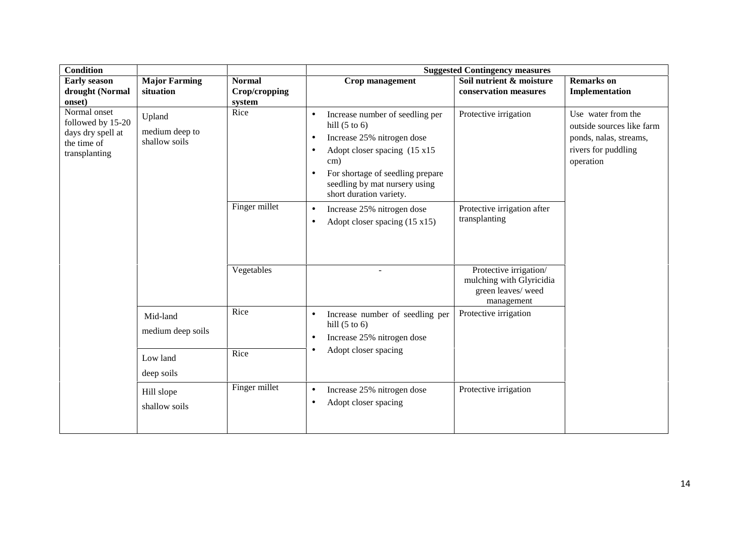| Condition | | | Suggested Contingency measures | | |
|---|---|---|---|---|---|
| **Early season drought (Normal onset)** | **Major Farming situation** | **Normal Crop/cropping system** | **Crop management** | **Soil nutrient & moisture conservation measures** | **Remarks on Implementation** |
| Normal onset followed by 15-20 days dry spell at the time of transplanting | Upland medium deep to shallow soils | Rice | • Increase number of seedling per hill (5 to 6) <br> • Increase 25% nitrogen dose <br> • Adopt closer spacing (15 x15 cm) <br> • For shortage of seedling prepare seedling by mat nursery using short duration variety. | Protective irrigation | Use water from the outside sources like farm ponds, nalas, streams, rivers for puddling operation |
| | | Finger millet | • Increase 25% nitrogen dose <br> • Adopt closer spacing (15 x15) | Protective irrigation after transplanting | |
| | | Vegetables | - | Protective irrigation/ mulching with Glyricidia green leaves/ weed management | |
| | Mid-land medium deep soils | Rice | • Increase number of seedling per hill (5 to 6) <br> • Increase 25% nitrogen dose <br> • Adopt closer spacing | Protective irrigation | |
| | Low land deep soils | Rice | | | |
| | Hill slope shallow soils | Finger millet | • Increase 25% nitrogen dose <br> • Adopt closer spacing | Protective irrigation | |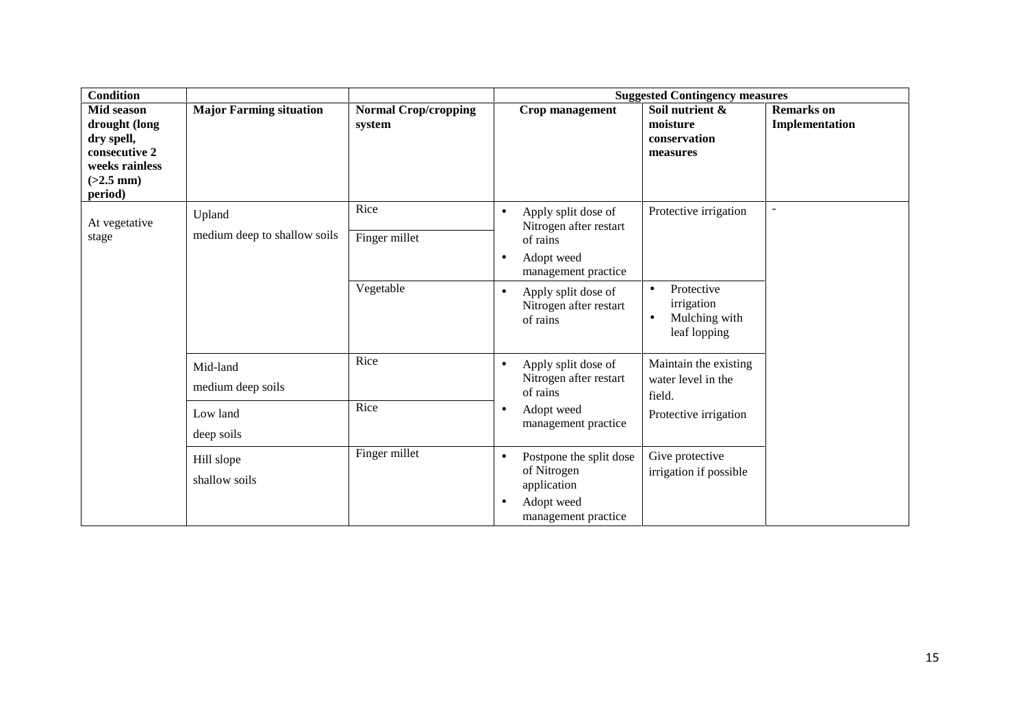| Condition | | | Suggested Contingency measures | | |
|---|---|---|---|---|---|
| **Mid season drought (long dry spell, consecutive 2 weeks rainless (>2.5 mm) period)** | **Major Farming situation** | **Normal Crop/cropping system** | **Crop management** | **Soil nutrient & moisture conservation measures** | **Remarks on Implementation** |
| At vegetative stage | Upland<br>medium deep to shallow soils | Rice | • Apply split dose of Nitrogen after restart of rains<br>• Adopt weed management practice | Protective irrigation | - |
| | | Finger millet | | | |
| | | Vegetable | • Apply split dose of Nitrogen after restart of rains | • Protective irrigation<br>• Mulching with leaf lopping | |
| | Mid-land<br>medium deep soils | Rice | • Apply split dose of Nitrogen after restart of rains<br>• Adopt weed management practice | Maintain the existing water level in the field.<br>Protective irrigation | |
| | Low land<br>deep soils | Rice | | | |
| | Hill slope<br>shallow soils | Finger millet | • Postpone the split dose of Nitrogen application<br>• Adopt weed management practice | Give protective irrigation if possible | |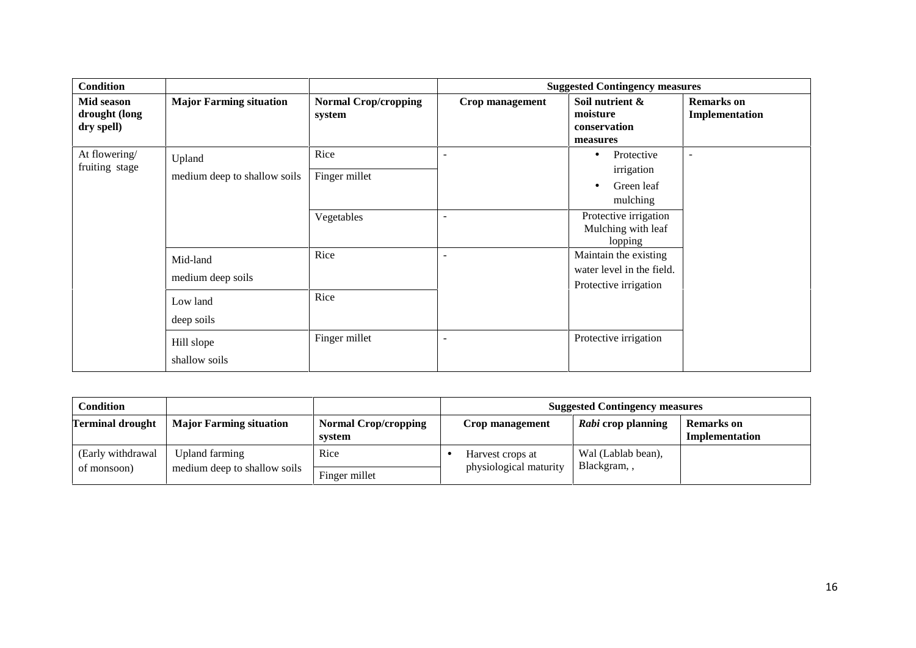| Condition | | | Suggested Contingency measures | | |
|---|---|---|---|---|---|
| **Mid season drought (long dry spell)** | **Major Farming situation** | **Normal Crop/cropping system** | **Crop management** | **Soil nutrient & moisture conservation measures** | **Remarks on Implementation** |
| At flowering/ fruiting stage | Upland medium deep to shallow soils | Rice | - | • Protective irrigation • Green leaf mulching | - |
| | | Finger millet | | | |
| | | Vegetables | - | Protective irrigation Mulching with leaf lopping | |
| | Mid-land medium deep soils | Rice | - | Maintain the existing water level in the field. Protective irrigation | |
| | Low land deep soils | Rice | | | |
| | Hill slope shallow soils | Finger millet | - | Protective irrigation | |

| Condition | | | Suggested Contingency measures | | |
|---|---|---|---|---|---|
| **Terminal drought** | **Major Farming situation** | **Normal Crop/cropping system** | **Crop management** | ***Rabi* crop planning** | **Remarks on Implementation** |
| (Early withdrawal of monsoon) | Upland farming medium deep to shallow soils | Rice | • Harvest crops at physiological maturity | Wal (Lablab bean), Blackgram, , | |
| | | Finger millet | | | |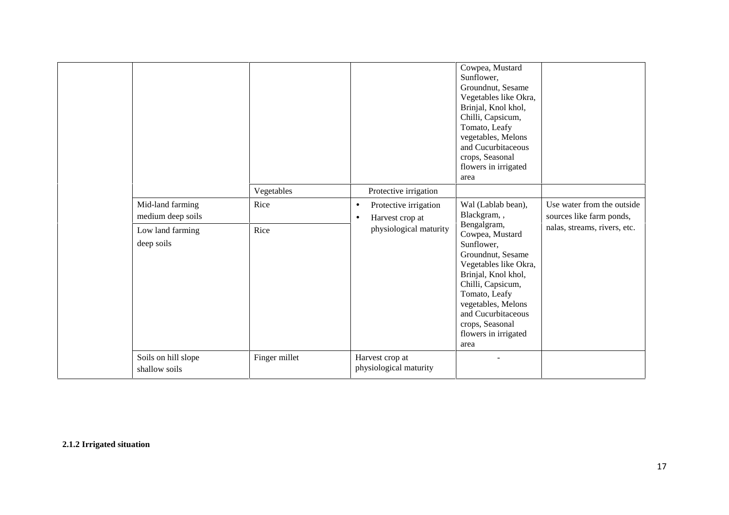|  |  |  |  | Cowpea, Mustard Sunflower, Groundnut, Sesame Vegetables like Okra, Brinjal, Knol khol, Chilli, Capsicum, Tomato, Leafy vegetables, Melons and Cucurbitaceous crops, Seasonal flowers in irrigated area |  |
|---|---|---|---|---|---|
|  |  | Vegetables | Protective irrigation |  |  |
|  | Mid-land farming medium deep soils | Rice | • Protective irrigation<br>• Harvest crop at physiological maturity | Wal (Lablab bean), Blackgram, , Bengalgram, Cowpea, Mustard Sunflower, Groundnut, Sesame Vegetables like Okra, Brinjal, Knol khol, Chilli, Capsicum, Tomato, Leafy vegetables, Melons and Cucurbitaceous crops, Seasonal flowers in irrigated area | Use water from the outside sources like farm ponds, nalas, streams, rivers, etc. |
|  | Low land farming deep soils | Rice |  |  |  |
|  | Soils on hill slope shallow soils | Finger millet | Harvest crop at physiological maturity | - |  |

**2.1.2 Irrigated situation**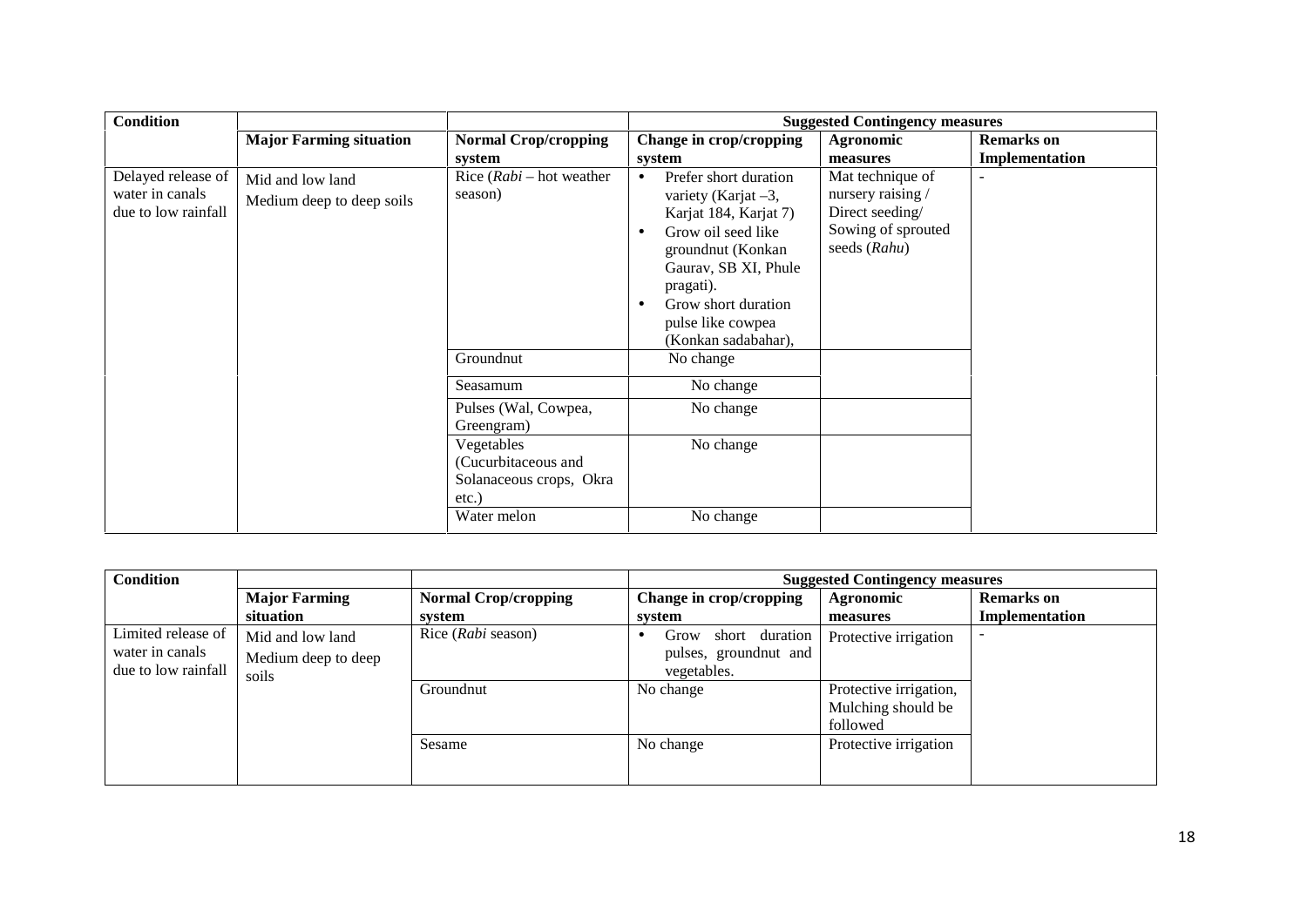| Condition | | | Suggested Contingency measures | | |
|---|---|---|---|---|---|
| | Major Farming situation | Normal Crop/cropping system | Change in crop/cropping system | Agronomic measures | Remarks on Implementation |
| Delayed release of water in canals due to low rainfall | Mid and low land<br>Medium deep to deep soils | Rice (*Rabi* – hot weather season) | • Prefer short duration variety (Karjat –3, Karjat 184, Karjat 7)<br>• Grow oil seed like groundnut (Konkan Gaurav, SB XI, Phule pragati).<br>• Grow short duration pulse like cowpea (Konkan sadabahar), | Mat technique of nursery raising / Direct seeding/ Sowing of sprouted seeds (*Rahu*) | - |
| | | Groundnut | No change | | |
| | | Seasamum | No change | | |
| | | Pulses (Wal, Cowpea, Greengram) | No change | | |
| | | Vegetables (Cucurbitaceous and Solanaceous crops, Okra etc.) | No change | | |
| | | Water melon | No change | | |

| Condition | | | Suggested Contingency measures | | |
|---|---|---|---|---|---|
| | Major Farming situation | Normal Crop/cropping system | Change in crop/cropping system | Agronomic measures | Remarks on Implementation |
| Limited release of water in canals due to low rainfall | Mid and low land<br>Medium deep to deep soils | Rice (*Rabi* season) | • Grow short duration pulses, groundnut and vegetables. | Protective irrigation | - |
| | | Groundnut | No change | Protective irrigation, Mulching should be followed | |
| | | Sesame | No change | Protective irrigation | |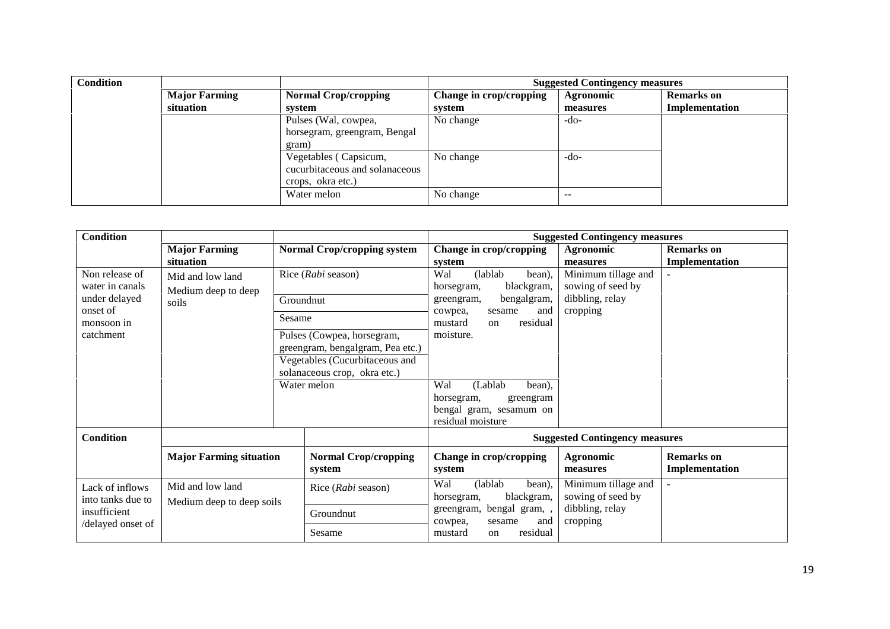| Condition | | | Suggested Contingency measures | | |
|---|---|---|---|---|---|
| | Major Farming situation | Normal Crop/cropping system | Change in crop/cropping system | Agronomic measures | Remarks on Implementation |
| | | Pulses (Wal, cowpea, horsegram, greengram, Bengal gram) | No change | -do- | |
| | | Vegetables ( Capsicum, cucurbitaceous and solanaceous crops, okra etc.) | No change | -do- | |
| | | Water melon | No change | -- | |

| Condition | | | Suggested Contingency measures | | |
|---|---|---|---|---|---|
| | Major Farming situation | Normal Crop/cropping system | Change in crop/cropping system | Agronomic measures | Remarks on Implementation |
| Non release of water in canals under delayed onset of monsoon in catchment | Mid and low land Medium deep to deep soils | Rice (*Rabi* season) | Wal (lablab bean), horsegram, blackgram, greengram, bengalgram, cowpea, sesame and mustard on residual moisture. | Minimum tillage and sowing of seed by dibbling, relay cropping | - |
| | | Groundnut | | | |
| | | Sesame | | | |
| | | Pulses (Cowpea, horsegram, greengram, bengalgram, Pea etc.) | | | |
| | | Vegetables (Cucurbitaceous and solanaceous crop, okra etc.) | | | |
| | | Water melon | Wal (Lablab bean), horsegram, greengram bengal gram, sesamum on residual moisture | | |

| Condition | | | Suggested Contingency measures | | |
|---|---|---|---|---|---|
| | Major Farming situation | Normal Crop/cropping system | Change in crop/cropping system | Agronomic measures | Remarks on Implementation |
| Lack of inflows into tanks due to insufficient /delayed onset of | Mid and low land Medium deep to deep soils | Rice (*Rabi* season) | Wal (lablab bean), horsegram, blackgram, greengram, bengal gram, , cowpea, sesame and mustard on residual | Minimum tillage and sowing of seed by dibbling, relay cropping | - |
| | | Groundnut | | | |
| | | Sesame | | | |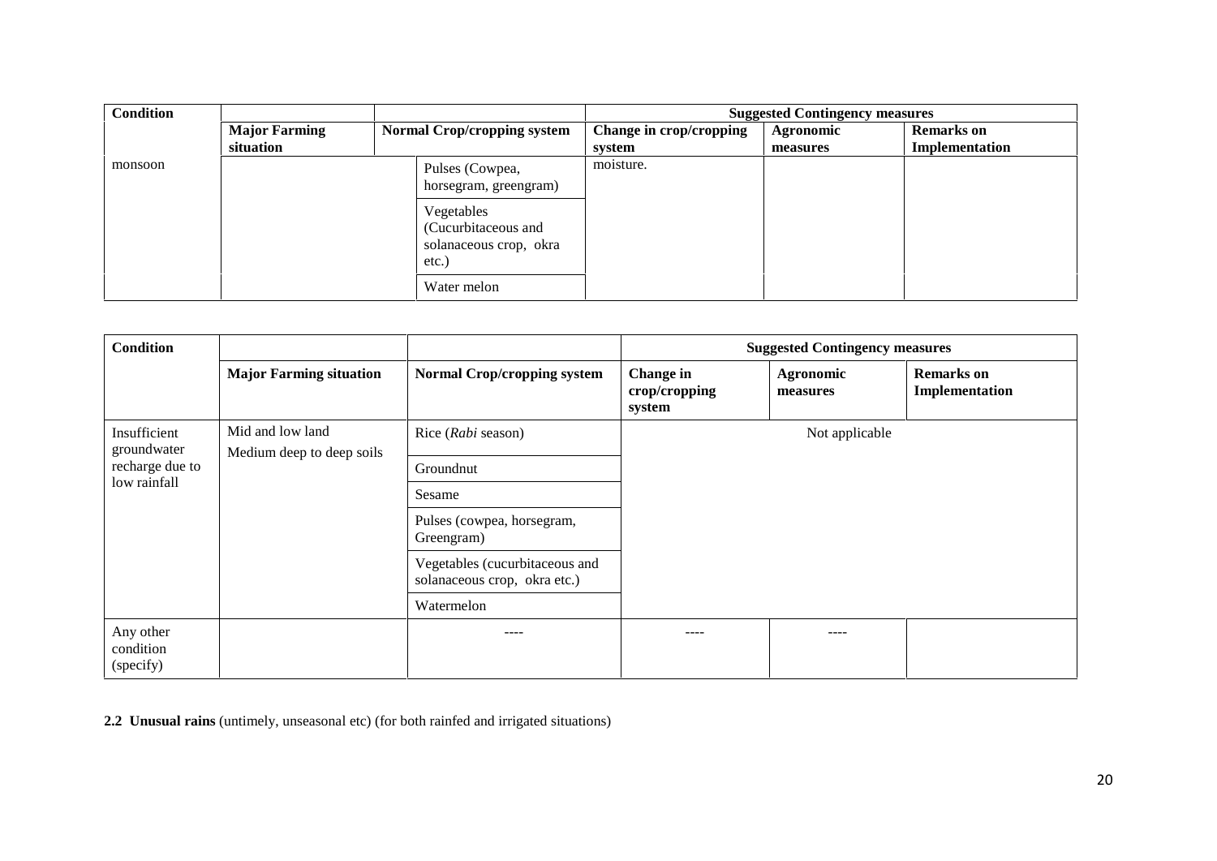| Condition | | | Suggested Contingency measures | | |
|---|---|---|---|---|---|
| | Major Farming situation | Normal Crop/cropping system | Change in crop/cropping system | Agronomic measures | Remarks on Implementation |
| monsoon | | Pulses (Cowpea, horsegram, greengram) | moisture. | | |
| | | Vegetables (Cucurbitaceous and solanaceous crop, okra etc.) | | | |
| | | Water melon | | | |

| Condition | | | Suggested Contingency measures | | |
|---|---|---|---|---|---|
| | Major Farming situation | Normal Crop/cropping system | Change in crop/cropping system | Agronomic measures | Remarks on Implementation |
| Insufficient groundwater recharge due to low rainfall | Mid and low land<br>Medium deep to deep soils | Rice (*Rabi* season) | Not applicable | | |
| | | Groundnut | | | |
| | | Sesame | | | |
| | | Pulses (cowpea, horsegram, Greengram) | | | |
| | | Vegetables (cucurbitaceous and solanaceous crop, okra etc.) | | | |
| | | Watermelon | | | |
| Any other condition (specify) | | ---- | ---- | ---- | |

**2.2 Unusual rains** (untimely, unseasonal etc) (for both rainfed and irrigated situations)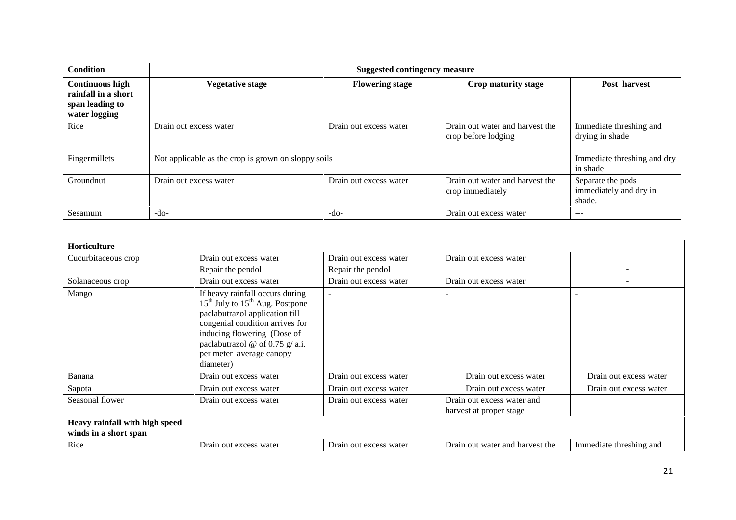| Condition | Suggested contingency measure | | | |
|---|---|---|---|---|
| **Continuous high rainfall in a short span leading to water logging** | **Vegetative stage** | **Flowering stage** | **Crop maturity stage** | **Post harvest** |
| Rice | Drain out excess water | Drain out excess water | Drain out water and harvest the crop before lodging | Immediate threshing and drying in shade |
| Fingermillets | Not applicable as the crop is grown on sloppy soils | | | Immediate threshing and dry in shade |
| Groundnut | Drain out excess water | Drain out excess water | Drain out water and harvest the crop immediately | Separate the pods immediately and dry in shade. |
| Sesamum | -do- | -do- | Drain out excess water | --- |

| **Horticulture** | | | | |
|---|---|---|---|---|
| Cucurbitaceous crop | Drain out excess water<br>Repair the pendol | Drain out excess water<br>Repair the pendol | Drain out excess water | - |
| Solanaceous crop | Drain out excess water | Drain out excess water | Drain out excess water | - |
| Mango | If heavy rainfall occurs during 15[th] July to 15[th] Aug. Postpone paclabutrazol application till congenial condition arrives for inducing flowering (Dose of paclabutrazol @ of 0.75 g/ a.i. per meter average canopy diameter) | - | - | - |
| Banana | Drain out excess water | Drain out excess water | Drain out excess water | Drain out excess water |
| Sapota | Drain out excess water | Drain out excess water | Drain out excess water | Drain out excess water |
| Seasonal flower | Drain out excess water | Drain out excess water | Drain out excess water and harvest at proper stage | |
| **Heavy rainfall with high speed winds in a short span** | | | | |
| Rice | Drain out excess water | Drain out excess water | Drain out water and harvest the | Immediate threshing and |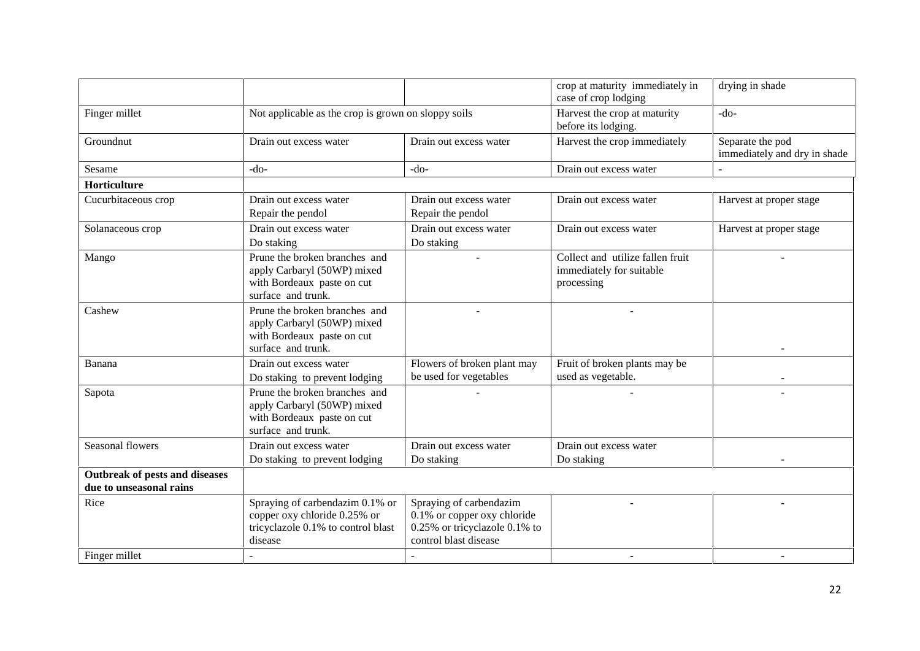|  |  |  | crop at maturity immediately in case of crop lodging | drying in shade |
|---|---|---|---|---|
| Finger millet | Not applicable as the crop is grown on sloppy soils | | Harvest the crop at maturity before its lodging. | -do- |
| Groundnut | Drain out excess water | Drain out excess water | Harvest the crop immediately | Separate the pod immediately and dry in shade |
| Sesame | -do- | -do- | Drain out excess water | - |
| **Horticulture** | | | | |
| Cucurbitaceous crop | Drain out excess water<br>Repair the pendol | Drain out excess water<br>Repair the pendol | Drain out excess water | Harvest at proper stage |
| Solanaceous crop | Drain out excess water<br>Do staking | Drain out excess water<br>Do staking | Drain out excess water | Harvest at proper stage |
| Mango | Prune the broken branches and apply Carbaryl (50WP) mixed with Bordeaux paste on cut surface and trunk. | - | Collect and utilize fallen fruit immediately for suitable processing | - |
| Cashew | Prune the broken branches and apply Carbaryl (50WP) mixed with Bordeaux paste on cut surface and trunk. | - | - | - |
| Banana | Drain out excess water<br>Do staking to prevent lodging | Flowers of broken plant may be used for vegetables | Fruit of broken plants may be used as vegetable. | - |
| Sapota | Prune the broken branches and apply Carbaryl (50WP) mixed with Bordeaux paste on cut surface and trunk. | - | - | - |
| Seasonal flowers | Drain out excess water<br>Do staking to prevent lodging | Drain out excess water<br>Do staking | Drain out excess water<br>Do staking | - |
| **Outbreak of pests and diseases due to unseasonal rains** | | | | |
| Rice | Spraying of carbendazim 0.1% or copper oxy chloride 0.25% or tricyclazole 0.1% to control blast disease | Spraying of carbendazim 0.1% or copper oxy chloride 0.25% or tricyclazole 0.1% to control blast disease | - | - |
| Finger millet | - | - | - | - |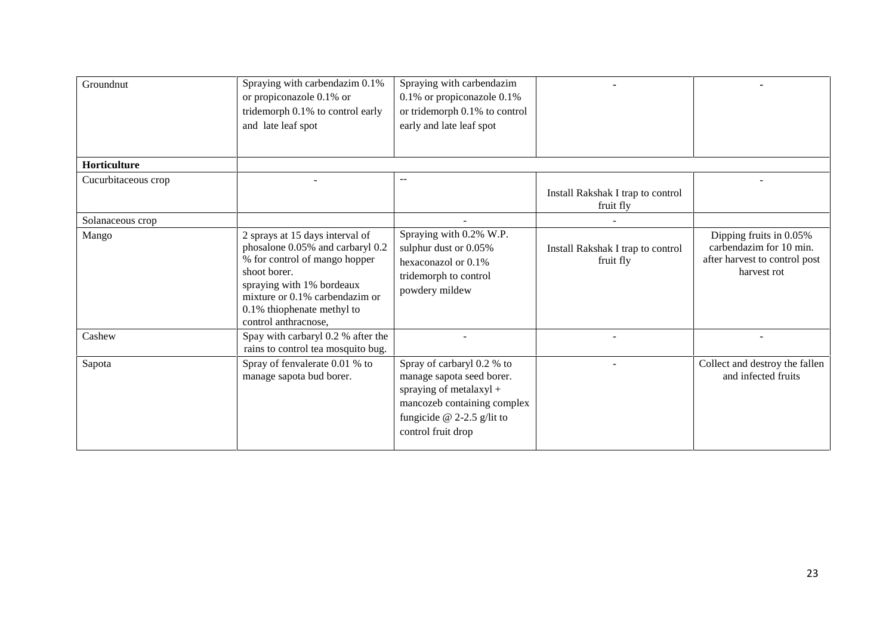| | | | | |
|---|---|---|---|---|
| Groundnut | Spraying with carbendazim 0.1% or propiconazole 0.1% or tridemorph 0.1% to control early and late leaf spot | Spraying with carbendazim 0.1% or propiconazole 0.1% or tridemorph 0.1% to control early and late leaf spot | - | - |
| **Horticulture** | | | | |
| Cucurbitaceous crop | - | -- | Install Rakshak I trap to control fruit fly | - |
| Solanaceous crop | | - | - | |
| Mango | 2 sprays at 15 days interval of phosalone 0.05% and carbaryl 0.2 % for control of mango hopper shoot borer. spraying with 1% bordeaux mixture or 0.1% carbendazim or 0.1% thiophenate methyl to control anthracnose, | Spraying with 0.2% W.P. sulphur dust or 0.05% hexaconazol or 0.1% tridemorph to control powdery mildew | Install Rakshak I trap to control fruit fly | Dipping fruits in 0.05% carbendazim for 10 min. after harvest to control post harvest rot |
| Cashew | Spay with carbaryl 0.2 % after the rains to control tea mosquito bug. | - | - | - |
| Sapota | Spray of fenvalerate 0.01 % to manage sapota bud borer. | Spray of carbaryl 0.2 % to manage sapota seed borer. spraying of metalaxyl + mancozeb containing complex fungicide @ 2-2.5 g/lit to control fruit drop | - | Collect and destroy the fallen and infected fruits |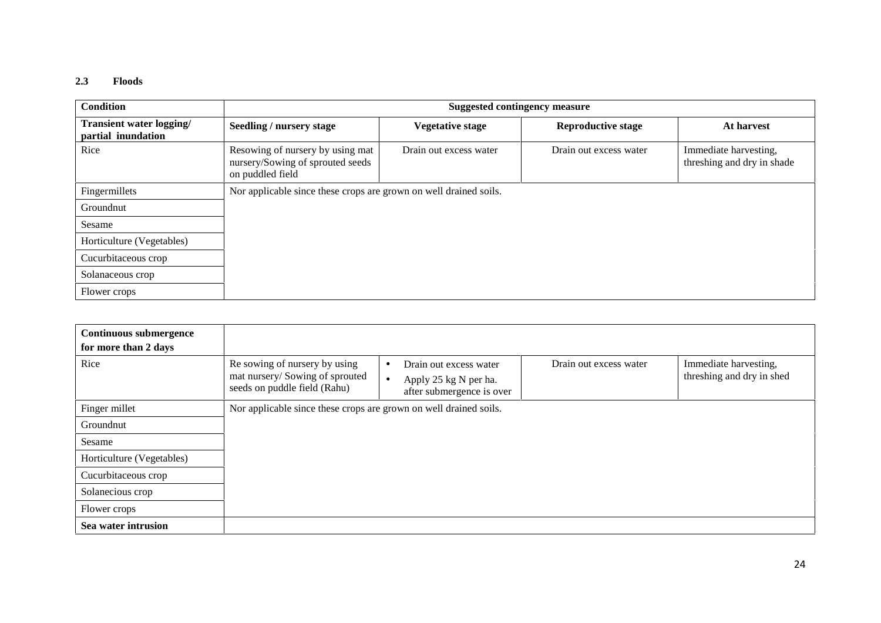### 2.3 Floods

| Condition | Suggested contingency measure | | | |
|---|---|---|---|---|
| **Transient water logging/ partial inundation** | **Seedling / nursery stage** | **Vegetative stage** | **Reproductive stage** | **At harvest** |
| Rice | Resowing of nursery by using mat nursery/Sowing of sprouted seeds on puddled field | Drain out excess water | Drain out excess water | Immediate harvesting, threshing and dry in shade |
| Fingermillets | Nor applicable since these crops are grown on well drained soils. | | | |
| Groundnut | | | | |
| Sesame | | | | |
| Horticulture (Vegetables) | | | | |
| Cucurbitaceous crop | | | | |
| Solanaceous crop | | | | |
| Flower crops | | | | |

| **Continuous submergence for more than 2 days** | | | | |
|---|---|---|---|---|
| Rice | Re sowing of nursery by using mat nursery/ Sowing of sprouted seeds on puddle field (Rahu) | • Drain out excess water<br>• Apply 25 kg N per ha. after submergence is over | Drain out excess water | Immediate harvesting, threshing and dry in shed |
| Finger millet | Nor applicable since these crops are grown on well drained soils. | | | |
| Groundnut | | | | |
| Sesame | | | | |
| Horticulture (Vegetables) | | | | |
| Cucurbitaceous crop | | | | |
| Solanecious crop | | | | |
| Flower crops | | | | |
| **Sea water intrusion** | | | | |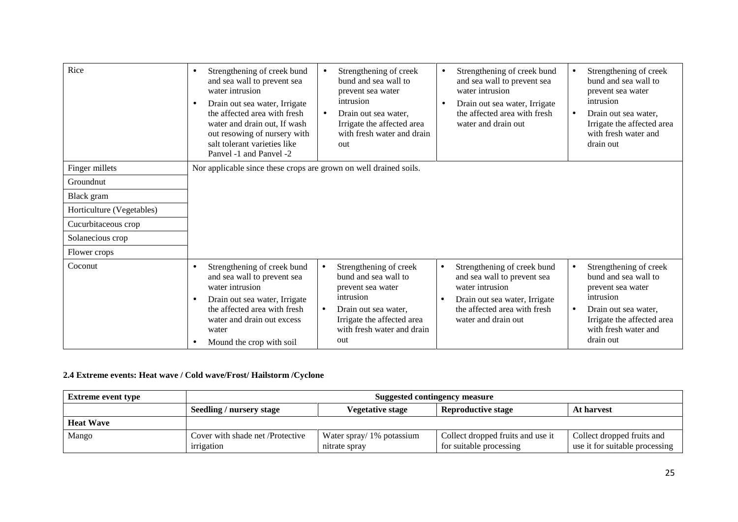| | | | | |
|---|---|---|---|---|
| Rice | • Strengthening of creek bund and sea wall to prevent sea water intrusion<br>• Drain out sea water, Irrigate the affected area with fresh water and drain out, If wash out resowing of nursery with salt tolerant varieties like Panvel -1 and Panvel -2 | • Strengthening of creek bund and sea wall to prevent sea water intrusion<br>• Drain out sea water, Irrigate the affected area with fresh water and drain out | • Strengthening of creek bund and sea wall to prevent sea water intrusion<br>• Drain out sea water, Irrigate the affected area with fresh water and drain out | • Strengthening of creek bund and sea wall to prevent sea water intrusion<br>• Drain out sea water, Irrigate the affected area with fresh water and drain out |
| Finger millets | Nor applicable since these crops are grown on well drained soils. | | | |
| Groundnut | | | | |
| Black gram | | | | |
| Horticulture (Vegetables) | | | | |
| Cucurbitaceous crop | | | | |
| Solanecious crop | | | | |
| Flower crops | | | | |
| Coconut | • Strengthening of creek bund and sea wall to prevent sea water intrusion<br>• Drain out sea water, Irrigate the affected area with fresh water and drain out excess water<br>• Mound the crop with soil | • Strengthening of creek bund and sea wall to prevent sea water intrusion<br>• Drain out sea water, Irrigate the affected area with fresh water and drain out | • Strengthening of creek bund and sea wall to prevent sea water intrusion<br>• Drain out sea water, Irrigate the affected area with fresh water and drain out | • Strengthening of creek bund and sea wall to prevent sea water intrusion<br>• Drain out sea water, Irrigate the affected area with fresh water and drain out |

**2.4 Extreme events: Heat wave / Cold wave/Frost/ Hailstorm /Cyclone**

| **Extreme event type** | **Suggested contingency measure** | | | |
|---|---|---|---|---|
| | **Seedling / nursery stage** | **Vegetative stage** | **Reproductive stage** | **At harvest** |
| **Heat Wave** | | | | |
| Mango | Cover with shade net /Protective irrigation | Water spray/ 1% potassium nitrate spray | Collect dropped fruits and use it for suitable processing | Collect dropped fruits and use it for suitable processing |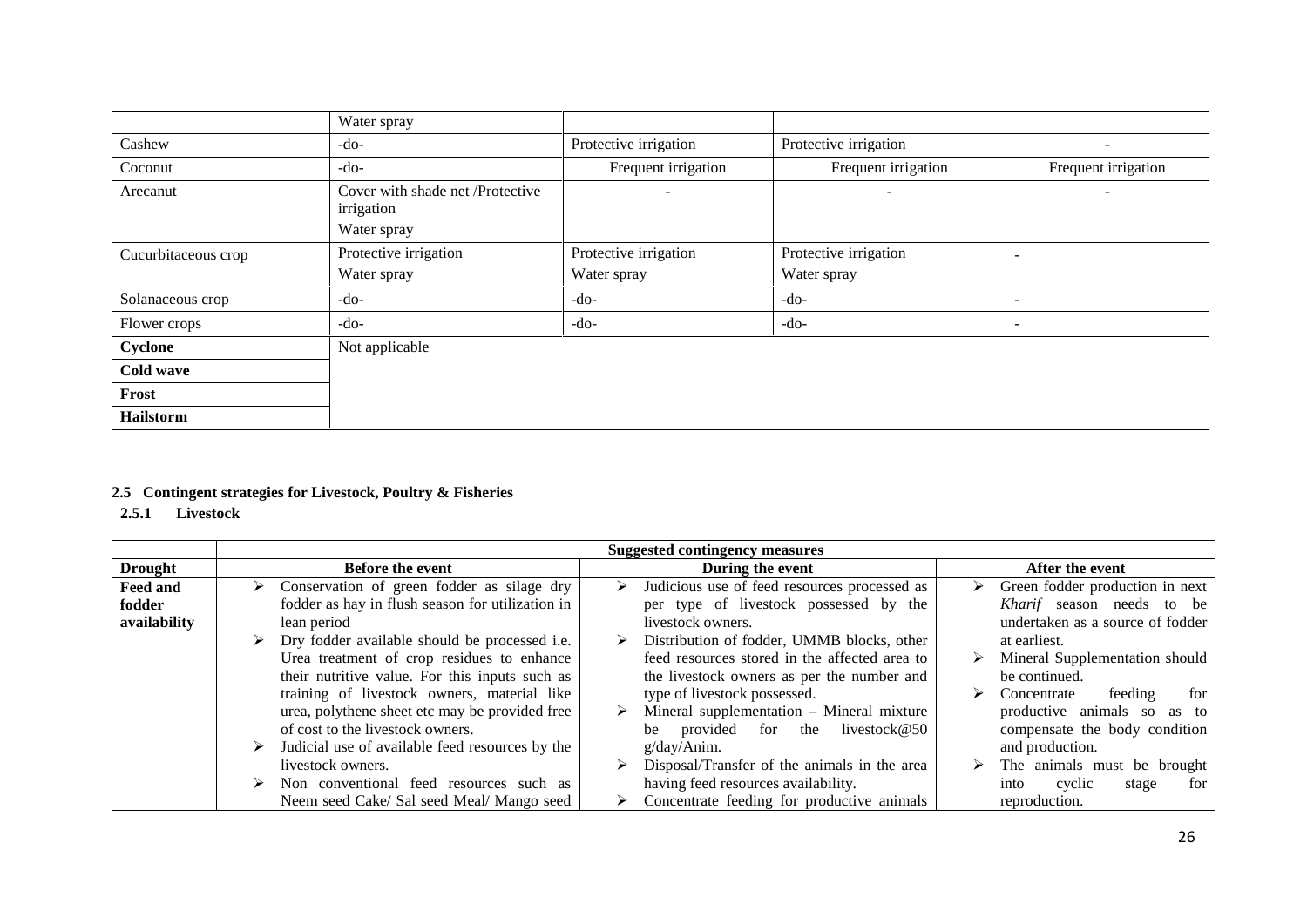| | | | | |
|---|---|---|---|---|
| | Water spray | | | |
| Cashew | -do- | Protective irrigation | Protective irrigation | - |
| Coconut | -do- | Frequent irrigation | Frequent irrigation | Frequent irrigation |
| Arecanut | Cover with shade net /Protective irrigation<br>Water spray | - | - | - |
| Cucurbitaceous crop | Protective irrigation<br>Water spray | Protective irrigation<br>Water spray | Protective irrigation<br>Water spray | - |
| Solanaceous crop | -do- | -do- | -do- | - |
| Flower crops | -do- | -do- | -do- | - |
| **Cyclone** | Not applicable | | | |
| **Cold wave** | | | | |
| **Frost** | | | | |
| **Hailstorm** | | | | |

### 2.5 Contingent strategies for Livestock, Poultry & Fisheries

#### 2.5.1 Livestock

| | Suggested contingency measures | | |
|---|---|---|---|
| **Drought** | **Before the event** | **During the event** | **After the event** |
| **Feed and fodder availability** | ➢ Conservation of green fodder as silage dry fodder as hay in flush season for utilization in lean period<br>➢ Dry fodder available should be processed i.e. Urea treatment of crop residues to enhance their nutritive value. For this inputs such as training of livestock owners, material like urea, polythene sheet etc may be provided free of cost to the livestock owners.<br>➢ Judicial use of available feed resources by the livestock owners.<br>➢ Non conventional feed resources such as Neem seed Cake/ Sal seed Meal/ Mango seed | ➢ Judicious use of feed resources processed as per type of livestock possessed by the livestock owners.<br>➢ Distribution of fodder, UMMB blocks, other feed resources stored in the affected area to the livestock owners as per the number and type of livestock possessed.<br>➢ Mineral supplementation – Mineral mixture be provided for the livestock@50 g/day/Anim.<br>➢ Disposal/Transfer of the animals in the area having feed resources availability.<br>➢ Concentrate feeding for productive animals | ➢ Green fodder production in next *Kharif* season needs to be undertaken as a source of fodder at earliest.<br>➢ Mineral Supplementation should be continued.<br>➢ Concentrate feeding for productive animals so as to compensate the body condition and production.<br>➢ The animals must be brought into cyclic stage for reproduction. |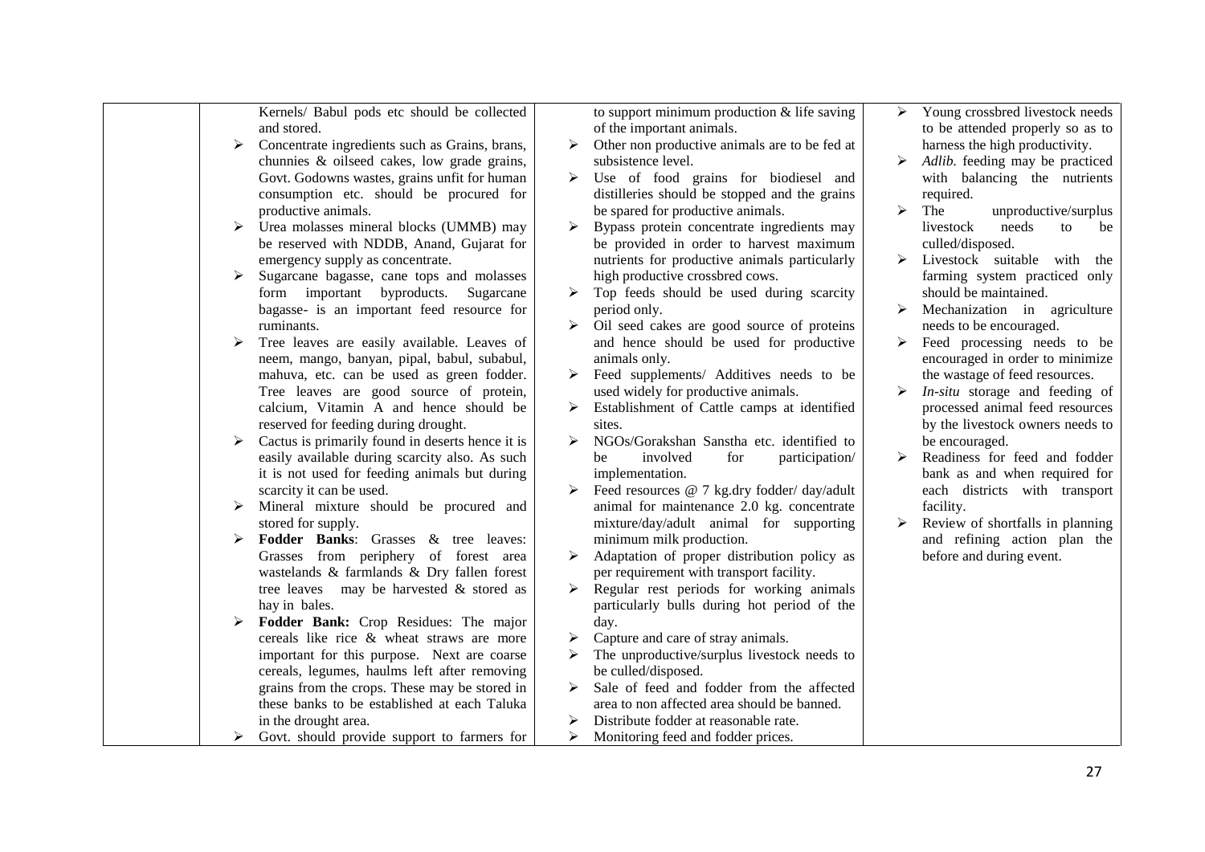| | | | |
|---|---|---|---|
| | Kernels/ Babul pods etc should be collected and stored.<br>➢ Concentrate ingredients such as Grains, brans, chunnies & oilseed cakes, low grade grains, Govt. Godowns wastes, grains unfit for human consumption etc. should be procured for productive animals.<br>➢ Urea molasses mineral blocks (UMMB) may be reserved with NDDB, Anand, Gujarat for emergency supply as concentrate.<br>➢ Sugarcane bagasse, cane tops and molasses form important byproducts. Sugarcane bagasse- is an important feed resource for ruminants.<br>➢ Tree leaves are easily available. Leaves of neem, mango, banyan, pipal, babul, subabul, mahuva, etc. can be used as green fodder. Tree leaves are good source of protein, calcium, Vitamin A and hence should be reserved for feeding during drought.<br>➢ Cactus is primarily found in deserts hence it is easily available during scarcity also. As such it is not used for feeding animals but during scarcity it can be used.<br>➢ Mineral mixture should be procured and stored for supply.<br>➢ **Fodder Banks**: Grasses & tree leaves: Grasses from periphery of forest area wastelands & farmlands & Dry fallen forest tree leaves may be harvested & stored as hay in bales.<br>➢ **Fodder Bank:** Crop Residues: The major cereals like rice & wheat straws are more important for this purpose. Next are coarse cereals, legumes, haulms left after removing grains from the crops. These may be stored in these banks to be established at each Taluka in the drought area.<br>➢ Govt. should provide support to farmers for | to support minimum production & life saving of the important animals.<br>➢ Other non productive animals are to be fed at subsistence level.<br>➢ Use of food grains for biodiesel and distilleries should be stopped and the grains be spared for productive animals.<br>➢ Bypass protein concentrate ingredients may be provided in order to harvest maximum nutrients for productive animals particularly high productive crossbred cows.<br>➢ Top feeds should be used during scarcity period only.<br>➢ Oil seed cakes are good source of proteins and hence should be used for productive animals only.<br>➢ Feed supplements/ Additives needs to be used widely for productive animals.<br>➢ Establishment of Cattle camps at identified sites.<br>➢ NGOs/Gorakshan Sanstha etc. identified to be involved for participation/ implementation.<br>➢ Feed resources @ 7 kg.dry fodder/ day/adult animal for maintenance 2.0 kg. concentrate mixture/day/adult animal for supporting minimum milk production.<br>➢ Adaptation of proper distribution policy as per requirement with transport facility.<br>➢ Regular rest periods for working animals particularly bulls during hot period of the day.<br>➢ Capture and care of stray animals.<br>➢ The unproductive/surplus livestock needs to be culled/disposed.<br>➢ Sale of feed and fodder from the affected area to non affected area should be banned.<br>➢ Distribute fodder at reasonable rate.<br>➢ Monitoring feed and fodder prices. | ➢ Young crossbred livestock needs to be attended properly so as to harness the high productivity.<br>➢ *Adlib.* feeding may be practiced with balancing the nutrients required.<br>➢ The unproductive/surplus livestock needs to be culled/disposed.<br>➢ Livestock suitable with the farming system practiced only should be maintained.<br>➢ Mechanization in agriculture needs to be encouraged.<br>➢ Feed processing needs to be encouraged in order to minimize the wastage of feed resources.<br>➢ *In-situ* storage and feeding of processed animal feed resources by the livestock owners needs to be encouraged.<br>➢ Readiness for feed and fodder bank as and when required for each districts with transport facility.<br>➢ Review of shortfalls in planning and refining action plan the before and during event. |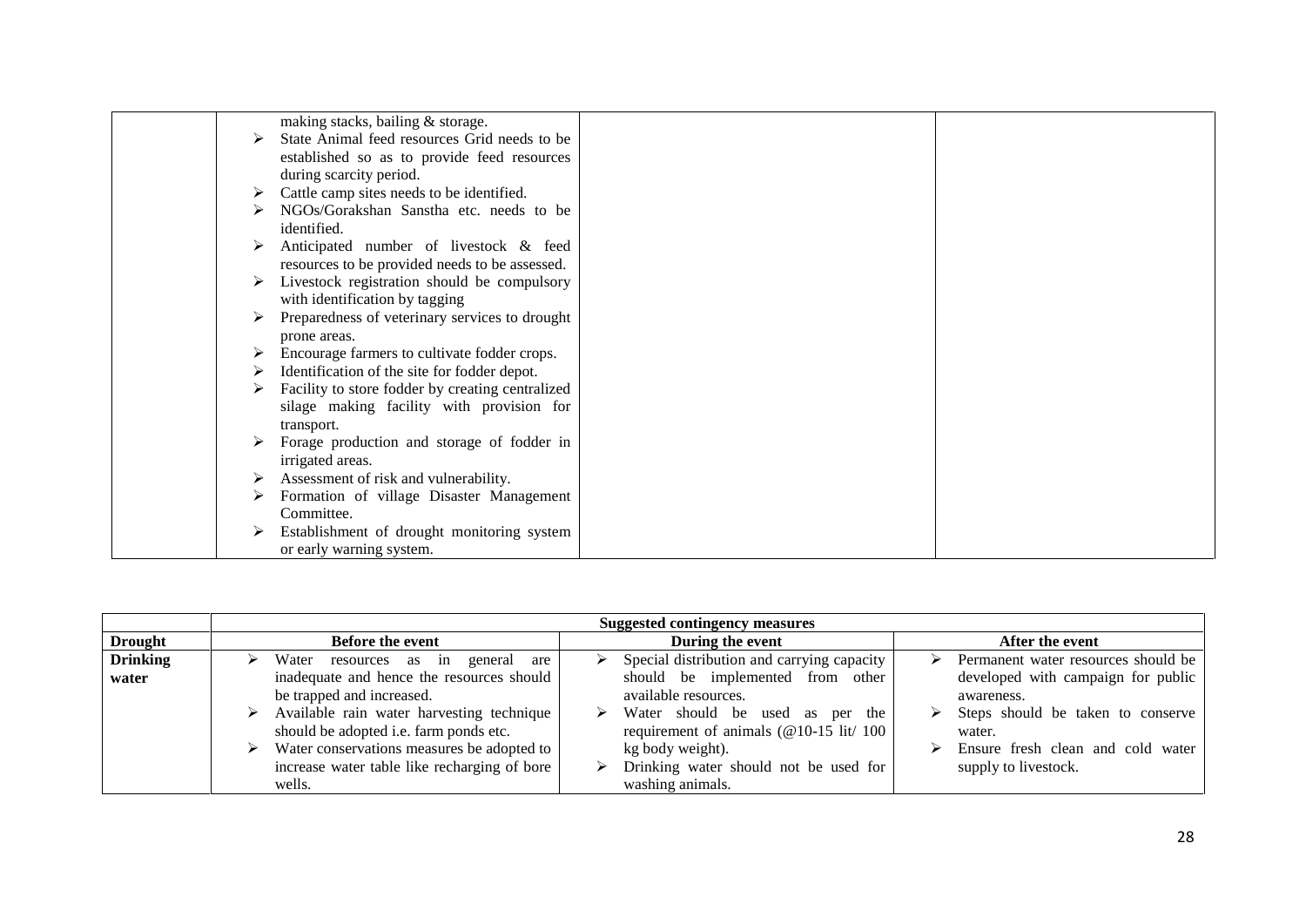|  | | | |
|---|---|---|---|
|  | making stacks, bailing & storage.<br>➢ State Animal feed resources Grid needs to be established so as to provide feed resources during scarcity period.<br>➢ Cattle camp sites needs to be identified.<br>➢ NGOs/Gorakshan Sanstha etc. needs to be identified.<br>➢ Anticipated number of livestock & feed resources to be provided needs to be assessed.<br>➢ Livestock registration should be compulsory with identification by tagging<br>➢ Preparedness of veterinary services to drought prone areas.<br>➢ Encourage farmers to cultivate fodder crops.<br>➢ Identification of the site for fodder depot.<br>➢ Facility to store fodder by creating centralized silage making facility with provision for transport.<br>➢ Forage production and storage of fodder in irrigated areas.<br>➢ Assessment of risk and vulnerability.<br>➢ Formation of village Disaster Management Committee.<br>➢ Establishment of drought monitoring system or early warning system. |  |  |

|  | Suggested contingency measures | | |
|---|---|---|---|
| **Drought** | **Before the event** | **During the event** | **After the event** |
| **Drinking water** | ➢ Water resources as in general are inadequate and hence the resources should be trapped and increased.<br>➢ Available rain water harvesting technique should be adopted i.e. farm ponds etc.<br>➢ Water conservations measures be adopted to increase water table like recharging of bore wells. | ➢ Special distribution and carrying capacity should be implemented from other available resources.<br>➢ Water should be used as per the requirement of animals (@10-15 lit/ 100 kg body weight).<br>➢ Drinking water should not be used for washing animals. | ➢ Permanent water resources should be developed with campaign for public awareness.<br>➢ Steps should be taken to conserve water.<br>➢ Ensure fresh clean and cold water supply to livestock. |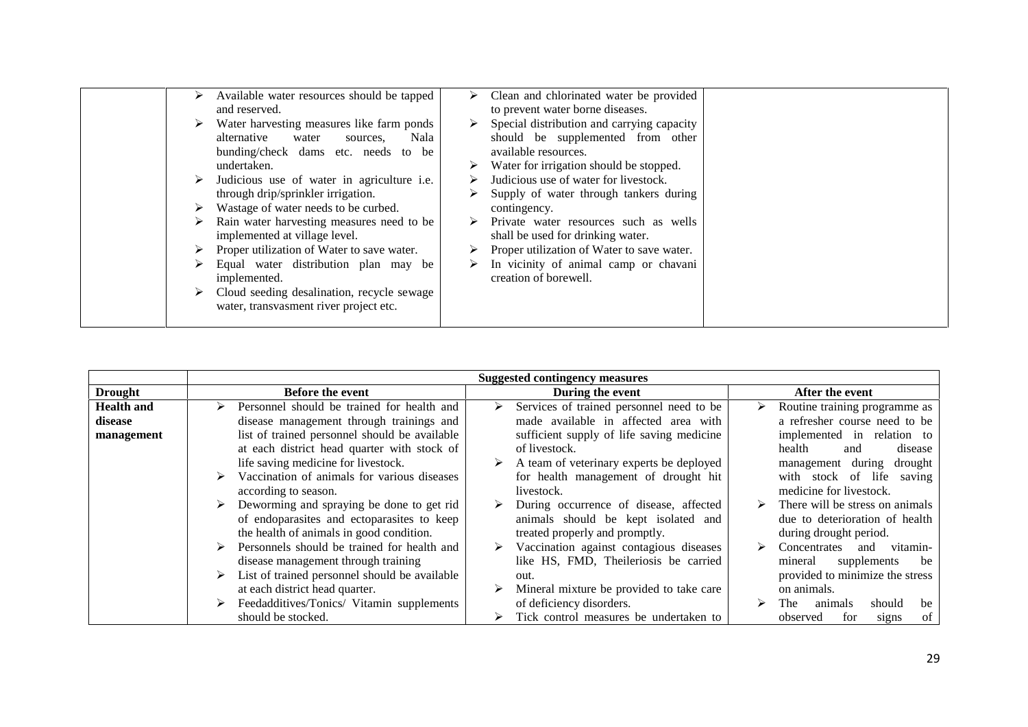| | | | |
|---|---|---|---|
| | ➢ Available water resources should be tapped and reserved.<br>➢ Water harvesting measures like farm ponds alternative water sources, Nala bunding/check dams etc. needs to be undertaken.<br>➢ Judicious use of water in agriculture i.e. through drip/sprinkler irrigation.<br>➢ Wastage of water needs to be curbed.<br>➢ Rain water harvesting measures need to be implemented at village level.<br>➢ Proper utilization of Water to save water.<br>➢ Equal water distribution plan may be implemented.<br>➢ Cloud seeding desalination, recycle sewage water, transvasment river project etc. | ➢ Clean and chlorinated water be provided to prevent water borne diseases.<br>➢ Special distribution and carrying capacity should be supplemented from other available resources.<br>➢ Water for irrigation should be stopped.<br>➢ Judicious use of water for livestock.<br>➢ Supply of water through tankers during contingency.<br>➢ Private water resources such as wells shall be used for drinking water.<br>➢ Proper utilization of Water to save water.<br>➢ In vicinity of animal camp or chavani creation of borewell. | |

| | **Suggested contingency measures** | | |
|---|---|---|---|
| **Drought** | **Before the event** | **During the event** | **After the event** |
| **Health and disease management** | ➢ Personnel should be trained for health and disease management through trainings and list of trained personnel should be available at each district head quarter with stock of life saving medicine for livestock.<br>➢ Vaccination of animals for various diseases according to season.<br>➢ Deworming and spraying be done to get rid of endoparasites and ectoparasites to keep the health of animals in good condition.<br>➢ Personnels should be trained for health and disease management through training<br>➢ List of trained personnel should be available at each district head quarter.<br>➢ Feedadditives/Tonics/ Vitamin supplements should be stocked. | ➢ Services of trained personnel need to be made available in affected area with sufficient supply of life saving medicine of livestock.<br>➢ A team of veterinary experts be deployed for health management of drought hit livestock.<br>➢ During occurrence of disease, affected animals should be kept isolated and treated properly and promptly.<br>➢ Vaccination against contagious diseases like HS, FMD, Theileriosis be carried out.<br>➢ Mineral mixture be provided to take care of deficiency disorders.<br>➢ Tick control measures be undertaken to | ➢ Routine training programme as a refresher course need to be implemented in relation to health and disease management during drought with stock of life saving medicine for livestock.<br>➢ There will be stress on animals due to deterioration of health during drought period.<br>➢ Concentrates and vitamin-mineral supplements be provided to minimize the stress on animals.<br>➢ The animals should be observed for signs of |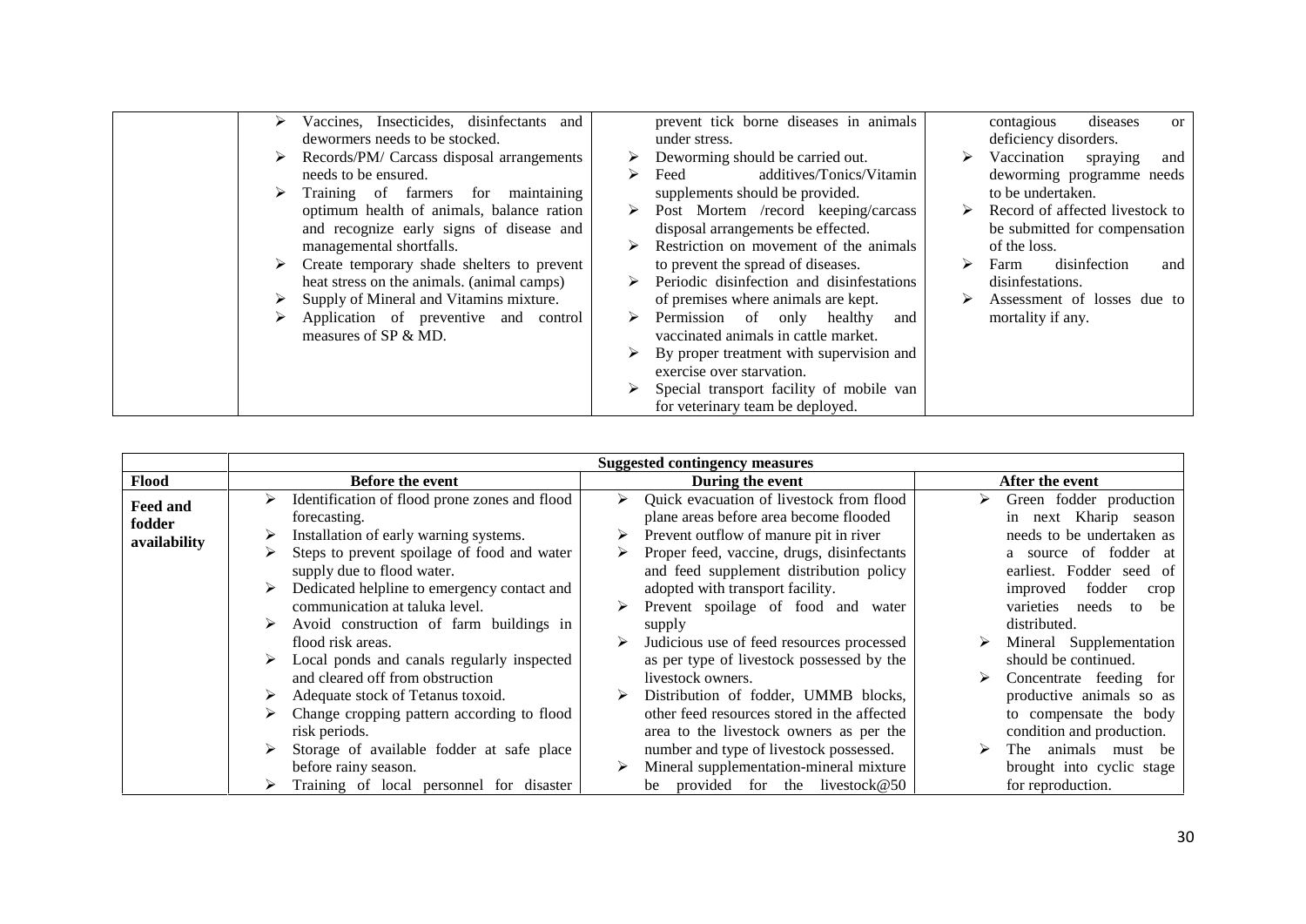| | | | |
|---|---|---|---|
| | ➢ Vaccines, Insecticides, disinfectants and dewormers needs to be stocked.<br>➢ Records/PM/ Carcass disposal arrangements needs to be ensured.<br>➢ Training of farmers for maintaining optimum health of animals, balance ration and recognize early signs of disease and managemental shortfalls.<br>➢ Create temporary shade shelters to prevent heat stress on the animals. (animal camps)<br>➢ Supply of Mineral and Vitamins mixture.<br>➢ Application of preventive and control measures of SP & MD. | prevent tick borne diseases in animals under stress.<br>➢ Deworming should be carried out.<br>➢ Feed additives/Tonics/Vitamin supplements should be provided.<br>➢ Post Mortem /record keeping/carcass disposal arrangements be effected.<br>➢ Restriction on movement of the animals to prevent the spread of diseases.<br>➢ Periodic disinfection and disinfestations of premises where animals are kept.<br>➢ Permission of only healthy and vaccinated animals in cattle market.<br>➢ By proper treatment with supervision and exercise over starvation.<br>➢ Special transport facility of mobile van for veterinary team be deployed. | contagious diseases or deficiency disorders.<br>➢ Vaccination spraying and deworming programme needs to be undertaken.<br>➢ Record of affected livestock to be submitted for compensation of the loss.<br>➢ Farm disinfection and disinfestations.<br>➢ Assessment of losses due to mortality if any. |

| | **Suggested contingency measures** | | |
|---|---|---|---|
| **Flood** | **Before the event** | **During the event** | **After the event** |
| **Feed and fodder availability** | ➢ Identification of flood prone zones and flood forecasting.<br>➢ Installation of early warning systems.<br>➢ Steps to prevent spoilage of food and water supply due to flood water.<br>➢ Dedicated helpline to emergency contact and communication at taluka level.<br>➢ Avoid construction of farm buildings in flood risk areas.<br>➢ Local ponds and canals regularly inspected and cleared off from obstruction<br>➢ Adequate stock of Tetanus toxoid.<br>➢ Change cropping pattern according to flood risk periods.<br>➢ Storage of available fodder at safe place before rainy season.<br>➢ Training of local personnel for disaster | ➢ Quick evacuation of livestock from flood plane areas before area become flooded<br>➢ Prevent outflow of manure pit in river<br>➢ Proper feed, vaccine, drugs, disinfectants and feed supplement distribution policy adopted with transport facility.<br>➢ Prevent spoilage of food and water supply<br>➢ Judicious use of feed resources processed as per type of livestock possessed by the livestock owners.<br>➢ Distribution of fodder, UMMB blocks, other feed resources stored in the affected area to the livestock owners as per the number and type of livestock possessed.<br>➢ Mineral supplementation-mineral mixture be provided for the livestock@50 | ➢ Green fodder production in next Kharip season needs to be undertaken as a source of fodder at earliest. Fodder seed of improved fodder crop varieties needs to be distributed.<br>➢ Mineral Supplementation should be continued.<br>➢ Concentrate feeding for productive animals so as to compensate the body condition and production.<br>➢ The animals must be brought into cyclic stage for reproduction. |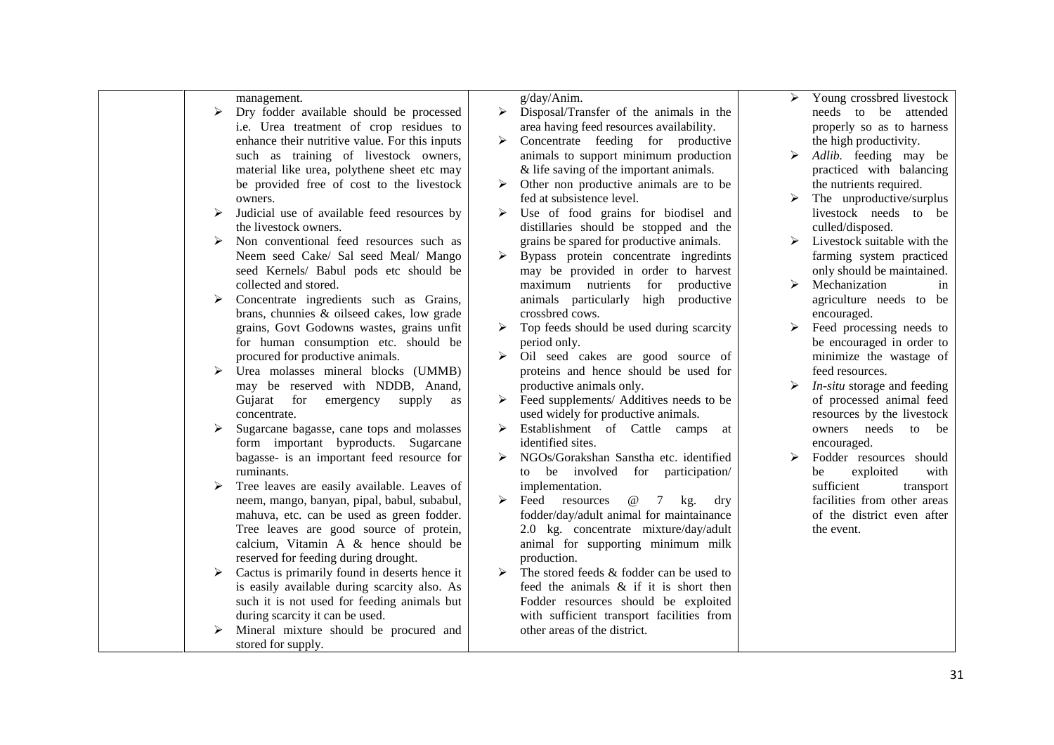| | | | |
|---|---|---|---|
| | management.<br>➢ Dry fodder available should be processed i.e. Urea treatment of crop residues to enhance their nutritive value. For this inputs such as training of livestock owners, material like urea, polythene sheet etc may be provided free of cost to the livestock owners.<br>➢ Judicial use of available feed resources by the livestock owners.<br>➢ Non conventional feed resources such as Neem seed Cake/ Sal seed Meal/ Mango seed Kernels/ Babul pods etc should be collected and stored.<br>➢ Concentrate ingredients such as Grains, brans, chunnies & oilseed cakes, low grade grains, Govt Godowns wastes, grains unfit for human consumption etc. should be procured for productive animals.<br>➢ Urea molasses mineral blocks (UMMB) may be reserved with NDDB, Anand, Gujarat for emergency supply as concentrate.<br>➢ Sugarcane bagasse, cane tops and molasses form important byproducts. Sugarcane bagasse- is an important feed resource for ruminants.<br>➢ Tree leaves are easily available. Leaves of neem, mango, banyan, pipal, babul, subabul, mahuva, etc. can be used as green fodder. Tree leaves are good source of protein, calcium, Vitamin A & hence should be reserved for feeding during drought.<br>➢ Cactus is primarily found in deserts hence it is easily available during scarcity also. As such it is not used for feeding animals but during scarcity it can be used.<br>➢ Mineral mixture should be procured and stored for supply. | g/day/Anim.<br>➢ Disposal/Transfer of the animals in the area having feed resources availability.<br>➢ Concentrate feeding for productive animals to support minimum production & life saving of the important animals.<br>➢ Other non productive animals are to be fed at subsistence level.<br>➢ Use of food grains for biodisel and distillaries should be stopped and the grains be spared for productive animals.<br>➢ Bypass protein concentrate ingredints may be provided in order to harvest maximum nutrients for productive animals particularly high productive crossbred cows.<br>➢ Top feeds should be used during scarcity period only.<br>➢ Oil seed cakes are good source of proteins and hence should be used for productive animals only.<br>➢ Feed supplements/ Additives needs to be used widely for productive animals.<br>➢ Establishment of Cattle camps at identified sites.<br>➢ NGOs/Gorakshan Sanstha etc. identified to be involved for participation/ implementation.<br>➢ Feed resources @ 7 kg. dry fodder/day/adult animal for maintainance 2.0 kg. concentrate mixture/day/adult animal for supporting minimum milk production.<br>➢ The stored feeds & fodder can be used to feed the animals & if it is short then Fodder resources should be exploited with sufficient transport facilities from other areas of the district. | ➢ Young crossbred livestock needs to be attended properly so as to harness the high productivity.<br>➢ *Adlib.* feeding may be practiced with balancing the nutrients required.<br>➢ The unproductive/surplus livestock needs to be culled/disposed.<br>➢ Livestock suitable with the farming system practiced only should be maintained.<br>➢ Mechanization in agriculture needs to be encouraged.<br>➢ Feed processing needs to be encouraged in order to minimize the wastage of feed resources.<br>➢ *In-situ* storage and feeding of processed animal feed resources by the livestock owners needs to be encouraged.<br>➢ Fodder resources should be exploited with sufficient transport facilities from other areas of the district even after the event. |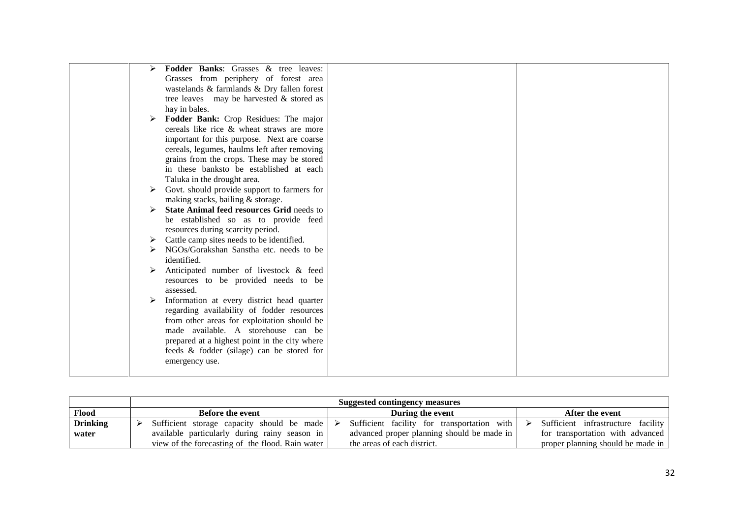| | | | |
|---|---|---|---|
| | ➢ **Fodder Banks**: Grasses & tree leaves: Grasses from periphery of forest area wastelands & farmlands & Dry fallen forest tree leaves may be harvested & stored as hay in bales.<br>➢ **Fodder Bank:** Crop Residues: The major cereals like rice & wheat straws are more important for this purpose. Next are coarse cereals, legumes, haulms left after removing grains from the crops. These may be stored in these banksto be established at each Taluka in the drought area.<br>➢ Govt. should provide support to farmers for making stacks, bailing & storage.<br>➢ **State Animal feed resources Grid** needs to be established so as to provide feed resources during scarcity period.<br>➢ Cattle camp sites needs to be identified.<br>➢ NGOs/Gorakshan Sanstha etc. needs to be identified.<br>➢ Anticipated number of livestock & feed resources to be provided needs to be assessed.<br>➢ Information at every district head quarter regarding availability of fodder resources from other areas for exploitation should be made available. A storehouse can be prepared at a highest point in the city where feeds & fodder (silage) can be stored for emergency use. | | |

| | **Suggested contingency measures** | | |
|---|---|---|---|
| **Flood** | **Before the event** | **During the event** | **After the event** |
| **Drinking water** | ➢ Sufficient storage capacity should be made available particularly during rainy season in view of the forecasting of the flood. Rain water | ➢ Sufficient facility for transportation with advanced proper planning should be made in the areas of each district. | ➢ Sufficient infrastructure facility for transportation with advanced proper planning should be made in |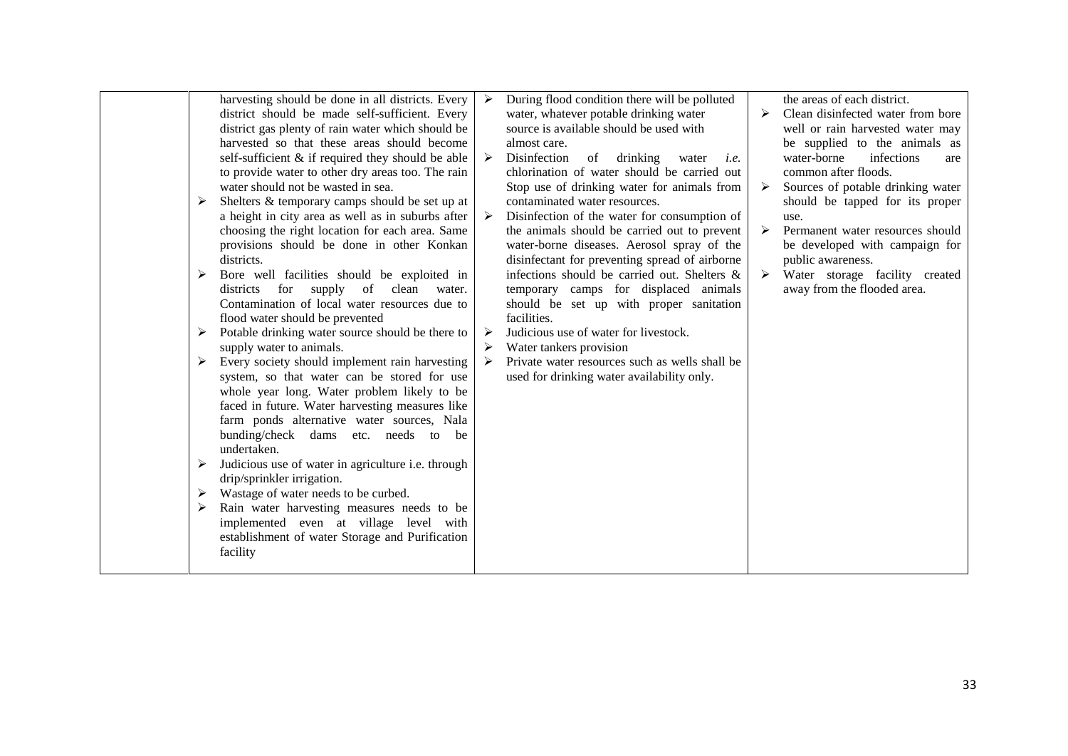|  |  |  |  |
|---|---|---|---|
|  | harvesting should be done in all districts. Every district should be made self-sufficient. Every district gas plenty of rain water which should be harvested so that these areas should become self-sufficient & if required they should be able to provide water to other dry areas too. The rain water should not be wasted in sea.<br>➢ Shelters & temporary camps should be set up at a height in city area as well as in suburbs after choosing the right location for each area. Same provisions should be done in other Konkan districts.<br>➢ Bore well facilities should be exploited in districts for supply of clean water. Contamination of local water resources due to flood water should be prevented<br>➢ Potable drinking water source should be there to supply water to animals.<br>➢ Every society should implement rain harvesting system, so that water can be stored for use whole year long. Water problem likely to be faced in future. Water harvesting measures like farm ponds alternative water sources, Nala bunding/check dams etc. needs to be undertaken.<br>➢ Judicious use of water in agriculture i.e. through drip/sprinkler irrigation.<br>➢ Wastage of water needs to be curbed.<br>➢ Rain water harvesting measures needs to be implemented even at village level with establishment of water Storage and Purification facility | ➢ During flood condition there will be polluted water, whatever potable drinking water source is available should be used with almost care.<br>➢ Disinfection of drinking water *i.e.* chlorination of water should be carried out Stop use of drinking water for animals from contaminated water resources.<br>➢ Disinfection of the water for consumption of the animals should be carried out to prevent water-borne diseases. Aerosol spray of the disinfectant for preventing spread of airborne infections should be carried out. Shelters & temporary camps for displaced animals should be set up with proper sanitation facilities.<br>➢ Judicious use of water for livestock.<br>➢ Water tankers provision<br>➢ Private water resources such as wells shall be used for drinking water availability only. | the areas of each district.<br>➢ Clean disinfected water from bore well or rain harvested water may be supplied to the animals as water-borne infections are common after floods.<br>➢ Sources of potable drinking water should be tapped for its proper use.<br>➢ Permanent water resources should be developed with campaign for public awareness.<br>➢ Water storage facility created away from the flooded area. |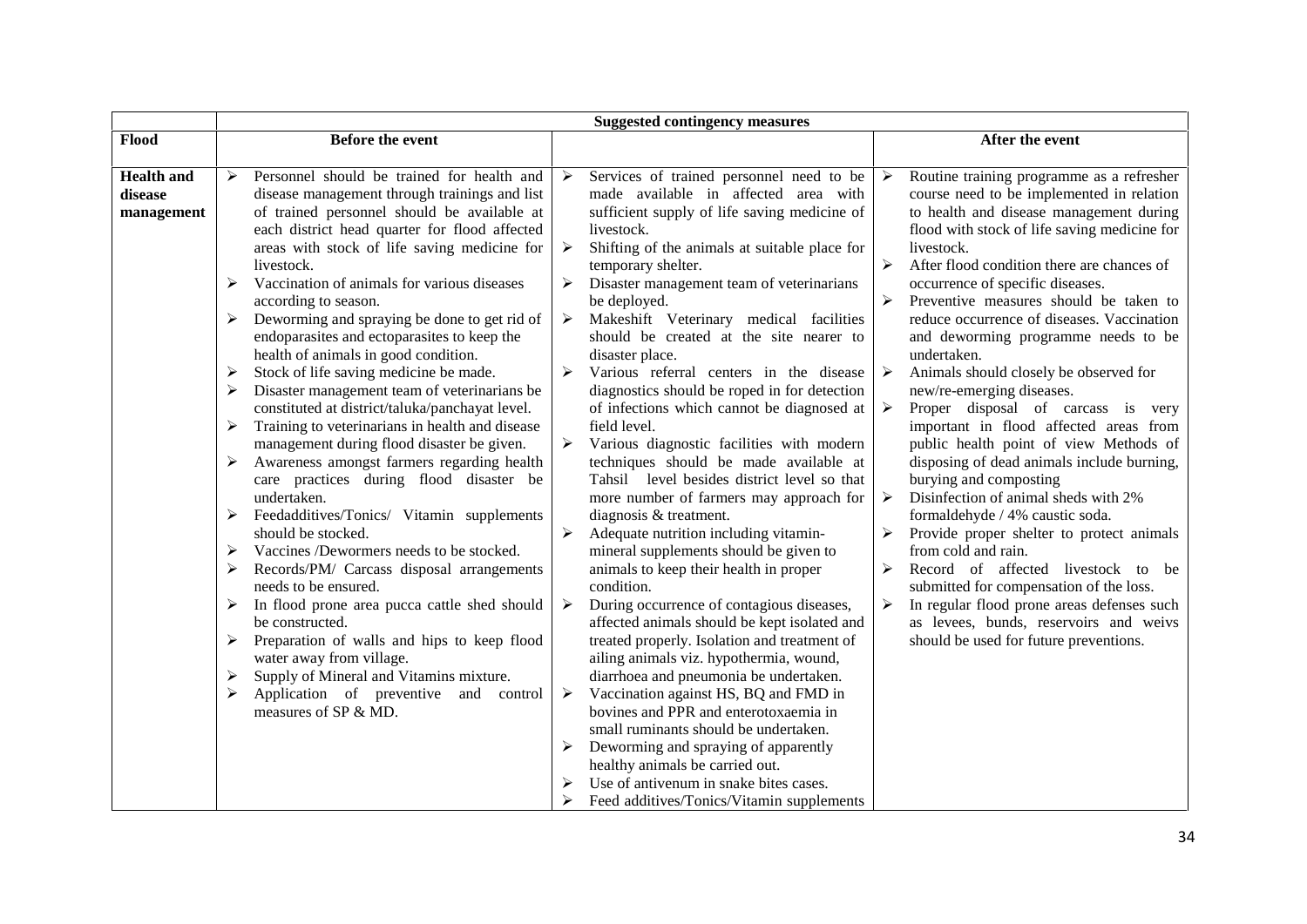| | Suggested contingency measures | | |
|---|---|---|---|
| **Flood** | **Before the event** | | **After the event** |
| **Health and disease management** | ➢ Personnel should be trained for health and disease management through trainings and list of trained personnel should be available at each district head quarter for flood affected areas with stock of life saving medicine for livestock.<br>➢ Vaccination of animals for various diseases according to season.<br>➢ Deworming and spraying be done to get rid of endoparasites and ectoparasites to keep the health of animals in good condition.<br>➢ Stock of life saving medicine be made.<br>➢ Disaster management team of veterinarians be constituted at district/taluka/panchayat level.<br>➢ Training to veterinarians in health and disease management during flood disaster be given.<br>➢ Awareness amongst farmers regarding health care practices during flood disaster be undertaken.<br>➢ Feedadditives/Tonics/ Vitamin supplements should be stocked.<br>➢ Vaccines /Dewormers needs to be stocked.<br>➢ Records/PM/ Carcass disposal arrangements needs to be ensured.<br>➢ In flood prone area pucca cattle shed should be constructed.<br>➢ Preparation of walls and hips to keep flood water away from village.<br>➢ Supply of Mineral and Vitamins mixture.<br>➢ Application of preventive and control measures of SP & MD. | ➢ Services of trained personnel need to be made available in affected area with sufficient supply of life saving medicine of livestock.<br>➢ Shifting of the animals at suitable place for temporary shelter.<br>➢ Disaster management team of veterinarians be deployed.<br>➢ Makeshift Veterinary medical facilities should be created at the site nearer to disaster place.<br>➢ Various referral centers in the disease diagnostics should be roped in for detection of infections which cannot be diagnosed at field level.<br>➢ Various diagnostic facilities with modern techniques should be made available at Tahsil level besides district level so that more number of farmers may approach for diagnosis & treatment.<br>➢ Adequate nutrition including vitamin-mineral supplements should be given to animals to keep their health in proper condition.<br>➢ During occurrence of contagious diseases, affected animals should be kept isolated and treated properly. Isolation and treatment of ailing animals viz. hypothermia, wound, diarrhoea and pneumonia be undertaken.<br>➢ Vaccination against HS, BQ and FMD in bovines and PPR and enterotoxaemia in small ruminants should be undertaken.<br>➢ Deworming and spraying of apparently healthy animals be carried out.<br>➢ Use of antivenum in snake bites cases.<br>➢ Feed additives/Tonics/Vitamin supplements | ➢ Routine training programme as a refresher course need to be implemented in relation to health and disease management during flood with stock of life saving medicine for livestock.<br>➢ After flood condition there are chances of occurrence of specific diseases.<br>➢ Preventive measures should be taken to reduce occurrence of diseases. Vaccination and deworming programme needs to be undertaken.<br>➢ Animals should closely be observed for new/re-emerging diseases.<br>➢ Proper disposal of carcass is very important in flood affected areas from public health point of view Methods of disposing of dead animals include burning, burying and composting<br>➢ Disinfection of animal sheds with 2% formaldehyde / 4% caustic soda.<br>➢ Provide proper shelter to protect animals from cold and rain.<br>➢ Record of affected livestock to be submitted for compensation of the loss.<br>➢ In regular flood prone areas defenses such as levees, bunds, reservoirs and weivs should be used for future preventions. |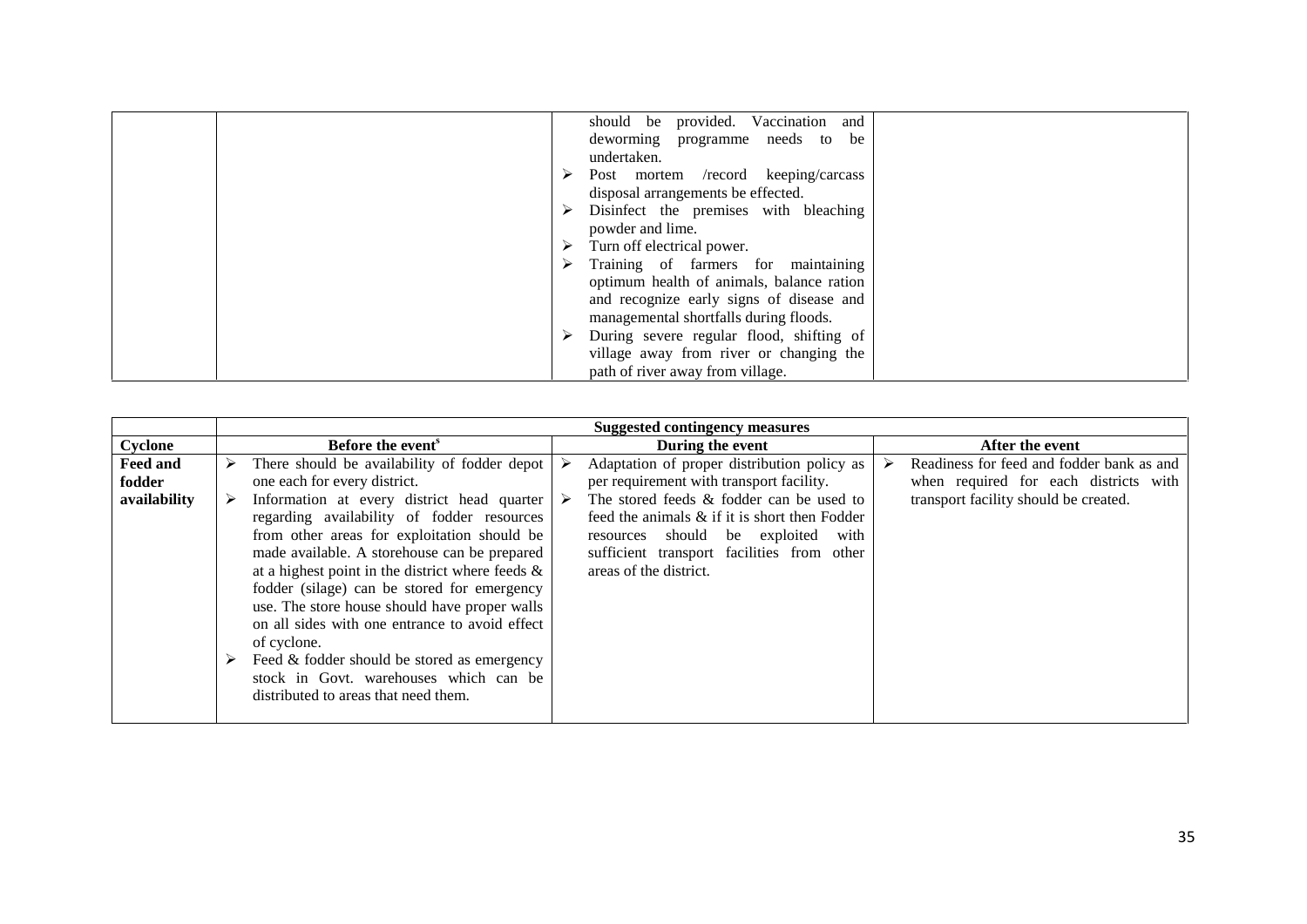| | | | |
|---|---|---|---|
| | | should be provided. Vaccination and deworming programme needs to be undertaken.<br>➢ Post mortem /record keeping/carcass disposal arrangements be effected.<br>➢ Disinfect the premises with bleaching powder and lime.<br>➢ Turn off electrical power.<br>➢ Training of farmers for maintaining optimum health of animals, balance ration and recognize early signs of disease and managemental shortfalls during floods.<br>➢ During severe regular flood, shifting of village away from river or changing the path of river away from village. | |

| | Suggested contingency measures | | |
|---|---|---|---|
| **Cyclone** | **Before the event[s]** | **During the event** | **After the event** |
| **Feed and fodder availability** | ➢ There should be availability of fodder depot one each for every district.<br>➢ Information at every district head quarter regarding availability of fodder resources from other areas for exploitation should be made available. A storehouse can be prepared at a highest point in the district where feeds & fodder (silage) can be stored for emergency use. The store house should have proper walls on all sides with one entrance to avoid effect of cyclone.<br>➢ Feed & fodder should be stored as emergency stock in Govt. warehouses which can be distributed to areas that need them. | ➢ Adaptation of proper distribution policy as per requirement with transport facility.<br>➢ The stored feeds & fodder can be used to feed the animals & if it is short then Fodder resources should be exploited with sufficient transport facilities from other areas of the district. | ➢ Readiness for feed and fodder bank as and when required for each districts with transport facility should be created. |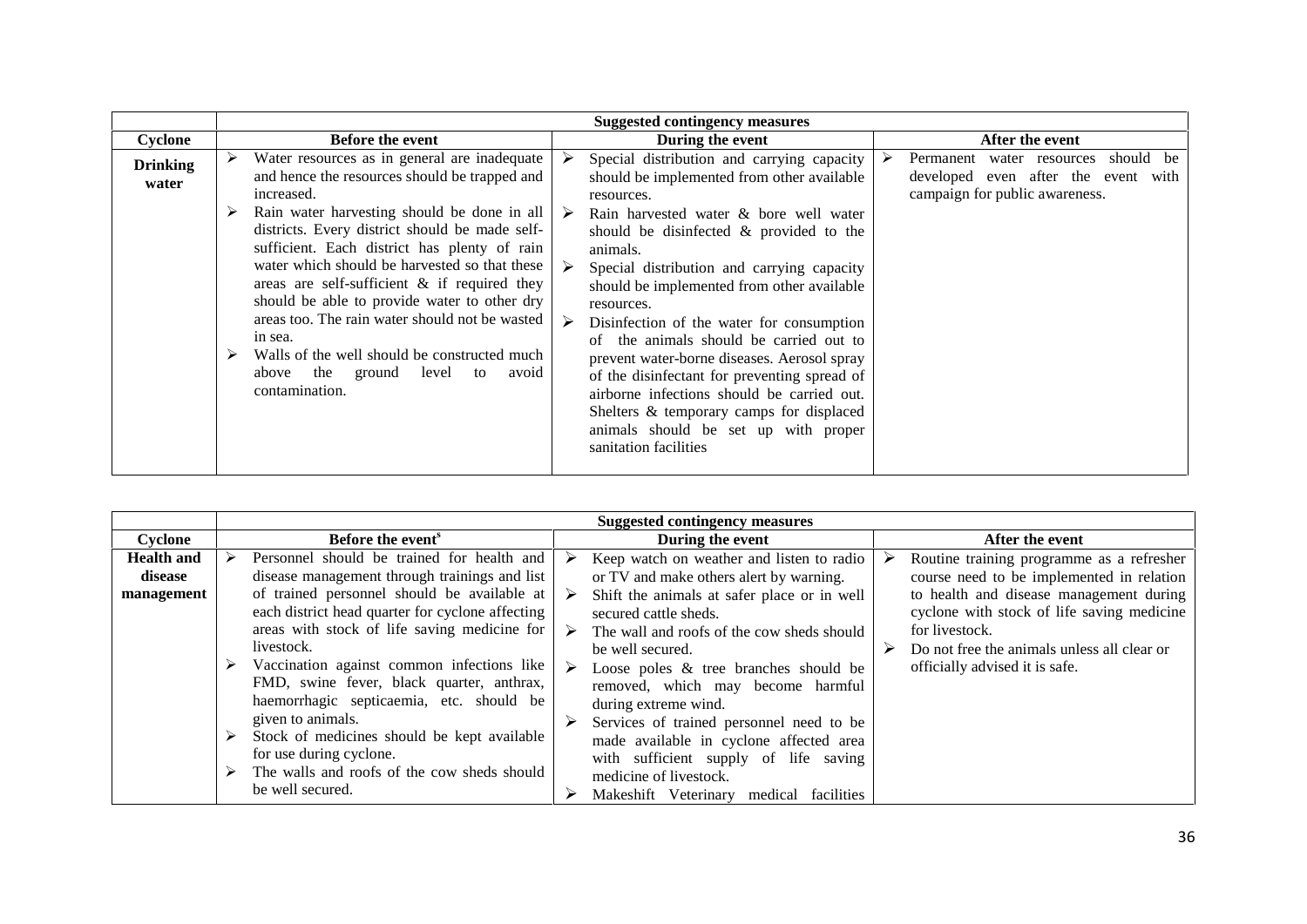| | Suggested contingency measures | | |
|---|---|---|---|
| **Cyclone** | **Before the event** | **During the event** | **After the event** |
| **Drinking water** | ➢ Water resources as in general are inadequate and hence the resources should be trapped and increased.<br>➢ Rain water harvesting should be done in all districts. Every district should be made self-sufficient. Each district has plenty of rain water which should be harvested so that these areas are self-sufficient & if required they should be able to provide water to other dry areas too. The rain water should not be wasted in sea.<br>➢ Walls of the well should be constructed much above the ground level to avoid contamination. | ➢ Special distribution and carrying capacity should be implemented from other available resources.<br>➢ Rain harvested water & bore well water should be disinfected & provided to the animals.<br>➢ Special distribution and carrying capacity should be implemented from other available resources.<br>➢ Disinfection of the water for consumption of the animals should be carried out to prevent water-borne diseases. Aerosol spray of the disinfectant for preventing spread of airborne infections should be carried out. Shelters & temporary camps for displaced animals should be set up with proper sanitation facilities | ➢ Permanent water resources should be developed even after the event with campaign for public awareness. |

| | Suggested contingency measures | | |
|---|---|---|---|
| **Cyclone** | **Before the event[s]** | **During the event** | **After the event** |
| **Health and disease management** | ➢ Personnel should be trained for health and disease management through trainings and list of trained personnel should be available at each district head quarter for cyclone affecting areas with stock of life saving medicine for livestock.<br>➢ Vaccination against common infections like FMD, swine fever, black quarter, anthrax, haemorrhagic septicaemia, etc. should be given to animals.<br>➢ Stock of medicines should be kept available for use during cyclone.<br>➢ The walls and roofs of the cow sheds should be well secured. | ➢ Keep watch on weather and listen to radio or TV and make others alert by warning.<br>➢ Shift the animals at safer place or in well secured cattle sheds.<br>➢ The wall and roofs of the cow sheds should be well secured.<br>➢ Loose poles & tree branches should be removed, which may become harmful during extreme wind.<br>➢ Services of trained personnel need to be made available in cyclone affected area with sufficient supply of life saving medicine of livestock.<br>➢ Makeshift Veterinary medical facilities | ➢ Routine training programme as a refresher course need to be implemented in relation to health and disease management during cyclone with stock of life saving medicine for livestock.<br>➢ Do not free the animals unless all clear or officially advised it is safe. |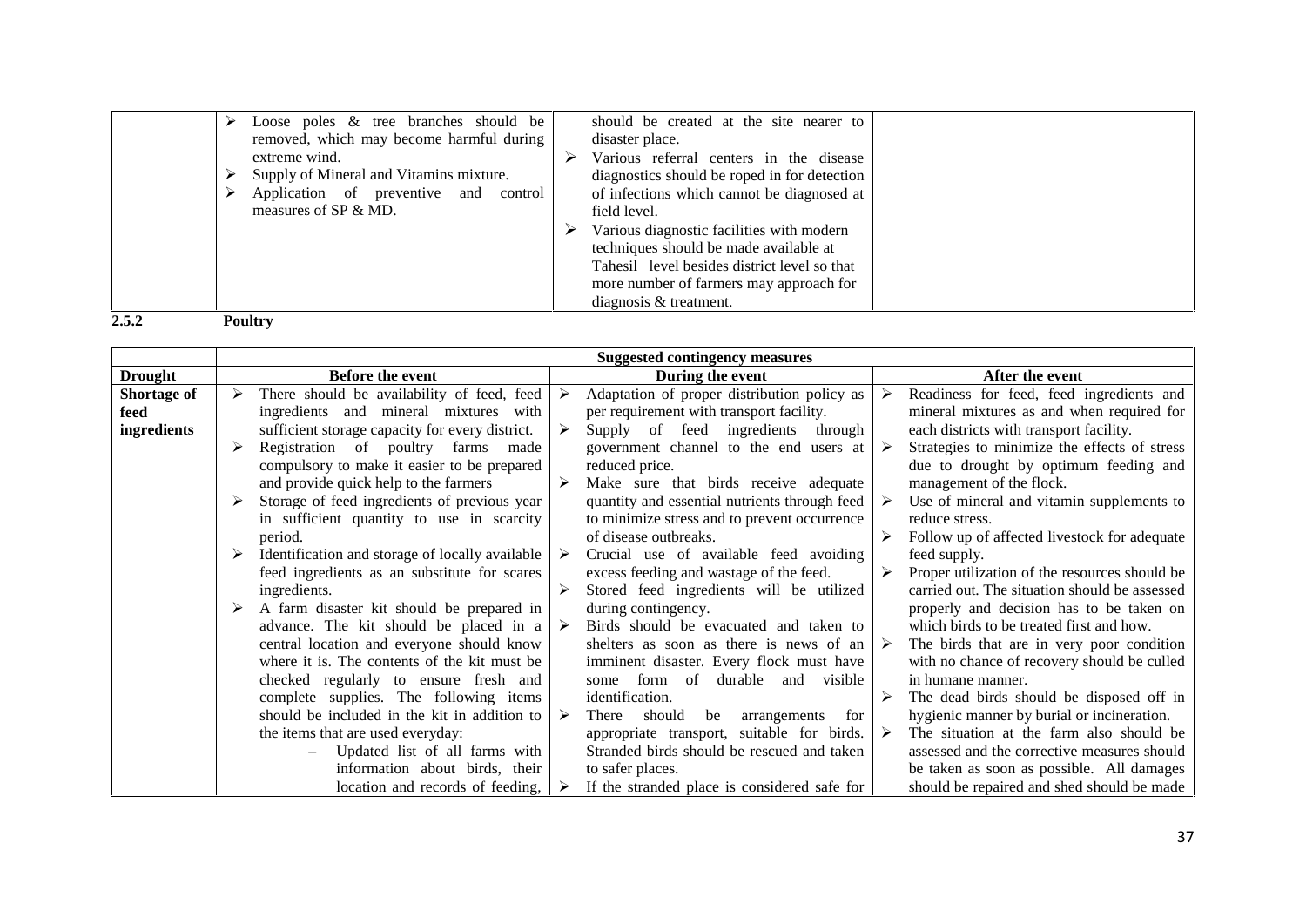|  | Before the event | During the event | After the event |
|---|---|---|---|
|  | ➢ Loose poles & tree branches should be removed, which may become harmful during extreme wind.<br>➢ Supply of Mineral and Vitamins mixture.<br>➢ Application of preventive and control measures of SP & MD. | should be created at the site nearer to disaster place.<br>➢ Various referral centers in the disease diagnostics should be roped in for detection of infections which cannot be diagnosed at field level.<br>➢ Various diagnostic facilities with modern techniques should be made available at Tahesil level besides district level so that more number of farmers may approach for diagnosis & treatment. |  |

**2.5.2 Poultry**

|  | Suggested contingency measures | | |
|---|---|---|---|
| **Drought** | **Before the event** | **During the event** | **After the event** |
| **Shortage of feed ingredients** | ➢ There should be availability of feed, feed ingredients and mineral mixtures with sufficient storage capacity for every district.<br>➢ Registration of poultry farms made compulsory to make it easier to be prepared and provide quick help to the farmers<br>➢ Storage of feed ingredients of previous year in sufficient quantity to use in scarcity period.<br>➢ Identification and storage of locally available feed ingredients as an substitute for scares ingredients.<br>➢ A farm disaster kit should be prepared in advance. The kit should be placed in a central location and everyone should know where it is. The contents of the kit must be checked regularly to ensure fresh and complete supplies. The following items should be included in the kit in addition to the items that are used everyday:<br>– Updated list of all farms with information about birds, their location and records of feeding, | ➢ Adaptation of proper distribution policy as per requirement with transport facility.<br>➢ Supply of feed ingredients through government channel to the end users at reduced price.<br>➢ Make sure that birds receive adequate quantity and essential nutrients through feed to minimize stress and to prevent occurrence of disease outbreaks.<br>➢ Crucial use of available feed avoiding excess feeding and wastage of the feed.<br>➢ Stored feed ingredients will be utilized during contingency.<br>➢ Birds should be evacuated and taken to shelters as soon as there is news of an imminent disaster. Every flock must have some form of durable and visible identification.<br>➢ There should be arrangements for appropriate transport, suitable for birds. Stranded birds should be rescued and taken to safer places.<br>➢ If the stranded place is considered safe for | ➢ Readiness for feed, feed ingredients and mineral mixtures as and when required for each districts with transport facility.<br>➢ Strategies to minimize the effects of stress due to drought by optimum feeding and management of the flock.<br>➢ Use of mineral and vitamin supplements to reduce stress.<br>➢ Follow up of affected livestock for adequate feed supply.<br>➢ Proper utilization of the resources should be carried out. The situation should be assessed properly and decision has to be taken on which birds to be treated first and how.<br>➢ The birds that are in very poor condition with no chance of recovery should be culled in humane manner.<br>➢ The dead birds should be disposed off in hygienic manner by burial or incineration.<br>➢ The situation at the farm also should be assessed and the corrective measures should be taken as soon as possible. All damages should be repaired and shed should be made |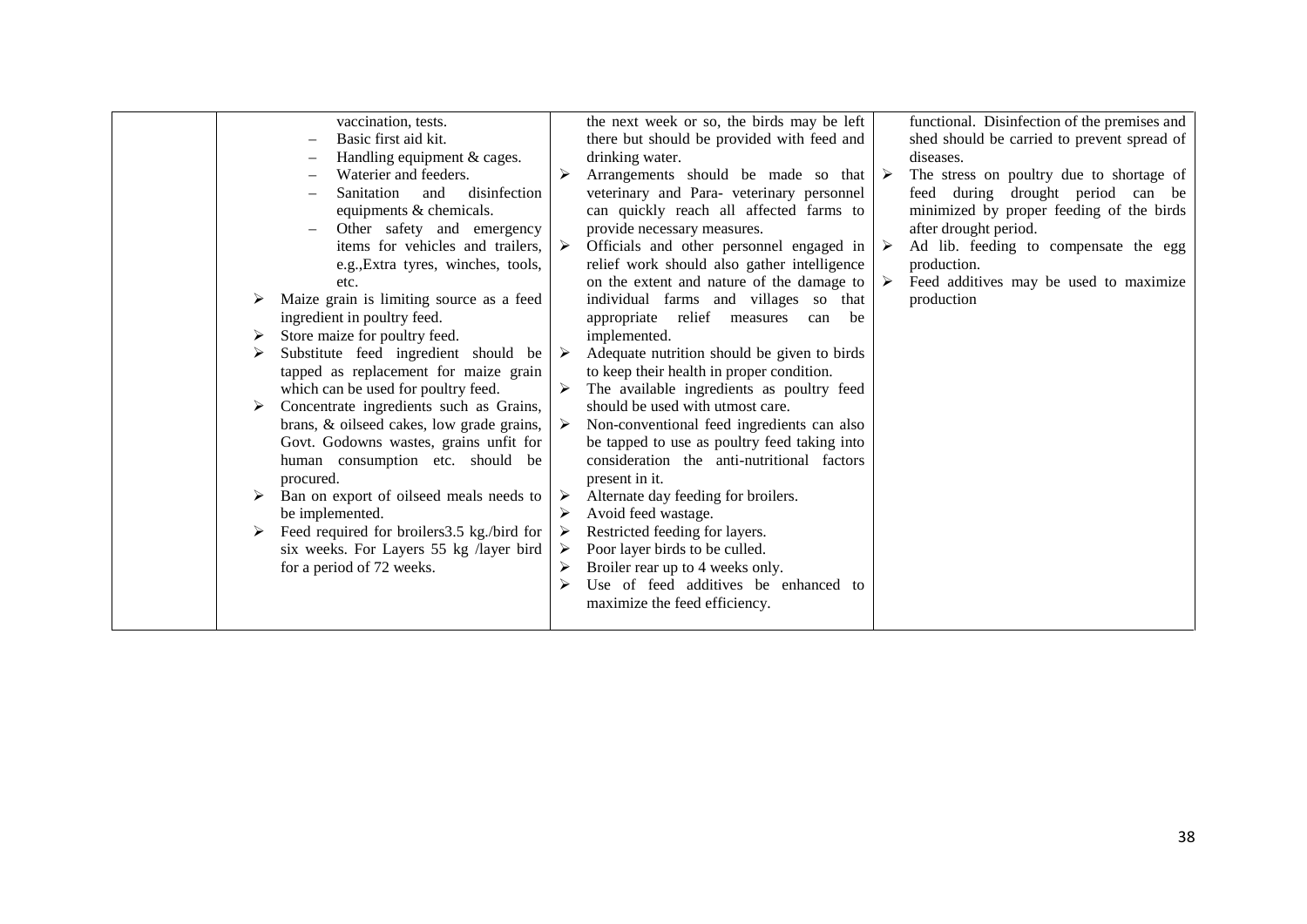| | | | |
|---|---|---|---|
| | vaccination, tests.<br>– Basic first aid kit.<br>– Handling equipment & cages.<br>– Waterier and feeders.<br>– Sanitation and disinfection equipments & chemicals.<br>– Other safety and emergency items for vehicles and trailers, e.g.,Extra tyres, winches, tools, etc.<br>➢ Maize grain is limiting source as a feed ingredient in poultry feed.<br>➢ Store maize for poultry feed.<br>➢ Substitute feed ingredient should be tapped as replacement for maize grain which can be used for poultry feed.<br>➢ Concentrate ingredients such as Grains, brans, & oilseed cakes, low grade grains, Govt. Godowns wastes, grains unfit for human consumption etc. should be procured.<br>➢ Ban on export of oilseed meals needs to be implemented.<br>➢ Feed required for broilers3.5 kg./bird for six weeks. For Layers 55 kg /layer bird for a period of 72 weeks. | the next week or so, the birds may be left there but should be provided with feed and drinking water.<br>➢ Arrangements should be made so that veterinary and Para- veterinary personnel can quickly reach all affected farms to provide necessary measures.<br>➢ Officials and other personnel engaged in relief work should also gather intelligence on the extent and nature of the damage to individual farms and villages so that appropriate relief measures can be implemented.<br>➢ Adequate nutrition should be given to birds to keep their health in proper condition.<br>➢ The available ingredients as poultry feed should be used with utmost care.<br>➢ Non-conventional feed ingredients can also be tapped to use as poultry feed taking into consideration the anti-nutritional factors present in it.<br>➢ Alternate day feeding for broilers.<br>➢ Avoid feed wastage.<br>➢ Restricted feeding for layers.<br>➢ Poor layer birds to be culled.<br>➢ Broiler rear up to 4 weeks only.<br>➢ Use of feed additives be enhanced to maximize the feed efficiency. | functional. Disinfection of the premises and shed should be carried to prevent spread of diseases.<br>➢ The stress on poultry due to shortage of feed during drought period can be minimized by proper feeding of the birds after drought period.<br>➢ Ad lib. feeding to compensate the egg production.<br>➢ Feed additives may be used to maximize production |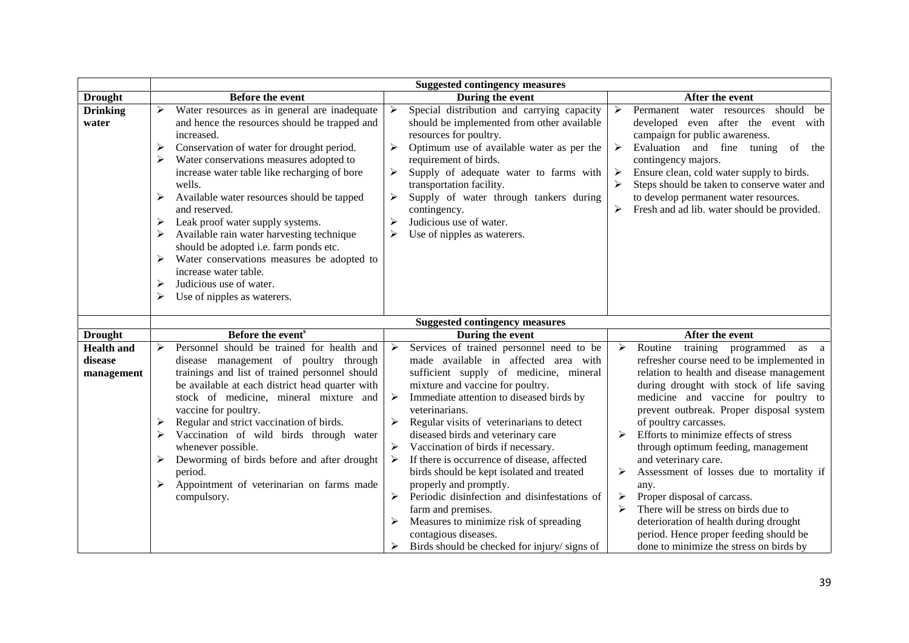| | Suggested contingency measures | | |
|---|---|---|---|
| **Drought** | **Before the event** | **During the event** | **After the event** |
| **Drinking water** | ➢ Water resources as in general are inadequate and hence the resources should be trapped and increased.<br>➢ Conservation of water for drought period.<br>➢ Water conservations measures adopted to increase water table like recharging of bore wells.<br>➢ Available water resources should be tapped and reserved.<br>➢ Leak proof water supply systems.<br>➢ Available rain water harvesting technique should be adopted i.e. farm ponds etc.<br>➢ Water conservations measures be adopted to increase water table.<br>➢ Judicious use of water.<br>➢ Use of nipples as waterers. | ➢ Special distribution and carrying capacity should be implemented from other available resources for poultry.<br>➢ Optimum use of available water as per the requirement of birds.<br>➢ Supply of adequate water to farms with transportation facility.<br>➢ Supply of water through tankers during contingency.<br>➢ Judicious use of water.<br>➢ Use of nipples as waterers. | ➢ Permanent water resources should be developed even after the event with campaign for public awareness.<br>➢ Evaluation and fine tuning of the contingency majors.<br>➢ Ensure clean, cold water supply to birds.<br>➢ Steps should be taken to conserve water and to develop permanent water resources.<br>➢ Fresh and ad lib. water should be provided. |

| | Suggested contingency measures | | |
|---|---|---|---|
| **Drought** | **Before the event[s]** | **During the event** | **After the event** |
| **Health and disease management** | ➢ Personnel should be trained for health and disease management of poultry through trainings and list of trained personnel should be available at each district head quarter with stock of medicine, mineral mixture and vaccine for poultry.<br>➢ Regular and strict vaccination of birds.<br>➢ Vaccination of wild birds through water whenever possible.<br>➢ Deworming of birds before and after drought period.<br>➢ Appointment of veterinarian on farms made compulsory. | ➢ Services of trained personnel need to be made available in affected area with sufficient supply of medicine, mineral mixture and vaccine for poultry.<br>➢ Immediate attention to diseased birds by veterinarians.<br>➢ Regular visits of veterinarians to detect diseased birds and veterinary care<br>➢ Vaccination of birds if necessary.<br>➢ If there is occurrence of disease, affected birds should be kept isolated and treated properly and promptly.<br>➢ Periodic disinfection and disinfestations of farm and premises.<br>➢ Measures to minimize risk of spreading contagious diseases.<br>➢ Birds should be checked for injury/ signs of | ➢ Routine training programmed as a refresher course need to be implemented in relation to health and disease management during drought with stock of life saving medicine and vaccine for poultry to prevent outbreak. Proper disposal system of poultry carcasses.<br>➢ Efforts to minimize effects of stress through optimum feeding, management and veterinary care.<br>➢ Assessment of losses due to mortality if any.<br>➢ Proper disposal of carcass.<br>➢ There will be stress on birds due to deterioration of health during drought period. Hence proper feeding should be done to minimize the stress on birds by |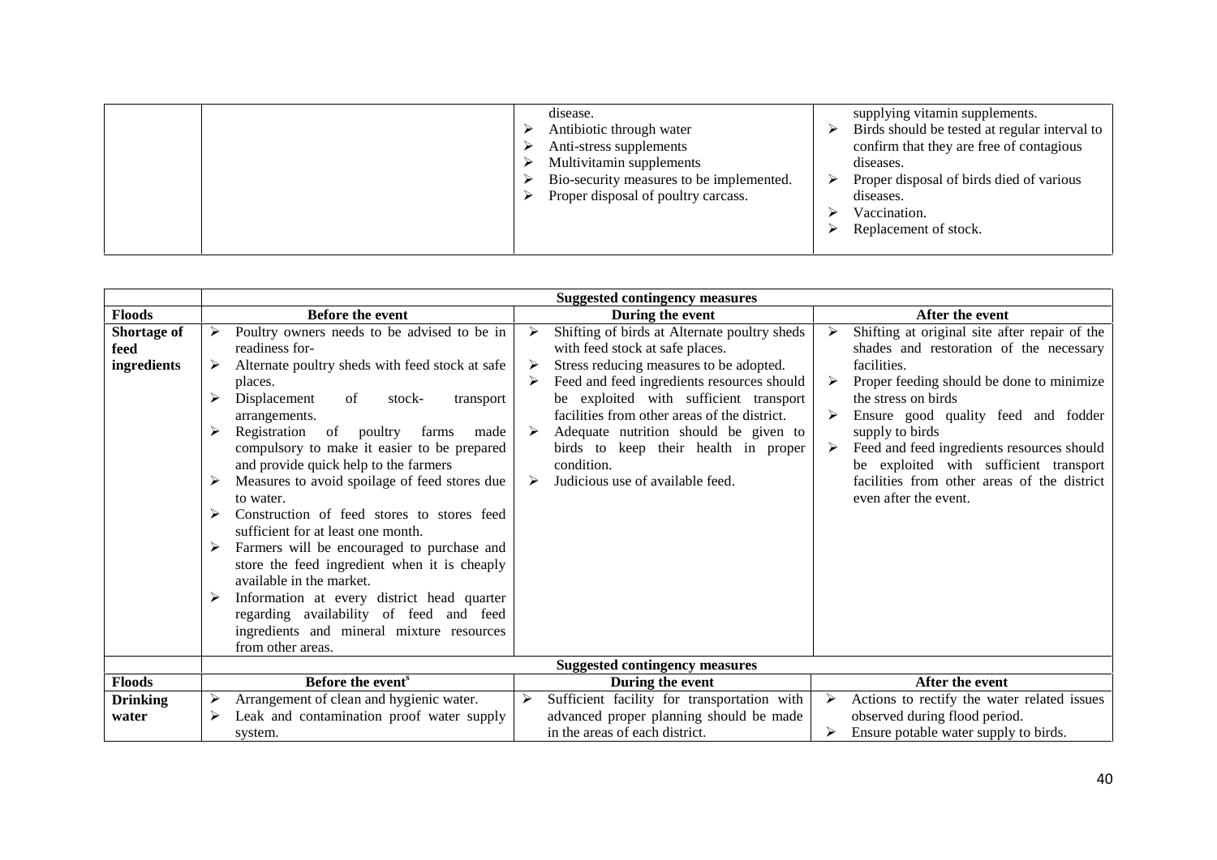| | | | |
|---|---|---|---|
| | | disease.<br>➢ Antibiotic through water<br>➢ Anti-stress supplements<br>➢ Multivitamin supplements<br>➢ Bio-security measures to be implemented.<br>➢ Proper disposal of poultry carcass. | supplying vitamin supplements.<br>➢ Birds should be tested at regular interval to confirm that they are free of contagious diseases.<br>➢ Proper disposal of birds died of various diseases.<br>➢ Vaccination.<br>➢ Replacement of stock. |

| | **Suggested contingency measures** | | |
|---|---|---|---|
| **Floods** | **Before the event** | **During the event** | **After the event** |
| **Shortage of feed ingredients** | ➢ Poultry owners needs to be advised to be in readiness for-<br>➢ Alternate poultry sheds with feed stock at safe places.<br>➢ Displacement of stock- transport arrangements.<br>➢ Registration of poultry farms made compulsory to make it easier to be prepared and provide quick help to the farmers<br>➢ Measures to avoid spoilage of feed stores due to water.<br>➢ Construction of feed stores to stores feed sufficient for at least one month.<br>➢ Farmers will be encouraged to purchase and store the feed ingredient when it is cheaply available in the market.<br>➢ Information at every district head quarter regarding availability of feed and feed ingredients and mineral mixture resources from other areas. | ➢ Shifting of birds at Alternate poultry sheds with feed stock at safe places.<br>➢ Stress reducing measures to be adopted.<br>➢ Feed and feed ingredients resources should be exploited with sufficient transport facilities from other areas of the district.<br>➢ Adequate nutrition should be given to birds to keep their health in proper condition.<br>➢ Judicious use of available feed. | ➢ Shifting at original site after repair of the shades and restoration of the necessary facilities.<br>➢ Proper feeding should be done to minimize the stress on birds<br>➢ Ensure good quality feed and fodder supply to birds<br>➢ Feed and feed ingredients resources should be exploited with sufficient transport facilities from other areas of the district even after the event. |
| | **Suggested contingency measures** | | |
| **Floods** | **Before the event**[s] | **During the event** | **After the event** |
| **Drinking water** | ➢ Arrangement of clean and hygienic water.<br>➢ Leak and contamination proof water supply system. | ➢ Sufficient facility for transportation with advanced proper planning should be made in the areas of each district. | ➢ Actions to rectify the water related issues observed during flood period.<br>➢ Ensure potable water supply to birds. |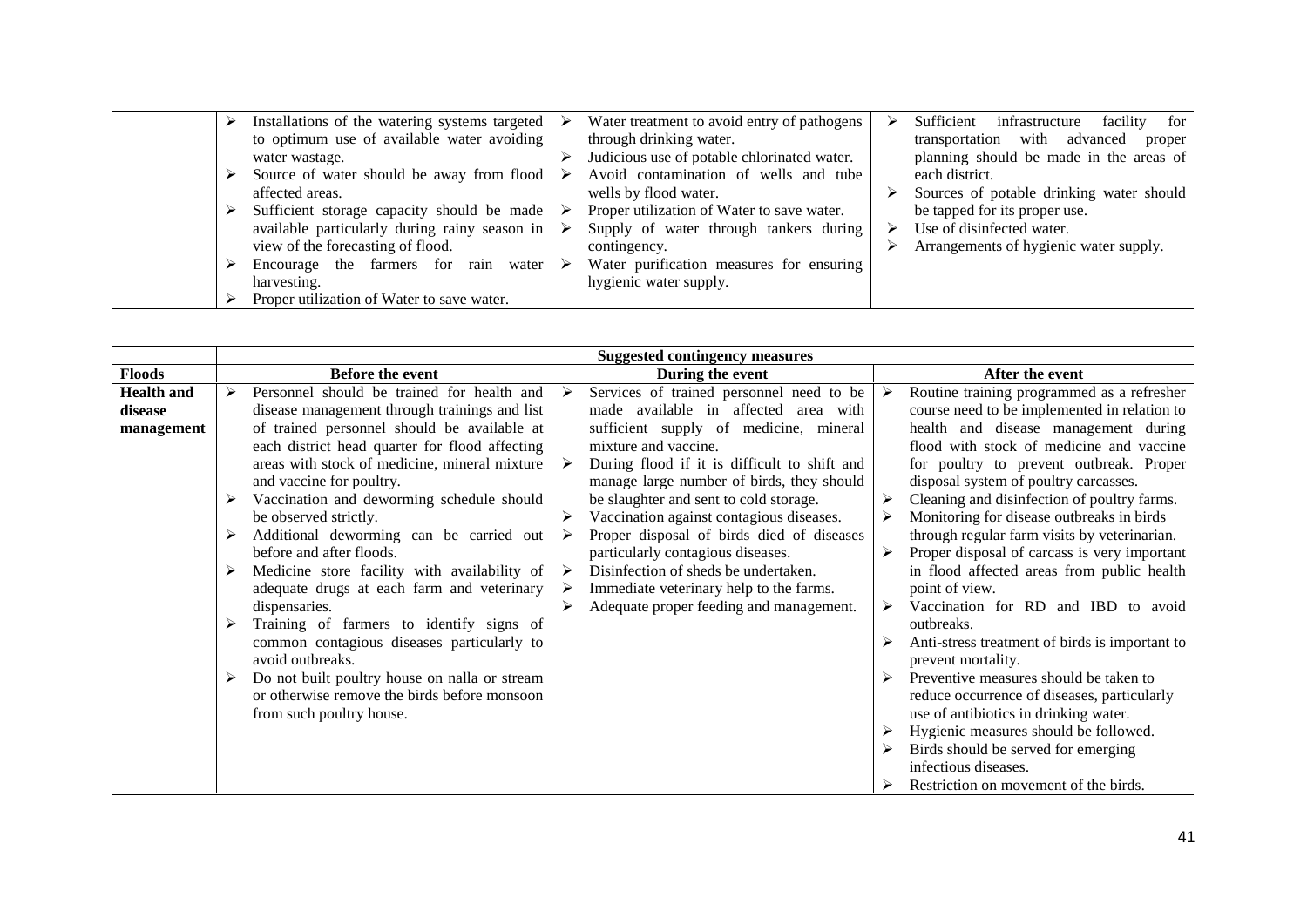| | | | |
|---|---|---|---|
| | ➢ Installations of the watering systems targeted to optimum use of available water avoiding water wastage.<br>➢ Source of water should be away from flood affected areas.<br>➢ Sufficient storage capacity should be made available particularly during rainy season in view of the forecasting of flood.<br>➢ Encourage the farmers for rain water harvesting.<br>➢ Proper utilization of Water to save water. | ➢ Water treatment to avoid entry of pathogens through drinking water.<br>➢ Judicious use of potable chlorinated water.<br>➢ Avoid contamination of wells and tube wells by flood water.<br>➢ Proper utilization of Water to save water.<br>➢ Supply of water through tankers during contingency.<br>➢ Water purification measures for ensuring hygienic water supply. | ➢ Sufficient infrastructure facility for transportation with advanced proper planning should be made in the areas of each district.<br>➢ Sources of potable drinking water should be tapped for its proper use.<br>➢ Use of disinfected water.<br>➢ Arrangements of hygienic water supply. |

| | Suggested contingency measures | | |
|---|---|---|---|
| **Floods** | **Before the event** | **During the event** | **After the event** |
| **Health and disease management** | ➢ Personnel should be trained for health and disease management through trainings and list of trained personnel should be available at each district head quarter for flood affecting areas with stock of medicine, mineral mixture and vaccine for poultry.<br>➢ Vaccination and deworming schedule should be observed strictly.<br>➢ Additional deworming can be carried out before and after floods.<br>➢ Medicine store facility with availability of adequate drugs at each farm and veterinary dispensaries.<br>➢ Training of farmers to identify signs of common contagious diseases particularly to avoid outbreaks.<br>➢ Do not built poultry house on nalla or stream or otherwise remove the birds before monsoon from such poultry house. | ➢ Services of trained personnel need to be made available in affected area with sufficient supply of medicine, mineral mixture and vaccine.<br>➢ During flood if it is difficult to shift and manage large number of birds, they should be slaughter and sent to cold storage.<br>➢ Vaccination against contagious diseases.<br>➢ Proper disposal of birds died of diseases particularly contagious diseases.<br>➢ Disinfection of sheds be undertaken.<br>➢ Immediate veterinary help to the farms.<br>➢ Adequate proper feeding and management. | ➢ Routine training programmed as a refresher course need to be implemented in relation to health and disease management during flood with stock of medicine and vaccine for poultry to prevent outbreak. Proper disposal system of poultry carcasses.<br>➢ Cleaning and disinfection of poultry farms.<br>➢ Monitoring for disease outbreaks in birds through regular farm visits by veterinarian.<br>➢ Proper disposal of carcass is very important in flood affected areas from public health point of view.<br>➢ Vaccination for RD and IBD to avoid outbreaks.<br>➢ Anti-stress treatment of birds is important to prevent mortality.<br>➢ Preventive measures should be taken to reduce occurrence of diseases, particularly use of antibiotics in drinking water.<br>➢ Hygienic measures should be followed.<br>➢ Birds should be served for emerging infectious diseases.<br>➢ Restriction on movement of the birds. |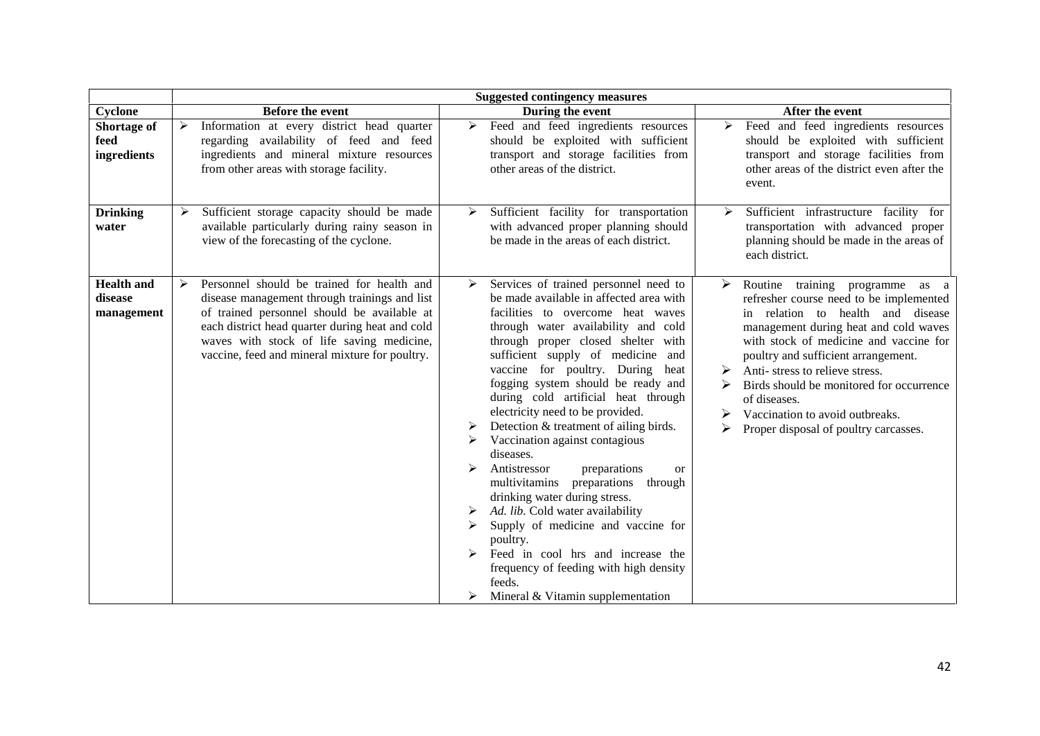| Cyclone | Suggested contingency measures | | |
|---|---|---|---|
| | **Before the event** | **During the event** | **After the event** |
| **Shortage of feed ingredients** | ➢ Information at every district head quarter regarding availability of feed and feed ingredients and mineral mixture resources from other areas with storage facility. | ➢ Feed and feed ingredients resources should be exploited with sufficient transport and storage facilities from other areas of the district. | ➢ Feed and feed ingredients resources should be exploited with sufficient transport and storage facilities from other areas of the district even after the event. |
| **Drinking water** | ➢ Sufficient storage capacity should be made available particularly during rainy season in view of the forecasting of the cyclone. | ➢ Sufficient facility for transportation with advanced proper planning should be made in the areas of each district. | ➢ Sufficient infrastructure facility for transportation with advanced proper planning should be made in the areas of each district. |
| **Health and disease management** | ➢ Personnel should be trained for health and disease management through trainings and list of trained personnel should be available at each district head quarter during heat and cold waves with stock of life saving medicine, vaccine, feed and mineral mixture for poultry. | ➢ Services of trained personnel need to be made available in affected area with facilities to overcome heat waves through water availability and cold through proper closed shelter with sufficient supply of medicine and vaccine for poultry. During heat fogging system should be ready and during cold artificial heat through electricity need to be provided.<br>➢ Detection & treatment of ailing birds.<br>➢ Vaccination against contagious diseases.<br>➢ Antistressor preparations or multivitamins preparations through drinking water during stress.<br>➢ *Ad. lib.* Cold water availability<br>➢ Supply of medicine and vaccine for poultry.<br>➢ Feed in cool hrs and increase the frequency of feeding with high density feeds.<br>➢ Mineral & Vitamin supplementation | ➢ Routine training programme as a refresher course need to be implemented in relation to health and disease management during heat and cold waves with stock of medicine and vaccine for poultry and sufficient arrangement.<br>➢ Anti- stress to relieve stress.<br>➢ Birds should be monitored for occurrence of diseases.<br>➢ Vaccination to avoid outbreaks.<br>➢ Proper disposal of poultry carcasses. |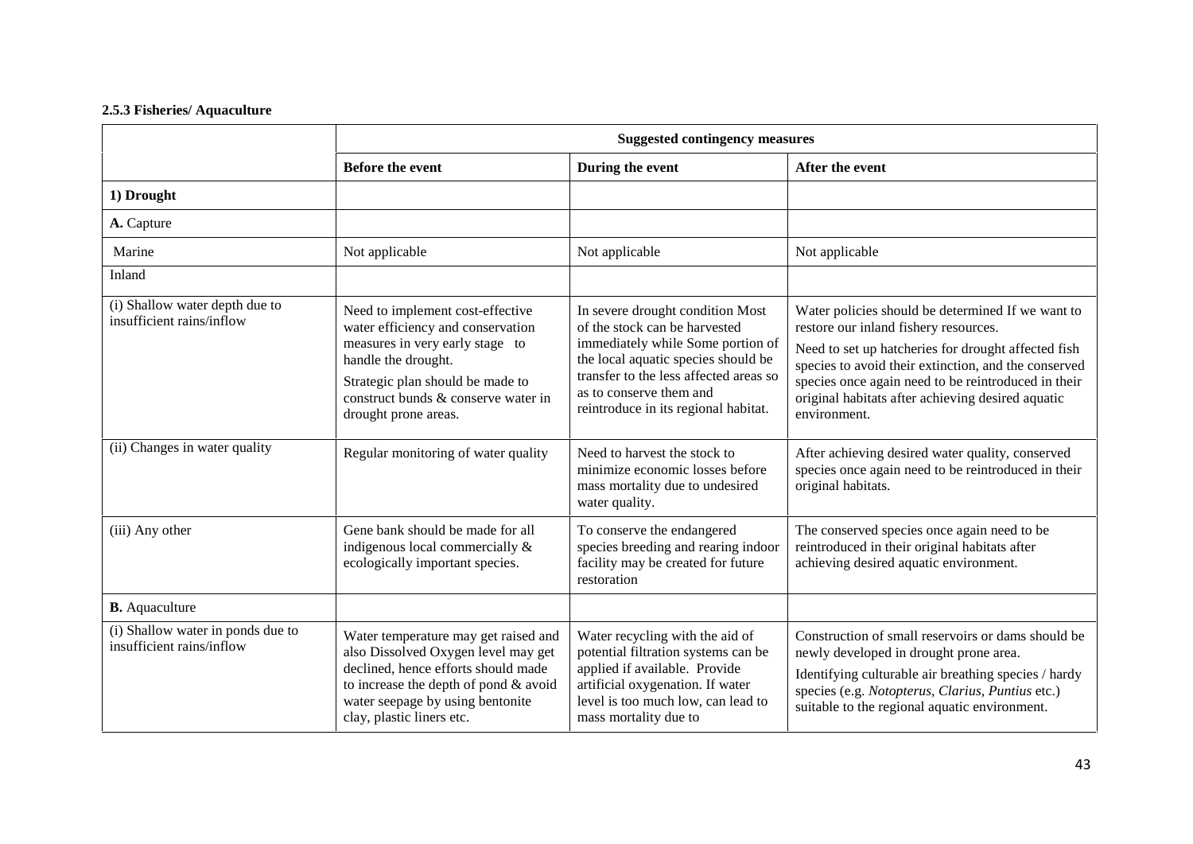**2.5.3 Fisheries/ Aquaculture**

| | Suggested contingency measures | | |
|---|---|---|---|
| | **Before the event** | **During the event** | **After the event** |
| **1) Drought** | | | |
| **A.** Capture | | | |
| Marine | Not applicable | Not applicable | Not applicable |
| Inland | | | |
| (i) Shallow water depth due to insufficient rains/inflow | Need to implement cost-effective water efficiency and conservation measures in very early stage to handle the drought.<br>Strategic plan should be made to construct bunds & conserve water in drought prone areas. | In severe drought condition Most of the stock can be harvested immediately while Some portion of the local aquatic species should be transfer to the less affected areas so as to conserve them and reintroduce in its regional habitat. | Water policies should be determined If we want to restore our inland fishery resources.<br>Need to set up hatcheries for drought affected fish species to avoid their extinction, and the conserved species once again need to be reintroduced in their original habitats after achieving desired aquatic environment. |
| (ii) Changes in water quality | Regular monitoring of water quality | Need to harvest the stock to minimize economic losses before mass mortality due to undesired water quality. | After achieving desired water quality, conserved species once again need to be reintroduced in their original habitats. |
| (iii) Any other | Gene bank should be made for all indigenous local commercially & ecologically important species. | To conserve the endangered species breeding and rearing indoor facility may be created for future restoration | The conserved species once again need to be reintroduced in their original habitats after achieving desired aquatic environment. |
| **B.** Aquaculture | | | |
| (i) Shallow water in ponds due to insufficient rains/inflow | Water temperature may get raised and also Dissolved Oxygen level may get declined, hence efforts should made to increase the depth of pond & avoid water seepage by using bentonite clay, plastic liners etc. | Water recycling with the aid of potential filtration systems can be applied if available. Provide artificial oxygenation. If water level is too much low, can lead to mass mortality due to | Construction of small reservoirs or dams should be newly developed in drought prone area.<br>Identifying culturable air breathing species / hardy species (e.g. *Notopterus*, *Clarius*, *Puntius* etc.) suitable to the regional aquatic environment. |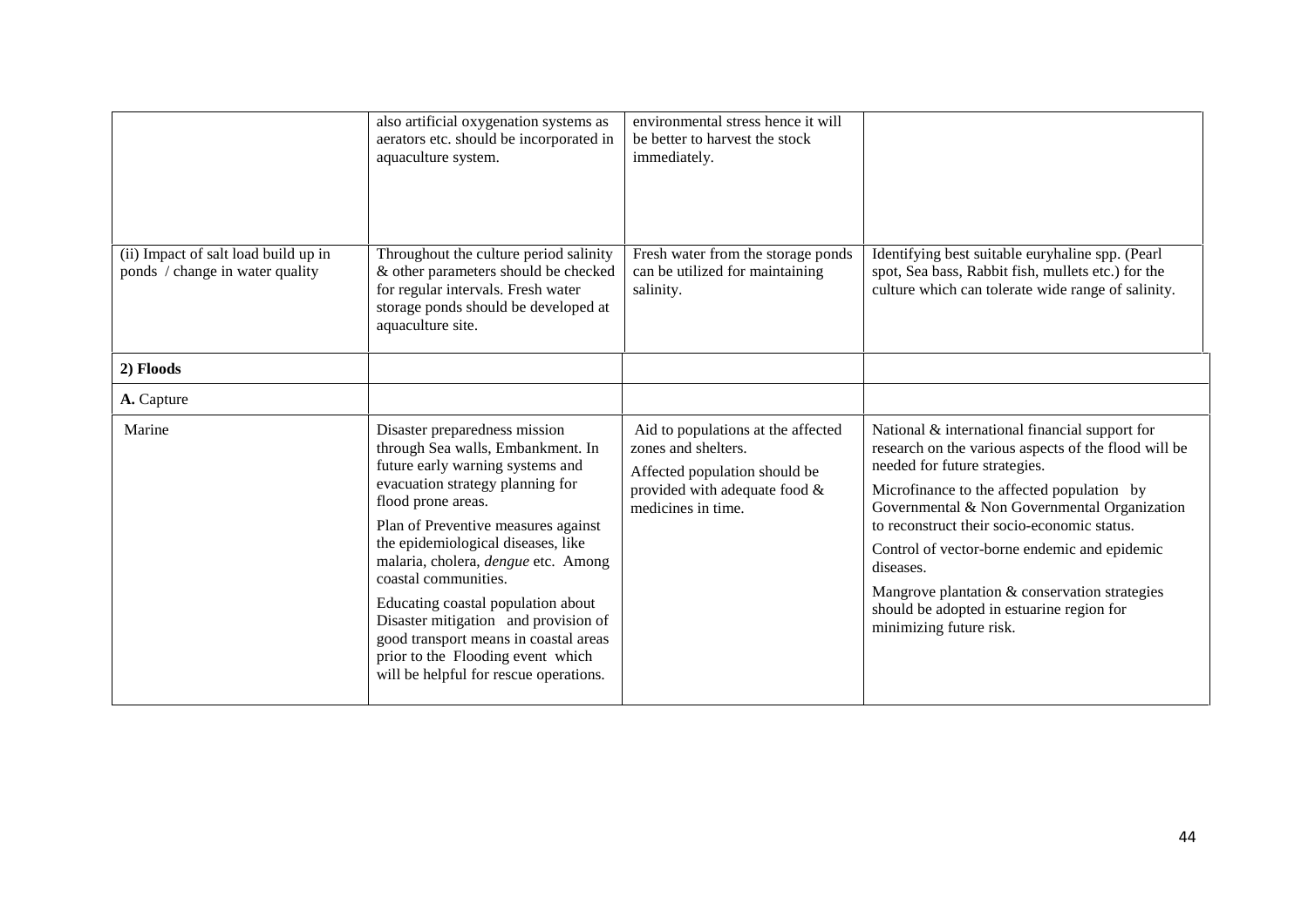| | | | |
|---|---|---|---|
| | also artificial oxygenation systems as aerators etc. should be incorporated in aquaculture system. | environmental stress hence it will be better to harvest the stock immediately. | |
| (ii) Impact of salt load build up in ponds / change in water quality | Throughout the culture period salinity & other parameters should be checked for regular intervals. Fresh water storage ponds should be developed at aquaculture site. | Fresh water from the storage ponds can be utilized for maintaining salinity. | Identifying best suitable euryhaline spp. (Pearl spot, Sea bass, Rabbit fish, mullets etc.) for the culture which can tolerate wide range of salinity. |
| **2) Floods** | | | |
| **A.** Capture | | | |
| Marine | Disaster preparedness mission through Sea walls, Embankment. In future early warning systems and evacuation strategy planning for flood prone areas.<br><br>Plan of Preventive measures against the epidemiological diseases, like malaria, cholera, *dengue* etc. Among coastal communities.<br><br>Educating coastal population about Disaster mitigation and provision of good transport means in coastal areas prior to the Flooding event which will be helpful for rescue operations. | Aid to populations at the affected zones and shelters.<br><br>Affected population should be provided with adequate food & medicines in time. | National & international financial support for research on the various aspects of the flood will be needed for future strategies.<br><br>Microfinance to the affected population by Governmental & Non Governmental Organization to reconstruct their socio-economic status.<br><br>Control of vector-borne endemic and epidemic diseases.<br><br>Mangrove plantation & conservation strategies should be adopted in estuarine region for minimizing future risk. |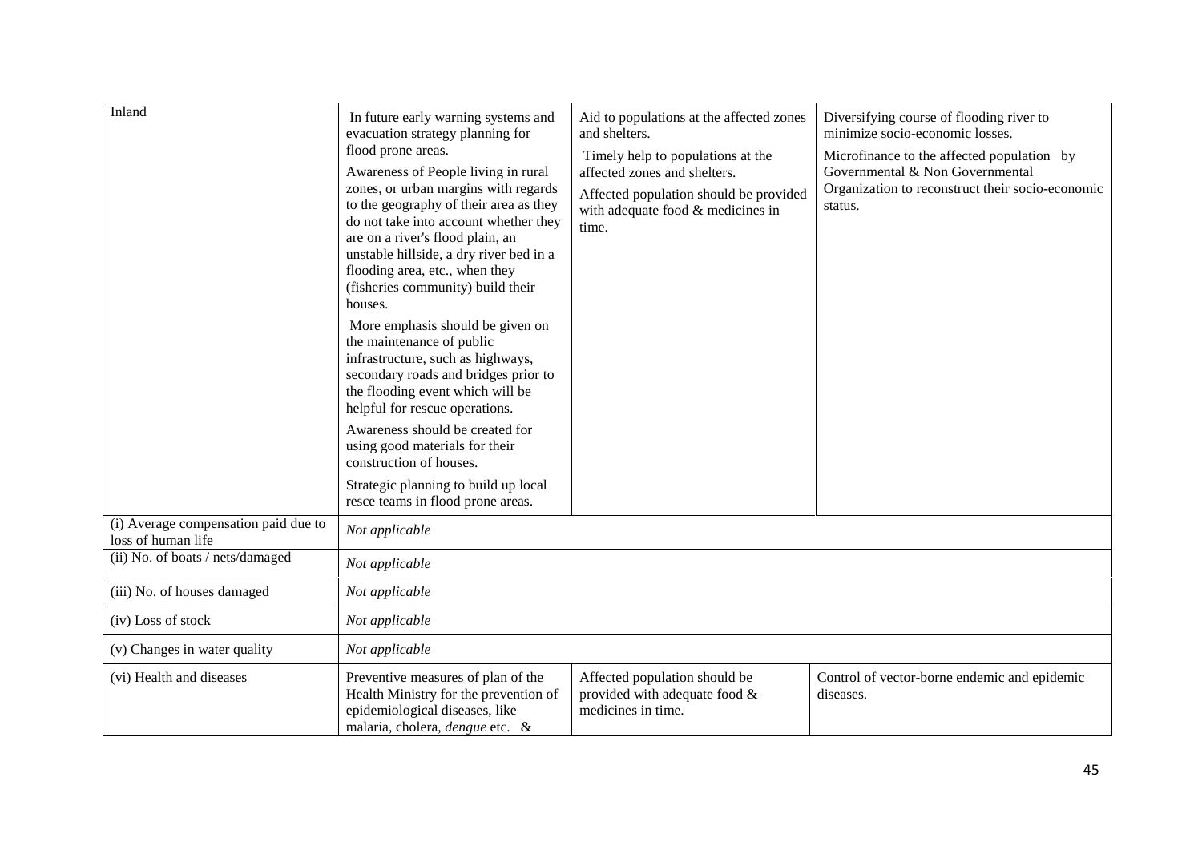| Inland | In future early warning systems and evacuation strategy planning for flood prone areas.<br><br>Awareness of People living in rural zones, or urban margins with regards to the geography of their area as they do not take into account whether they are on a river's flood plain, an unstable hillside, a dry river bed in a flooding area, etc., when they (fisheries community) build their houses.<br><br>More emphasis should be given on the maintenance of public infrastructure, such as highways, secondary roads and bridges prior to the flooding event which will be helpful for rescue operations.<br><br>Awareness should be created for using good materials for their construction of houses.<br><br>Strategic planning to build up local resce teams in flood prone areas. | Aid to populations at the affected zones and shelters.<br><br>Timely help to populations at the affected zones and shelters.<br><br>Affected population should be provided with adequate food & medicines in time. | Diversifying course of flooding river to minimize socio-economic losses.<br><br>Microfinance to the affected population by Governmental & Non Governmental Organization to reconstruct their socio-economic status. |
|---|---|---|---|
| (i) Average compensation paid due to loss of human life | *Not applicable* | | |
| (ii) No. of boats / nets/damaged | *Not applicable* | | |
| (iii) No. of houses damaged | *Not applicable* | | |
| (iv) Loss of stock | *Not applicable* | | |
| (v) Changes in water quality | *Not applicable* | | |
| (vi) Health and diseases | Preventive measures of plan of the Health Ministry for the prevention of epidemiological diseases, like malaria, cholera, *dengue* etc. & | Affected population should be provided with adequate food & medicines in time. | Control of vector-borne endemic and epidemic diseases. |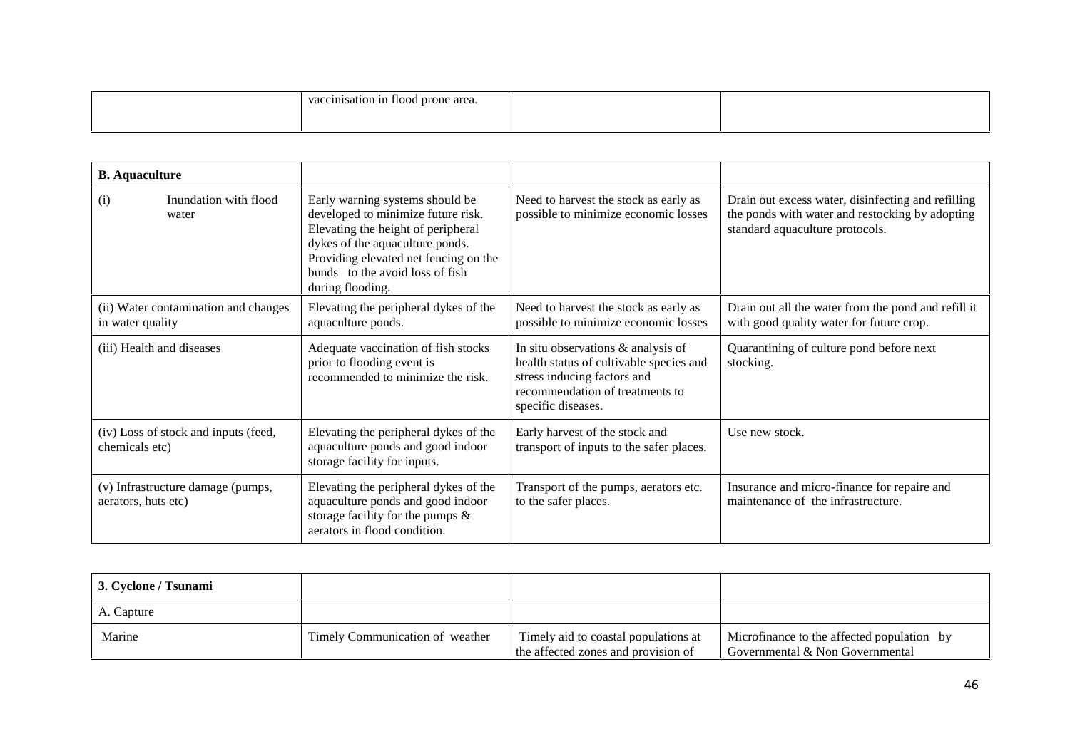| | vaccinisation in flood prone area. | | |
|---|---|---|---|

| **B. Aquaculture** | | | |
|---|---|---|---|
| (i) Inundation with flood water | Early warning systems should be developed to minimize future risk. Elevating the height of peripheral dykes of the aquaculture ponds. Providing elevated net fencing on the bunds to the avoid loss of fish during flooding. | Need to harvest the stock as early as possible to minimize economic losses | Drain out excess water, disinfecting and refilling the ponds with water and restocking by adopting standard aquaculture protocols. |
| (ii) Water contamination and changes in water quality | Elevating the peripheral dykes of the aquaculture ponds. | Need to harvest the stock as early as possible to minimize economic losses | Drain out all the water from the pond and refill it with good quality water for future crop. |
| (iii) Health and diseases | Adequate vaccination of fish stocks prior to flooding event is recommended to minimize the risk. | In situ observations & analysis of health status of cultivable species and stress inducing factors and recommendation of treatments to specific diseases. | Quarantining of culture pond before next stocking. |
| (iv) Loss of stock and inputs (feed, chemicals etc) | Elevating the peripheral dykes of the aquaculture ponds and good indoor storage facility for inputs. | Early harvest of the stock and transport of inputs to the safer places. | Use new stock. |
| (v) Infrastructure damage (pumps, aerators, huts etc) | Elevating the peripheral dykes of the aquaculture ponds and good indoor storage facility for the pumps & aerators in flood condition. | Transport of the pumps, aerators etc. to the safer places. | Insurance and micro-finance for repaire and maintenance of the infrastructure. |

| **3. Cyclone / Tsunami** | | | |
|---|---|---|---|
| A. Capture | | | |
| Marine | Timely Communication of weather | Timely aid to coastal populations at the affected zones and provision of | Microfinance to the affected population by Governmental & Non Governmental |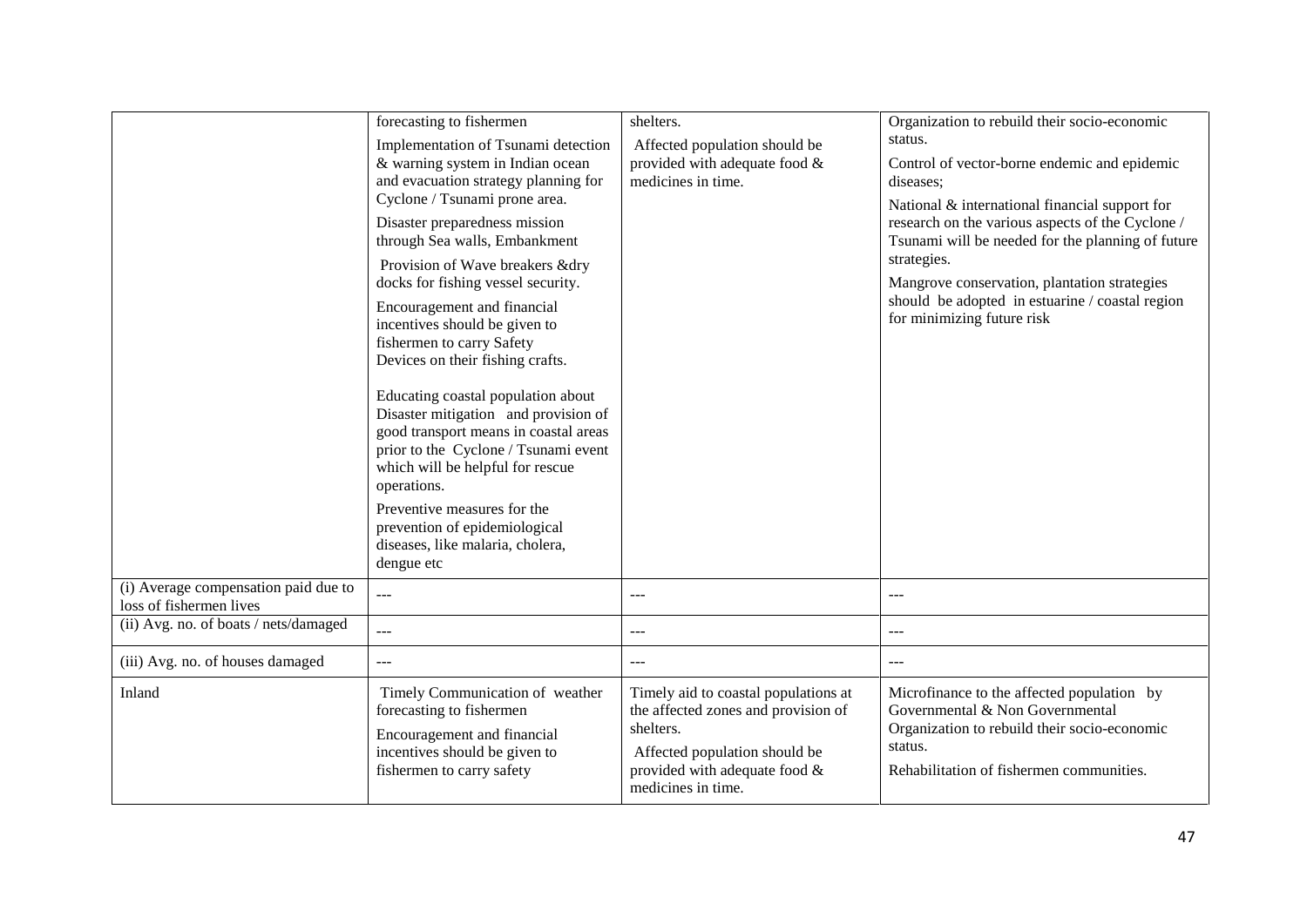| | | | |
|---|---|---|---|
| | forecasting to fishermen<br><br>Implementation of Tsunami detection & warning system in Indian ocean and evacuation strategy planning for Cyclone / Tsunami prone area.<br><br>Disaster preparedness mission through Sea walls, Embankment<br><br>Provision of Wave breakers &dry docks for fishing vessel security.<br><br>Encouragement and financial incentives should be given to fishermen to carry Safety Devices on their fishing crafts.<br><br>Educating coastal population about Disaster mitigation and provision of good transport means in coastal areas prior to the Cyclone / Tsunami event which will be helpful for rescue operations.<br><br>Preventive measures for the prevention of epidemiological diseases, like malaria, cholera, dengue etc | shelters.<br><br>Affected population should be provided with adequate food & medicines in time. | Organization to rebuild their socio-economic status.<br><br>Control of vector-borne endemic and epidemic diseases;<br><br>National & international financial support for research on the various aspects of the Cyclone / Tsunami will be needed for the planning of future strategies.<br><br>Mangrove conservation, plantation strategies should be adopted in estuarine / coastal region for minimizing future risk |
| (i) Average compensation paid due to loss of fishermen lives | --- | --- | --- |
| (ii) Avg. no. of boats / nets/damaged | --- | --- | --- |
| (iii) Avg. no. of houses damaged | --- | --- | --- |
| Inland | Timely Communication of weather forecasting to fishermen<br><br>Encouragement and financial incentives should be given to fishermen to carry safety | Timely aid to coastal populations at the affected zones and provision of shelters.<br><br>Affected population should be provided with adequate food & medicines in time. | Microfinance to the affected population by Governmental & Non Governmental Organization to rebuild their socio-economic status.<br><br>Rehabilitation of fishermen communities. |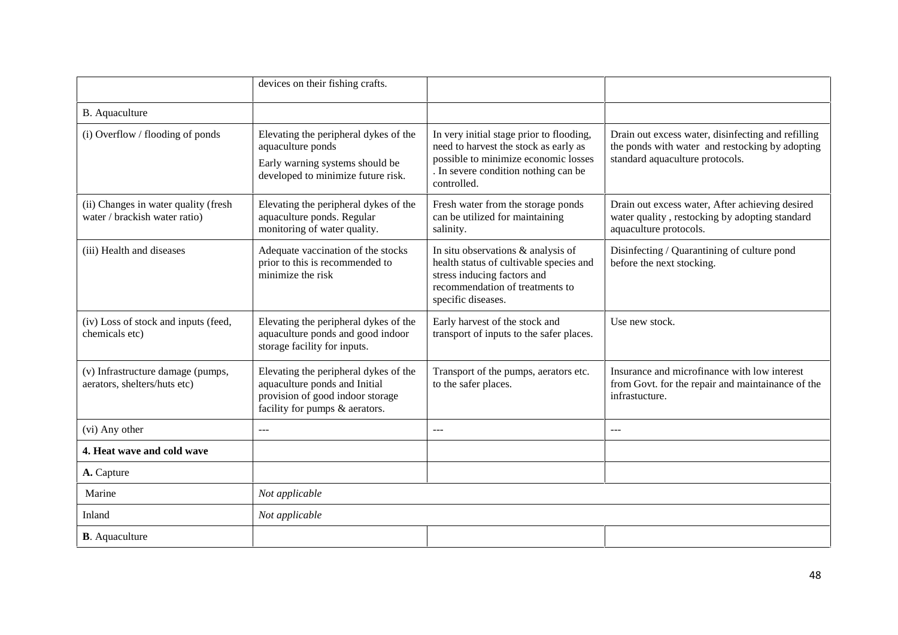| | | | |
|---|---|---|---|
| | devices on their fishing crafts. | | |
| B. Aquaculture | | | |
| (i) Overflow / flooding of ponds | Elevating the peripheral dykes of the aquaculture ponds<br>Early warning systems should be developed to minimize future risk. | In very initial stage prior to flooding, need to harvest the stock as early as possible to minimize economic losses . In severe condition nothing can be controlled. | Drain out excess water, disinfecting and refilling the ponds with water and restocking by adopting standard aquaculture protocols. |
| (ii) Changes in water quality (fresh water / brackish water ratio) | Elevating the peripheral dykes of the aquaculture ponds. Regular monitoring of water quality. | Fresh water from the storage ponds can be utilized for maintaining salinity. | Drain out excess water, After achieving desired water quality , restocking by adopting standard aquaculture protocols. |
| (iii) Health and diseases | Adequate vaccination of the stocks prior to this is recommended to minimize the risk | In situ observations & analysis of health status of cultivable species and stress inducing factors and recommendation of treatments to specific diseases. | Disinfecting / Quarantining of culture pond before the next stocking. |
| (iv) Loss of stock and inputs (feed, chemicals etc) | Elevating the peripheral dykes of the aquaculture ponds and good indoor storage facility for inputs. | Early harvest of the stock and transport of inputs to the safer places. | Use new stock. |
| (v) Infrastructure damage (pumps, aerators, shelters/huts etc) | Elevating the peripheral dykes of the aquaculture ponds and Initial provision of good indoor storage facility for pumps & aerators. | Transport of the pumps, aerators etc. to the safer places. | Insurance and microfinance with low interest from Govt. for the repair and maintainance of the infrastucture. |
| (vi) Any other | --- | --- | --- |
| **4. Heat wave and cold wave** | | | |
| **A.** Capture | | | |
| Marine | *Not applicable* | | |
| Inland | *Not applicable* | | |
| **B**. Aquaculture | | | |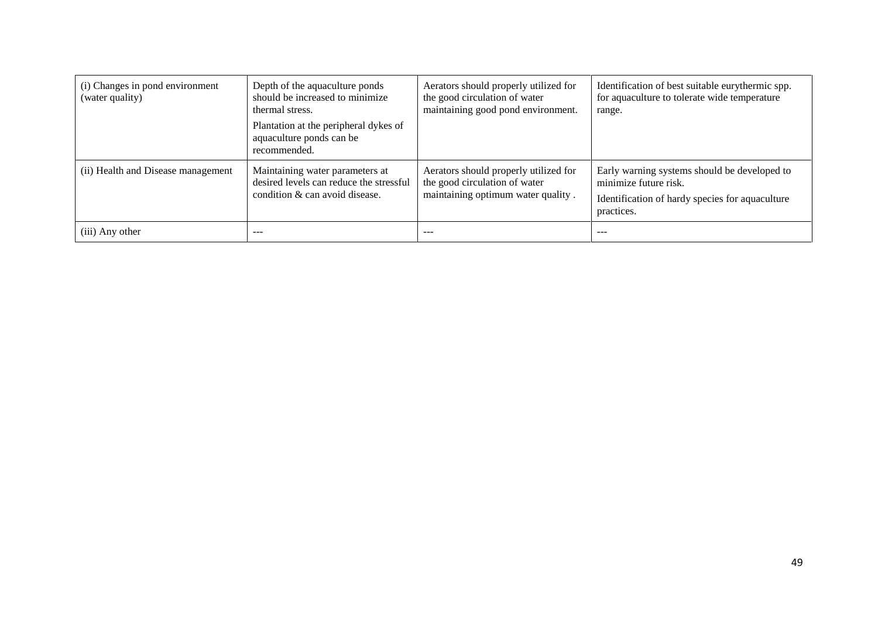| | | | |
|---|---|---|---|
| (i) Changes in pond environment (water quality) | Depth of the aquaculture ponds should be increased to minimize thermal stress. Plantation at the peripheral dykes of aquaculture ponds can be recommended. | Aerators should properly utilized for the good circulation of water maintaining good pond environment. | Identification of best suitable eurythermic spp. for aquaculture to tolerate wide temperature range. |
| (ii) Health and Disease management | Maintaining water parameters at desired levels can reduce the stressful condition & can avoid disease. | Aerators should properly utilized for the good circulation of water maintaining optimum water quality . | Early warning systems should be developed to minimize future risk. Identification of hardy species for aquaculture practices. |
| (iii) Any other | --- | --- | --- |